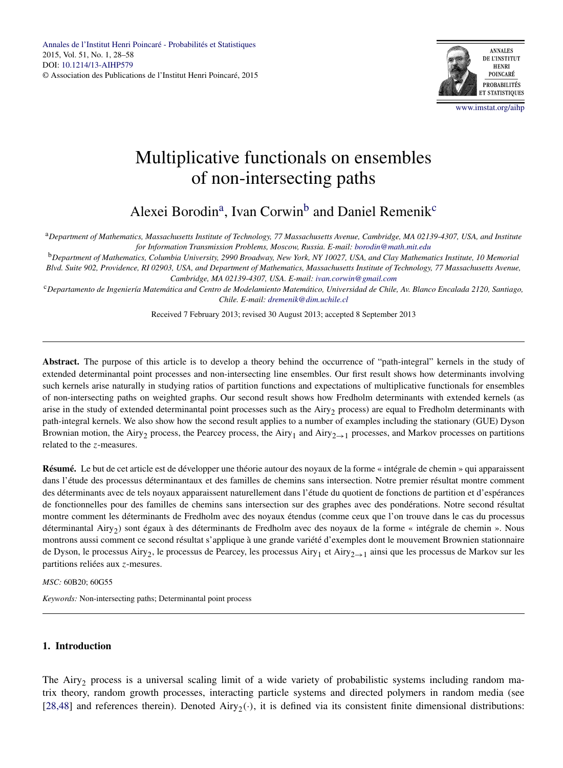# Multiplicative functionals on ensembles of non-intersecting paths

Alexei Borodin[a], Ivan Corwin[b] and Daniel Remenik[c]

[a]*Department of Mathematics, Massachusetts Institute of Technology, 77 Massachusetts Avenue, Cambridge, MA 02139-4307, USA, and Institute for Information Transmission Problems, Moscow, Russia. E-mail: borodin@math.mit.edu*

[b]*Department of Mathematics, Columbia University, 2990 Broadway, New York, NY 10027, USA, and Clay Mathematics Institute, 10 Memorial Blvd. Suite 902, Providence, RI 02903, USA, and Department of Mathematics, Massachusetts Institute of Technology, 77 Massachusetts Avenue, Cambridge, MA 02139-4307, USA. E-mail: ivan.corwin@gmail.com*

[c]*Departamento de Ingeniería Matemática and Centro de Modelamiento Matemático, Universidad de Chile, Av. Blanco Encalada 2120, Santiago, Chile. E-mail: dremenik@dim.uchile.cl*

Received 7 February 2013; revised 30 August 2013; accepted 8 September 2013

---

**Abstract.** The purpose of this article is to develop a theory behind the occurrence of "path-integral" kernels in the study of extended determinantal point processes and non-intersecting line ensembles. Our first result shows how determinants involving such kernels arise naturally in studying ratios of partition functions and expectations of multiplicative functionals for ensembles of non-intersecting paths on weighted graphs. Our second result shows how Fredholm determinants with extended kernels (as arise in the study of extended determinantal point processes such as the $\mathrm{Airy}_2$ process) are equal to Fredholm determinants with path-integral kernels. We also show how the second result applies to a number of examples including the stationary (GUE) Dyson Brownian motion, the $\mathrm{Airy}_2$ process, the Pearcey process, the $\mathrm{Airy}_1$ and $\mathrm{Airy}_{2\to 1}$ processes, and Markov processes on partitions related to the $z$-measures.

**Résumé.** Le but de cet article est de développer une théorie autour des noyaux de la forme « intégrale de chemin » qui apparaissent dans l'étude des processus déterminantaux et des familles de chemins sans intersection. Notre premier résultat montre comment des déterminants avec de tels noyaux apparaissent naturellement dans l'étude du quotient de fonctions de partition et d'espérances de fonctionnelles pour des familles de chemins sans intersection sur des graphes avec des pondérations. Notre second résultat montre comment les déterminants de Fredholm avec des noyaux étendus (comme ceux que l'on trouve dans le cas du processus déterminantal $\mathrm{Airy}_2$) sont égaux à des déterminants de Fredholm avec des noyaux de la forme « intégrale de chemin ». Nous montrons aussi comment ce second résultat s'applique à une grande variété d'exemples dont le mouvement Brownien stationnaire de Dyson, le processus $\mathrm{Airy}_2$, le processus de Pearcey, les processus $\mathrm{Airy}_1$ et $\mathrm{Airy}_{2\to 1}$ ainsi que les processus de Markov sur les partitions reliées aux $z$-mesures.

*MSC:* 60B20; 60G55

*Keywords:* Non-intersecting paths; Determinantal point process

---

## 1. Introduction

The $\mathrm{Airy}_2$ process is a universal scaling limit of a wide variety of probabilistic systems including random matrix theory, random growth processes, interacting particle systems and directed polymers in random media (see [28,48] and references therein). Denoted $\mathrm{Airy}_2(\cdot)$, it is defined via its consistent finite dimensional distributions: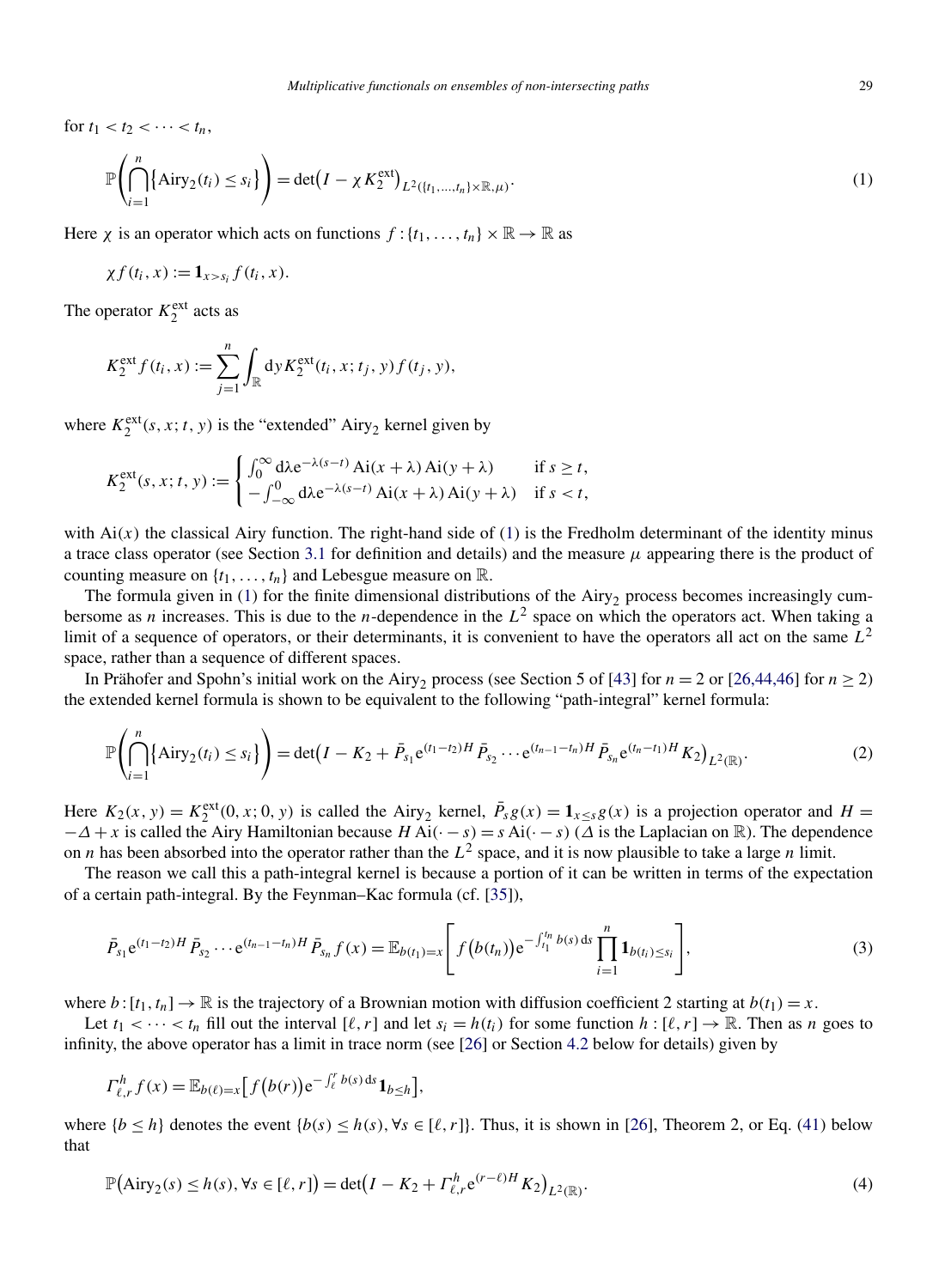for $t_1 < t_2 < \cdots < t_n$,

$$\mathbb{P}\left(\bigcap_{i=1}^{n}\{\mathrm{Airy}_2(t_i) \le s_i\}\right) = \det\left(I - \chi K_2^{\mathrm{ext}}\right)_{L^2(\{t_1,\dots,t_n\}\times\mathbb{R},\mu)}. \tag{1}$$

Here $\chi$ is an operator which acts on functions $f : \{t_1, \dots, t_n\} \times \mathbb{R} \to \mathbb{R}$ as

$$\chi f(t_i, x) := \mathbf{1}_{x>s_i} f(t_i, x).$$

The operator $K_2^{\mathrm{ext}}$ acts as

$$K_2^{\mathrm{ext}} f(t_i, x) := \sum_{j=1}^{n} \int_{\mathbb{R}} \mathrm{d}y\, K_2^{\mathrm{ext}}(t_i, x; t_j, y) f(t_j, y),$$

where $K_2^{\mathrm{ext}}(s, x; t, y)$ is the "extended" $\mathrm{Airy}_2$ kernel given by

$$K_2^{\mathrm{ext}}(s, x; t, y) := \begin{cases} \int_0^{\infty} \mathrm{d}\lambda \mathrm{e}^{-\lambda(s-t)} \mathrm{Ai}(x+\lambda)\,\mathrm{Ai}(y+\lambda) & \text{if } s \ge t, \\ -\int_{-\infty}^{0} \mathrm{d}\lambda \mathrm{e}^{-\lambda(s-t)} \mathrm{Ai}(x+\lambda)\,\mathrm{Ai}(y+\lambda) & \text{if } s < t, \end{cases}$$

with $\mathrm{Ai}(x)$ the classical Airy function. The right-hand side of (1) is the Fredholm determinant of the identity minus a trace class operator (see Section 3.1 for definition and details) and the measure $\mu$ appearing there is the product of counting measure on $\{t_1, \dots, t_n\}$ and Lebesgue measure on $\mathbb{R}$.

The formula given in (1) for the finite dimensional distributions of the $\mathrm{Airy}_2$ process becomes increasingly cumbersome as $n$ increases. This is due to the $n$-dependence in the $L^2$ space on which the operators act. When taking a limit of a sequence of operators, or their determinants, it is convenient to have the operators all act on the same $L^2$ space, rather than a sequence of different spaces.

In Prähofer and Spohn's initial work on the $\mathrm{Airy}_2$ process (see Section 5 of [43] for $n = 2$ or [26,44,46] for $n \ge 2$) the extended kernel formula is shown to be equivalent to the following "path-integral" kernel formula:

$$\mathbb{P}\left(\bigcap_{i=1}^{n}\{\mathrm{Airy}_2(t_i) \le s_i\}\right) = \det\left(I - K_2 + \bar{P}_{s_1}\mathrm{e}^{(t_1-t_2)H}\bar{P}_{s_2}\cdots\mathrm{e}^{(t_{n-1}-t_n)H}\bar{P}_{s_n}\mathrm{e}^{(t_n-t_1)H}K_2\right)_{L^2(\mathbb{R})}. \tag{2}$$

Here $K_2(x, y) = K_2^{\mathrm{ext}}(0, x; 0, y)$ is called the $\mathrm{Airy}_2$ kernel, $\bar{P}_s g(x) = \mathbf{1}_{x\le s} g(x)$ is a projection operator and $H = -\Delta + x$ is called the Airy Hamiltonian because $H\,\mathrm{Ai}(\cdot - s) = s\,\mathrm{Ai}(\cdot - s)$ ($\Delta$ is the Laplacian on $\mathbb{R}$). The dependence on $n$ has been absorbed into the operator rather than the $L^2$ space, and it is now plausible to take a large $n$ limit.

The reason we call this a path-integral kernel is because a portion of it can be written in terms of the expectation of a certain path-integral. By the Feynman–Kac formula (cf. [35]),

$$\bar{P}_{s_1}\mathrm{e}^{(t_1-t_2)H}\bar{P}_{s_2}\cdots\mathrm{e}^{(t_{n-1}-t_n)H}\bar{P}_{s_n} f(x) = \mathbb{E}_{b(t_1)=x}\left[f\big(b(t_n)\big)\mathrm{e}^{-\int_{t_1}^{t_n} b(s)\,\mathrm{d}s}\prod_{i=1}^{n}\mathbf{1}_{b(t_i)\le s_i}\right], \tag{3}$$

where $b : [t_1, t_n] \to \mathbb{R}$ is the trajectory of a Brownian motion with diffusion coefficient 2 starting at $b(t_1) = x$.

Let $t_1 < \cdots < t_n$ fill out the interval $[\ell, r]$ and let $s_i = h(t_i)$ for some function $h : [\ell, r] \to \mathbb{R}$. Then as $n$ goes to infinity, the above operator has a limit in trace norm (see [26] or Section 4.2 below for details) given by

$$\Gamma_{\ell,r}^{h} f(x) = \mathbb{E}_{b(\ell)=x}\left[f\big(b(r)\big)\mathrm{e}^{-\int_{\ell}^{r} b(s)\,\mathrm{d}s}\mathbf{1}_{b\le h}\right],$$

where $\{b \le h\}$ denotes the event $\{b(s) \le h(s), \forall s \in [\ell, r]\}$. Thus, it is shown in [26], Theorem 2, or Eq. (41) below that

$$\mathbb{P}\left(\mathrm{Airy}_2(s) \le h(s), \forall s \in [\ell, r]\right) = \det\left(I - K_2 + \Gamma_{\ell,r}^{h}\mathrm{e}^{(r-\ell)H}K_2\right)_{L^2(\mathbb{R})}. \tag{4}$$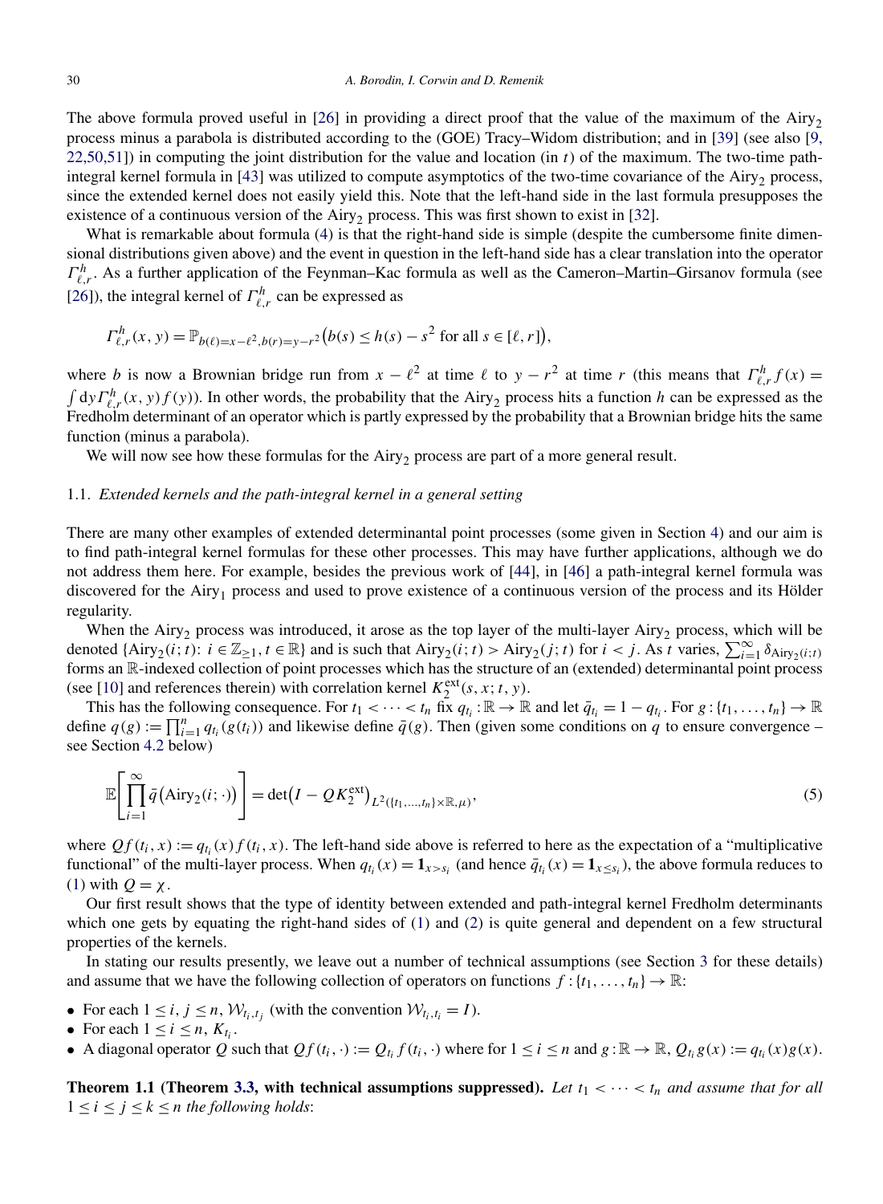The above formula proved useful in [26] in providing a direct proof that the value of the maximum of the $\mathrm{Airy}_2$ process minus a parabola is distributed according to the (GOE) Tracy–Widom distribution; and in [39] (see also [9, 22,50,51]) in computing the joint distribution for the value and location (in $t$) of the maximum. The two-time path-integral kernel formula in [43] was utilized to compute asymptotics of the two-time covariance of the $\mathrm{Airy}_2$ process, since the extended kernel does not easily yield this. Note that the left-hand side in the last formula presupposes the existence of a continuous version of the $\mathrm{Airy}_2$ process. This was first shown to exist in [32].

What is remarkable about formula (4) is that the right-hand side is simple (despite the cumbersome finite dimensional distributions given above) and the event in question in the left-hand side has a clear translation into the operator $\Gamma^h_{\ell,r}$. As a further application of the Feynman–Kac formula as well as the Cameron–Martin–Girsanov formula (see [26]), the integral kernel of $\Gamma^h_{\ell,r}$ can be expressed as

$$\Gamma^h_{\ell,r}(x,y) = \mathbb{P}_{b(\ell)=x-\ell^2, b(r)=y-r^2}\big(b(s) \le h(s) - s^2 \text{ for all } s \in [\ell, r]\big),$$

where $b$ is now a Brownian bridge run from $x - \ell^2$ at time $\ell$ to $y - r^2$ at time $r$ (this means that $\Gamma^h_{\ell,r} f(x) = \int dy\, \Gamma^h_{\ell,r}(x,y) f(y)$). In other words, the probability that the $\mathrm{Airy}_2$ process hits a function $h$ can be expressed as the Fredholm determinant of an operator which is partly expressed by the probability that a Brownian bridge hits the same function (minus a parabola).

We will now see how these formulas for the $\mathrm{Airy}_2$ process are part of a more general result.

## 1.1. *Extended kernels and the path-integral kernel in a general setting*

There are many other examples of extended determinantal point processes (some given in Section 4) and our aim is to find path-integral kernel formulas for these other processes. This may have further applications, although we do not address them here. For example, besides the previous work of [44], in [46] a path-integral kernel formula was discovered for the $\mathrm{Airy}_1$ process and used to prove existence of a continuous version of the process and its Hölder regularity.

When the $\mathrm{Airy}_2$ process was introduced, it arose as the top layer of the multi-layer $\mathrm{Airy}_2$ process, which will be denoted $\{\mathrm{Airy}_2(i;t)\colon i \in \mathbb{Z}_{\ge 1}, t \in \mathbb{R}\}$ and is such that $\mathrm{Airy}_2(i;t) > \mathrm{Airy}_2(j;t)$ for $i < j$. As $t$ varies, $\sum_{i=1}^{\infty} \delta_{\mathrm{Airy}_2(i;t)}$ forms an $\mathbb{R}$-indexed collection of point processes which has the structure of an (extended) determinantal point process (see [10] and references therein) with correlation kernel $K_2^{\mathrm{ext}}(s,x;t,y)$.

This has the following consequence. For $t_1 < \cdots < t_n$ fix $q_{t_i} : \mathbb{R} \to \mathbb{R}$ and let $\bar{q}_{t_i} = 1 - q_{t_i}$. For $g : \{t_1, \ldots, t_n\} \to \mathbb{R}$ define $q(g) := \prod_{i=1}^{n} q_{t_i}(g(t_i))$ and likewise define $\bar{q}(g)$. Then (given some conditions on $q$ to ensure convergence – see Section 4.2 below)

$$\mathbb{E}\Bigg[\prod_{i=1}^{\infty} \bar{q}\big(\mathrm{Airy}_2(i;\cdot)\big)\Bigg] = \det\big(I - QK_2^{\mathrm{ext}}\big)_{L^2(\{t_1,\ldots,t_n\}\times\mathbb{R},\mu)}, \tag{5}$$

where $Qf(t_i, x) := q_{t_i}(x) f(t_i, x)$. The left-hand side above is referred to here as the expectation of a "multiplicative functional" of the multi-layer process. When $q_{t_i}(x) = \mathbf{1}_{x > s_i}$ (and hence $\bar{q}_{t_i}(x) = \mathbf{1}_{x \le s_i}$), the above formula reduces to (1) with $Q = \chi$.

Our first result shows that the type of identity between extended and path-integral kernel Fredholm determinants which one gets by equating the right-hand sides of (1) and (2) is quite general and dependent on a few structural properties of the kernels.

In stating our results presently, we leave out a number of technical assumptions (see Section 3 for these details) and assume that we have the following collection of operators on functions $f : \{t_1, \ldots, t_n\} \to \mathbb{R}$:

- For each $1 \le i, j \le n$, $\mathcal{W}_{t_i,t_j}$ (with the convention $\mathcal{W}_{t_i,t_i} = I$).
- For each $1 \le i \le n$, $K_{t_i}$.
- A diagonal operator $Q$ such that $Qf(t_i, \cdot) := Q_{t_i} f(t_i, \cdot)$ where for $1 \le i \le n$ and $g : \mathbb{R} \to \mathbb{R}$, $Q_{t_i} g(x) := q_{t_i}(x) g(x)$.

**Theorem 1.1 (Theorem 3.3, with technical assumptions suppressed).** *Let $t_1 < \cdots < t_n$ and assume that for all $1 \le i \le j \le k \le n$ the following holds*: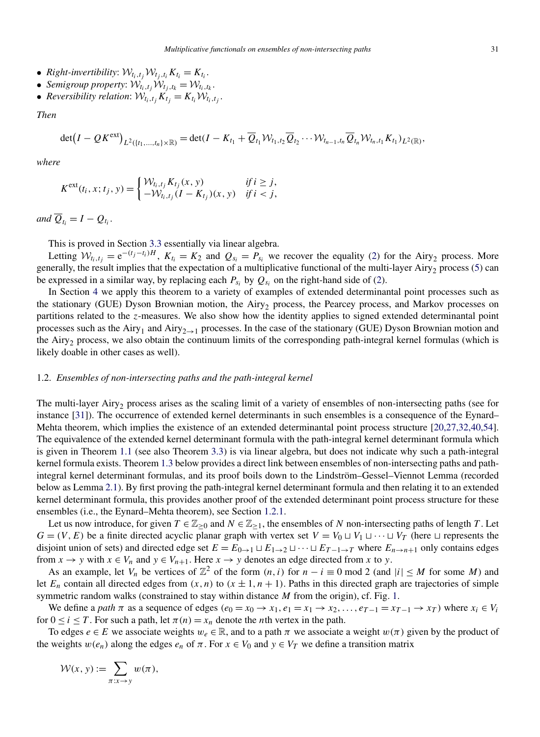- *Right-invertibility*: $\mathcal{W}_{t_i,t_j}\mathcal{W}_{t_j,t_i}K_{t_i} = K_{t_i}$.
- *Semigroup property*: $\mathcal{W}_{t_i,t_j}\mathcal{W}_{t_j,t_k} = \mathcal{W}_{t_i,t_k}$.
- *Reversibility relation*: $\mathcal{W}_{t_i,t_j}K_{t_j} = K_{t_i}\mathcal{W}_{t_i,t_j}$.

*Then*

$$\det\big(I - QK^{\text{ext}}\big)_{L^2(\{t_1,\dots,t_n\}\times\mathbb{R})} = \det(I - K_{t_1} + \overline{Q}_{t_1}\mathcal{W}_{t_1,t_2}\overline{Q}_{t_2}\cdots\mathcal{W}_{t_{n-1},t_n}\overline{Q}_{t_n}\mathcal{W}_{t_n,t_1}K_{t_1})_{L^2(\mathbb{R})},$$

*where*

$$K^{\text{ext}}(t_i,x;t_j,y) = \begin{cases} \mathcal{W}_{t_i,t_j}K_{t_j}(x,y) & \text{if } i \ge j, \\ -\mathcal{W}_{t_i,t_j}(I - K_{t_j})(x,y) & \text{if } i < j, \end{cases}$$

*and* $\overline{Q}_{t_i} = I - Q_{t_i}$.

This is proved in Section 3.3 essentially via linear algebra.

Letting $\mathcal{W}_{t_i,t_j} = \mathrm{e}^{-(t_j-t_i)H}$, $K_{t_i} = K_2$ and $Q_{s_i} = P_{s_i}$ we recover the equality (2) for the Airy$_2$ process. More generally, the result implies that the expectation of a multiplicative functional of the multi-layer Airy$_2$ process (5) can be expressed in a similar way, by replacing each $P_{s_i}$ by $Q_{s_i}$ on the right-hand side of (2).

In Section 4 we apply this theorem to a variety of examples of extended determinantal point processes such as the stationary (GUE) Dyson Brownian motion, the Airy$_2$ process, the Pearcey process, and Markov processes on partitions related to the $z$-measures. We also show how the identity applies to signed extended determinantal point processes such as the Airy$_1$ and Airy$_{2\to1}$ processes. In the case of the stationary (GUE) Dyson Brownian motion and the Airy$_2$ process, we also obtain the continuum limits of the corresponding path-integral kernel formulas (which is likely doable in other cases as well).

### 1.2. *Ensembles of non-intersecting paths and the path-integral kernel*

The multi-layer Airy$_2$ process arises as the scaling limit of a variety of ensembles of non-intersecting paths (see for instance [31]). The occurrence of extended kernel determinants in such ensembles is a consequence of the Eynard–Mehta theorem, which implies the existence of an extended determinantal point process structure [20,27,32,40,54]. The equivalence of the extended kernel determinant formula with the path-integral kernel determinant formula which is given in Theorem 1.1 (see also Theorem 3.3) is via linear algebra, but does not indicate why such a path-integral kernel formula exists. Theorem 1.3 below provides a direct link between ensembles of non-intersecting paths and path-integral kernel determinant formulas, and its proof boils down to the Lindström–Gessel–Viennot Lemma (recorded below as Lemma 2.1). By first proving the path-integral kernel determinant formula and then relating it to an extended kernel determinant formula, this provides another proof of the extended determinant point process structure for these ensembles (i.e., the Eynard–Mehta theorem), see Section 1.2.1.

Let us now introduce, for given $T \in \mathbb{Z}_{\ge 0}$ and $N \in \mathbb{Z}_{\ge 1}$, the ensembles of $N$ non-intersecting paths of length $T$. Let $G = (V, E)$ be a finite directed acyclic planar graph with vertex set $V = V_0 \sqcup V_1 \sqcup \cdots \sqcup V_T$ (here $\sqcup$ represents the disjoint union of sets) and directed edge set $E = E_{0\to1} \sqcup E_{1\to2} \sqcup \cdots \sqcup E_{T-1\to T}$ where $E_{n\to n+1}$ only contains edges from $x \to y$ with $x \in V_n$ and $y \in V_{n+1}$. Here $x \to y$ denotes an edge directed from $x$ to $y$.

As an example, let $V_n$ be vertices of $\mathbb{Z}^2$ of the form $(n, i)$ for $n - i \equiv 0 \bmod 2$ (and $|i| \le M$ for some $M$) and let $E_n$ contain all directed edges from $(x, n)$ to $(x \pm 1, n + 1)$. Paths in this directed graph are trajectories of simple symmetric random walks (constrained to stay within distance $M$ from the origin), cf. Fig. 1.

We define a *path* $\pi$ as a sequence of edges $(e_0 = x_0 \to x_1, e_1 = x_1 \to x_2, \dots, e_{T-1} = x_{T-1} \to x_T)$ where $x_i \in V_i$ for $0 \le i \le T$. For such a path, let $\pi(n) = x_n$ denote the $n$th vertex in the path.

To edges $e \in E$ we associate weights $w_e \in \mathbb{R}$, and to a path $\pi$ we associate a weight $w(\pi)$ given by the product of the weights $w(e_n)$ along the edges $e_n$ of $\pi$. For $x \in V_0$ and $y \in V_T$ we define a transition matrix

$$\mathcal{W}(x,y) := \sum_{\pi: x\to y} w(\pi),$$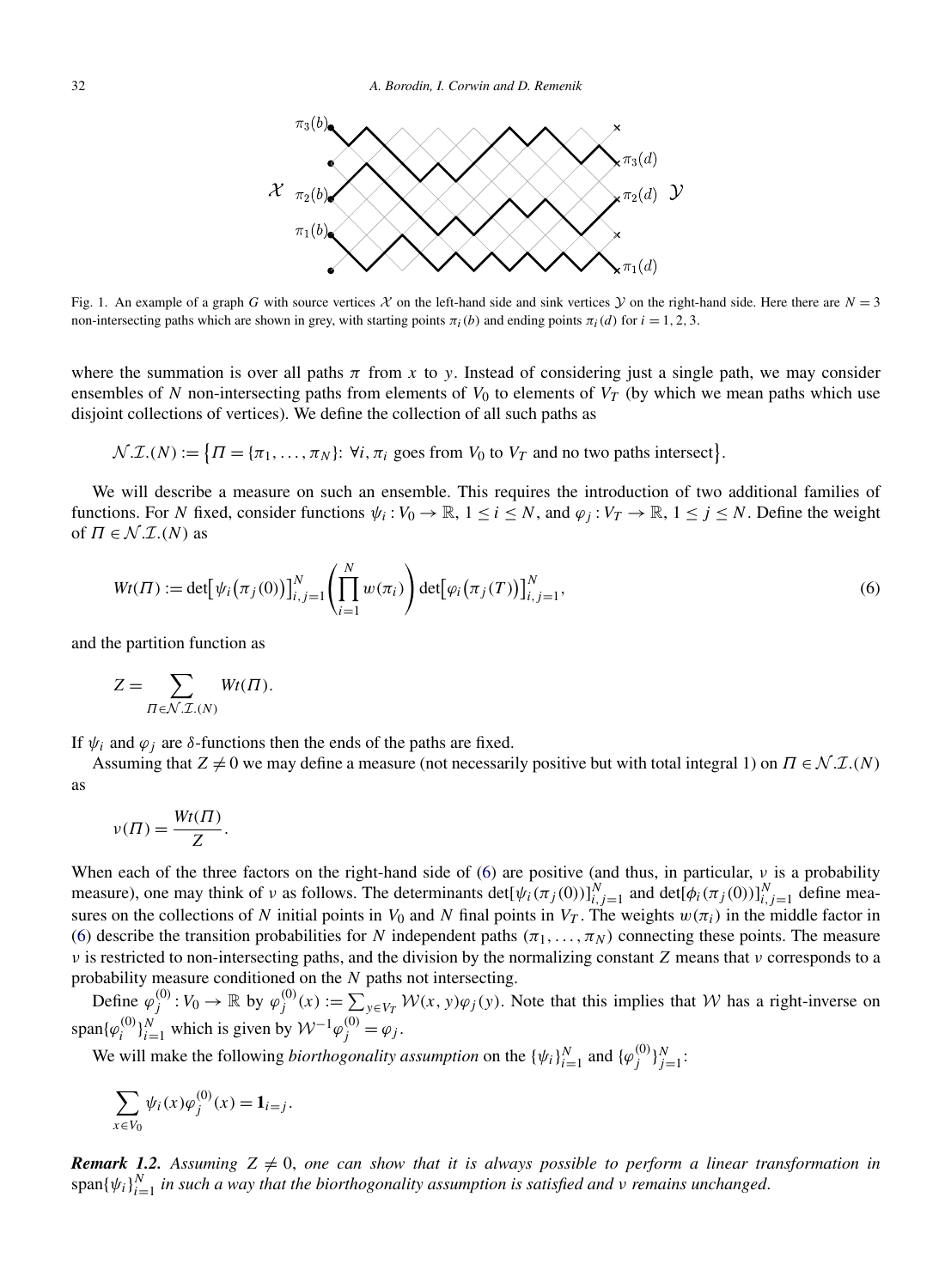Fig. 1. An example of a graph $G$ with source vertices $\mathcal{X}$ on the left-hand side and sink vertices $\mathcal{Y}$ on the right-hand side. Here there are $N = 3$ non-intersecting paths which are shown in grey, with starting points $\pi_i(b)$ and ending points $\pi_i(d)$ for $i = 1, 2, 3$.

where the summation is over all paths $\pi$ from $x$ to $y$. Instead of considering just a single path, we may consider ensembles of $N$ non-intersecting paths from elements of $V_0$ to elements of $V_T$ (by which we mean paths which use disjoint collections of vertices). We define the collection of all such paths as

$$\mathcal{N.I.}(N) := \{\Pi = \{\pi_1, \ldots, \pi_N\}: \forall i, \pi_i \text{ goes from } V_0 \text{ to } V_T \text{ and no two paths intersect}\}.$$

We will describe a measure on such an ensemble. This requires the introduction of two additional families of functions. For $N$ fixed, consider functions $\psi_i : V_0 \to \mathbb{R}$, $1 \le i \le N$, and $\varphi_j : V_T \to \mathbb{R}$, $1 \le j \le N$. Define the weight of $\Pi \in \mathcal{N.I.}(N)$ as

$$Wt(\Pi) := \det\bigl[\psi_i\bigl(\pi_j(0)\bigr)\bigr]_{i,j=1}^N \left(\prod_{i=1}^N w(\pi_i)\right) \det\bigl[\varphi_i\bigl(\pi_j(T)\bigr)\bigr]_{i,j=1}^N, \tag{6}$$

and the partition function as

$$Z = \sum_{\Pi \in \mathcal{N.I.}(N)} Wt(\Pi).$$

If $\psi_i$ and $\varphi_j$ are $\delta$-functions then the ends of the paths are fixed.

Assuming that $Z \neq 0$ we may define a measure (not necessarily positive but with total integral 1) on $\Pi \in \mathcal{N.I.}(N)$ as

$$\nu(\Pi) = \frac{Wt(\Pi)}{Z}.$$

When each of the three factors on the right-hand side of (6) are positive (and thus, in particular, $\nu$ is a probability measure), one may think of $\nu$ as follows. The determinants $\det[\psi_i(\pi_j(0))]_{i,j=1}^N$ and $\det[\phi_i(\pi_j(0))]_{i,j=1}^N$ define measures on the collections of $N$ initial points in $V_0$ and $N$ final points in $V_T$. The weights $w(\pi_i)$ in the middle factor in (6) describe the transition probabilities for $N$ independent paths $(\pi_1, \ldots, \pi_N)$ connecting these points. The measure $\nu$ is restricted to non-intersecting paths, and the division by the normalizing constant $Z$ means that $\nu$ corresponds to a probability measure conditioned on the $N$ paths not intersecting.

Define $\varphi_j^{(0)} : V_0 \to \mathbb{R}$ by $\varphi_j^{(0)}(x) := \sum_{y \in V_T} \mathcal{W}(x, y)\varphi_j(y)$. Note that this implies that $\mathcal{W}$ has a right-inverse on $\operatorname{span}\{\varphi_i^{(0)}\}_{i=1}^N$ which is given by $\mathcal{W}^{-1}\varphi_j^{(0)} = \varphi_j$.

We will make the following *biorthogonality assumption* on the $\{\psi_i\}_{i=1}^N$ and $\{\varphi_j^{(0)}\}_{j=1}^N$:

$$\sum_{x \in V_0} \psi_i(x)\varphi_j^{(0)}(x) = \mathbf{1}_{i=j}.$$

***Remark 1.2.*** *Assuming $Z \neq 0$, one can show that it is always possible to perform a linear transformation in $\operatorname{span}\{\psi_i\}_{i=1}^N$ in such a way that the biorthogonality assumption is satisfied and $\nu$ remains unchanged.*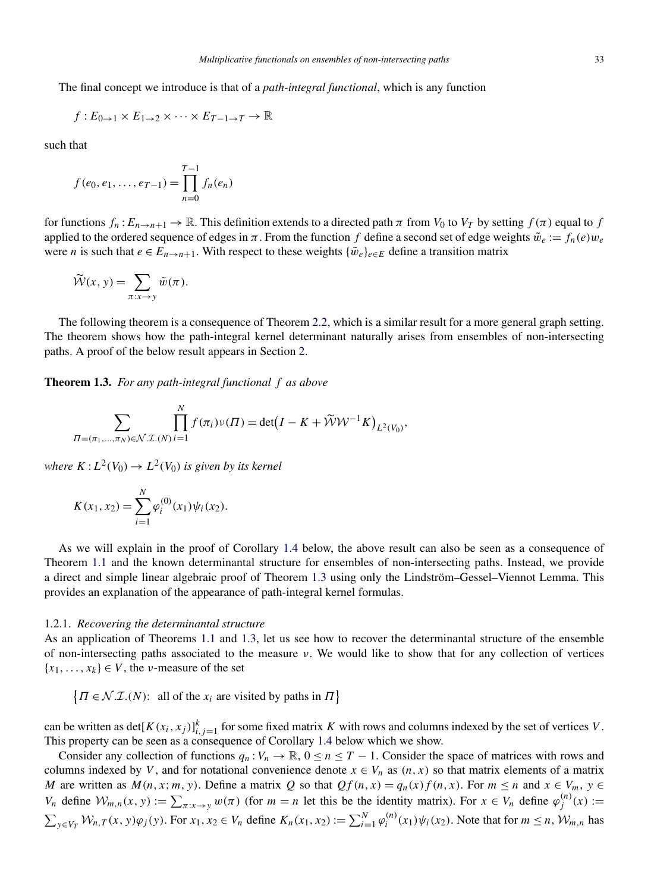The final concept we introduce is that of a *path-integral functional*, which is any function

$$f : E_{0\to 1} \times E_{1\to 2} \times \cdots \times E_{T-1\to T} \to \mathbb{R}$$

such that

$$f(e_0, e_1, \ldots, e_{T-1}) = \prod_{n=0}^{T-1} f_n(e_n)$$

for functions $f_n : E_{n\to n+1} \to \mathbb{R}$. This definition extends to a directed path $\pi$ from $V_0$ to $V_T$ by setting $f(\pi)$ equal to $f$ applied to the ordered sequence of edges in $\pi$. From the function $f$ define a second set of edge weights $\tilde{w}_e := f_n(e)w_e$ were $n$ is such that $e \in E_{n\to n+1}$. With respect to these weights $\{\tilde{w}_e\}_{e\in E}$ define a transition matrix

$$\widetilde{\mathcal{W}}(x, y) = \sum_{\pi : x\to y} \tilde{w}(\pi).$$

The following theorem is a consequence of Theorem 2.2, which is a similar result for a more general graph setting. The theorem shows how the path-integral kernel determinant naturally arises from ensembles of non-intersecting paths. A proof of the below result appears in Section 2.

**Theorem 1.3.** *For any path-integral functional $f$ as above*

$$\sum_{\Pi=(\pi_1,\ldots,\pi_N)\in\mathcal{N}.\mathcal{I}.(N)} \prod_{i=1}^{N} f(\pi_i)\nu(\Pi) = \det\bigl(I - K + \widetilde{\mathcal{W}}\mathcal{W}^{-1}K\bigr)_{L^2(V_0)},$$

*where $K : L^2(V_0) \to L^2(V_0)$ is given by its kernel*

$$K(x_1, x_2) = \sum_{i=1}^{N} \varphi_i^{(0)}(x_1)\psi_i(x_2).$$

As we will explain in the proof of Corollary 1.4 below, the above result can also be seen as a consequence of Theorem 1.1 and the known determinantal structure for ensembles of non-intersecting paths. Instead, we provide a direct and simple linear algebraic proof of Theorem 1.3 using only the Lindström–Gessel–Viennot Lemma. This provides an explanation of the appearance of path-integral kernel formulas.

1.2.1. *Recovering the determinantal structure*

As an application of Theorems 1.1 and 1.3, let us see how to recover the determinantal structure of the ensemble of non-intersecting paths associated to the measure $\nu$. We would like to show that for any collection of vertices $\{x_1, \ldots, x_k\} \in V$, the $\nu$-measure of the set

$$\bigl\{\Pi \in \mathcal{N}.\mathcal{I}.(N)\text{: all of the } x_i \text{ are visited by paths in } \Pi\bigr\}$$

can be written as $\det[K(x_i, x_j)]_{i,j=1}^{k}$ for some fixed matrix $K$ with rows and columns indexed by the set of vertices $V$. This property can be seen as a consequence of Corollary 1.4 below which we show.

Consider any collection of functions $q_n : V_n \to \mathbb{R}$, $0 \le n \le T-1$. Consider the space of matrices with rows and columns indexed by $V$, and for notational convenience denote $x \in V_n$ as $(n, x)$ so that matrix elements of a matrix $M$ are written as $M(n, x; m, y)$. Define a matrix $Q$ so that $Qf(n, x) = q_n(x)f(n, x)$. For $m \le n$ and $x \in V_m$, $y \in V_n$ define $\mathcal{W}_{m,n}(x, y) := \sum_{\pi:x\to y} w(\pi)$ (for $m = n$ let this be the identity matrix). For $x \in V_n$ define $\varphi_j^{(n)}(x) := \sum_{y\in V_T} \mathcal{W}_{n,T}(x, y)\varphi_j(y)$. For $x_1, x_2 \in V_n$ define $K_n(x_1, x_2) := \sum_{i=1}^{N} \varphi_i^{(n)}(x_1)\psi_i(x_2)$. Note that for $m \le n$, $\mathcal{W}_{m,n}$ has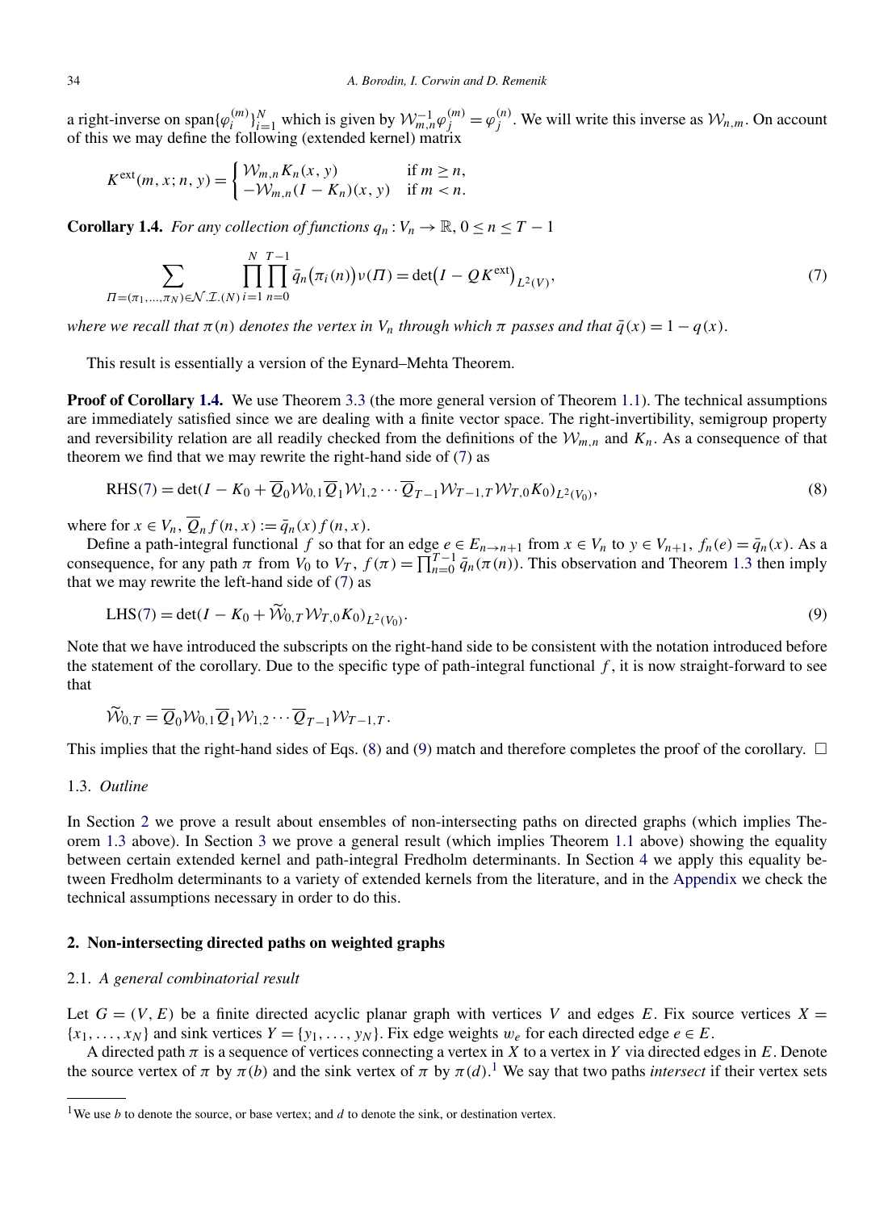a right-inverse on $\operatorname{span}\{\varphi_i^{(m)}\}_{i=1}^N$ which is given by $\mathcal{W}_{m,n}^{-1}\varphi_j^{(m)} = \varphi_j^{(n)}$. We will write this inverse as $\mathcal{W}_{n,m}$. On account of this we may define the following (extended kernel) matrix

$$K^{\text{ext}}(m,x;n,y) = \begin{cases} \mathcal{W}_{m,n}K_n(x,y) & \text{if } m \geq n, \\ -\mathcal{W}_{m,n}(I-K_n)(x,y) & \text{if } m < n. \end{cases}$$

**Corollary 1.4.** *For any collection of functions $q_n : V_n \to \mathbb{R}$, $0 \leq n \leq T-1$*

$$\sum_{\Pi=(\pi_1,\dots,\pi_N)\in\mathcal{N.I.}(N)} \prod_{i=1}^{N}\prod_{n=0}^{T-1} \bar{q}_n\big(\pi_i(n)\big)\nu(\Pi) = \det\big(I - QK^{\text{ext}}\big)_{L^2(V)}, \tag{7}$$

*where we recall that $\pi(n)$ denotes the vertex in $V_n$ through which $\pi$ passes and that $\bar{q}(x) = 1 - q(x)$.*

This result is essentially a version of the Eynard–Mehta Theorem.

**Proof of Corollary 1.4.** We use Theorem 3.3 (the more general version of Theorem 1.1). The technical assumptions are immediately satisfied since we are dealing with a finite vector space. The right-invertibility, semigroup property and reversibility relation are all readily checked from the definitions of the $\mathcal{W}_{m,n}$ and $K_n$. As a consequence of that theorem we find that we may rewrite the right-hand side of (7) as

$$\text{RHS}(7) = \det(I - K_0 + \overline{Q}_0\mathcal{W}_{0,1}\overline{Q}_1\mathcal{W}_{1,2}\cdots\overline{Q}_{T-1}\mathcal{W}_{T-1,T}\mathcal{W}_{T,0}K_0)_{L^2(V_0)}, \tag{8}$$

where for $x \in V_n$, $\overline{Q}_n f(n,x) := \bar{q}_n(x) f(n,x)$.

Define a path-integral functional $f$ so that for an edge $e \in E_{n\to n+1}$ from $x \in V_n$ to $y \in V_{n+1}$, $f_n(e) = \bar{q}_n(x)$. As a consequence, for any path $\pi$ from $V_0$ to $V_T$, $f(\pi) = \prod_{n=0}^{T-1}\bar{q}_n(\pi(n))$. This observation and Theorem 1.3 then imply that we may rewrite the left-hand side of (7) as

$$\text{LHS}(7) = \det(I - K_0 + \widetilde{\mathcal{W}}_{0,T}\mathcal{W}_{T,0}K_0)_{L^2(V_0)}. \tag{9}$$

Note that we have introduced the subscripts on the right-hand side to be consistent with the notation introduced before the statement of the corollary. Due to the specific type of path-integral functional $f$, it is now straight-forward to see that

$$\widetilde{\mathcal{W}}_{0,T} = \overline{Q}_0\mathcal{W}_{0,1}\overline{Q}_1\mathcal{W}_{1,2}\cdots\overline{Q}_{T-1}\mathcal{W}_{T-1,T}.$$

This implies that the right-hand sides of Eqs. (8) and (9) match and therefore completes the proof of the corollary. $\square$

### 1.3. *Outline*

In Section 2 we prove a result about ensembles of non-intersecting paths on directed graphs (which implies Theorem 1.3 above). In Section 3 we prove a general result (which implies Theorem 1.1 above) showing the equality between certain extended kernel and path-integral Fredholm determinants. In Section 4 we apply this equality between Fredholm determinants to a variety of extended kernels from the literature, and in the Appendix we check the technical assumptions necessary in order to do this.

## 2. Non-intersecting directed paths on weighted graphs

### 2.1. *A general combinatorial result*

Let $G = (V,E)$ be a finite directed acyclic planar graph with vertices $V$ and edges $E$. Fix source vertices $X = \{x_1,\dots,x_N\}$ and sink vertices $Y = \{y_1,\dots,y_N\}$. Fix edge weights $w_e$ for each directed edge $e \in E$.

A directed path $\pi$ is a sequence of vertices connecting a vertex in $X$ to a vertex in $Y$ via directed edges in $E$. Denote the source vertex of $\pi$ by $\pi(b)$ and the sink vertex of $\pi$ by $\pi(d)$.[1] We say that two paths *intersect* if their vertex sets

[1] We use $b$ to denote the source, or base vertex; and $d$ to denote the sink, or destination vertex.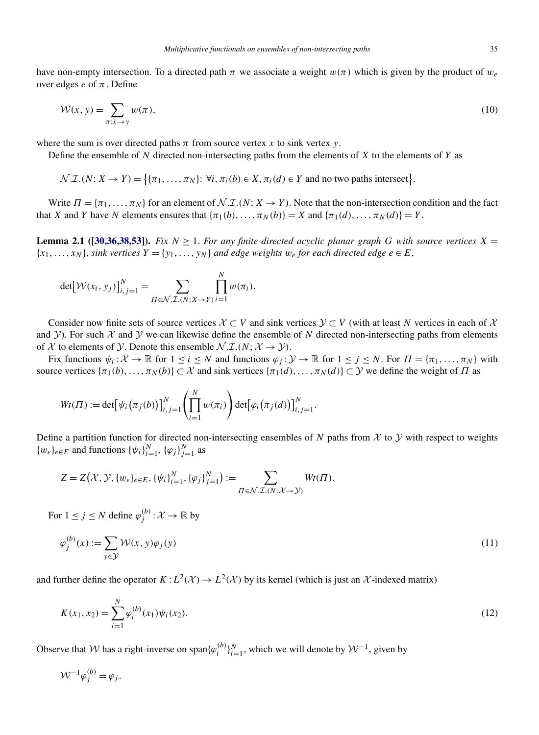have non-empty intersection. To a directed path $\pi$ we associate a weight $w(\pi)$ which is given by the product of $w_e$ over edges $e$ of $\pi$. Define

$$\mathcal{W}(x, y) = \sum_{\pi : x \to y} w(\pi), \tag{10}$$

where the sum is over directed paths $\pi$ from source vertex $x$ to sink vertex $y$.

Define the ensemble of $N$ directed non-intersecting paths from the elements of $X$ to the elements of $Y$ as

$$\mathcal{N}.\mathcal{I}.(N; X \to Y) = \big\{\{\pi_1, \dots, \pi_N\} : \forall i, \pi_i(b) \in X, \pi_i(d) \in Y \text{ and no two paths intersect}\big\}.$$

Write $\Pi = \{\pi_1, \dots, \pi_N\}$ for an element of $\mathcal{N}.\mathcal{I}.(N; X \to Y)$. Note that the non-intersection condition and the fact that $X$ and $Y$ have $N$ elements ensures that $\{\pi_1(b), \dots, \pi_N(b)\} = X$ and $\{\pi_1(d), \dots, \pi_N(d)\} = Y$.

**Lemma 2.1 ([30,36,38,53]).** *Fix $N \geq 1$. For any finite directed acyclic planar graph $G$ with source vertices $X = \{x_1, \dots, x_N\}$, sink vertices $Y = \{y_1, \dots, y_N\}$ and edge weights $w_e$ for each directed edge $e \in E$,*

$$\det\big[\mathcal{W}(x_i, y_j)\big]_{i,j=1}^N = \sum_{\Pi \in \mathcal{N}.\mathcal{I}.(N; X \to Y)} \prod_{i=1}^N w(\pi_i).$$

Consider now finite sets of source vertices $\mathcal{X} \subset V$ and sink vertices $\mathcal{Y} \subset V$ (with at least $N$ vertices in each of $\mathcal{X}$ and $\mathcal{Y}$). For such $\mathcal{X}$ and $\mathcal{Y}$ we can likewise define the ensemble of $N$ directed non-intersecting paths from elements of $\mathcal{X}$ to elements of $\mathcal{Y}$. Denote this ensemble $\mathcal{N}.\mathcal{I}.(N; \mathcal{X} \to \mathcal{Y})$.

Fix functions $\psi_i : \mathcal{X} \to \mathbb{R}$ for $1 \leq i \leq N$ and functions $\varphi_j : \mathcal{Y} \to \mathbb{R}$ for $1 \leq j \leq N$. For $\Pi = \{\pi_1, \dots, \pi_N\}$ with source vertices $\{\pi_1(b), \dots, \pi_N(b)\} \subset \mathcal{X}$ and sink vertices $\{\pi_1(d), \dots, \pi_N(d)\} \subset \mathcal{Y}$ we define the weight of $\Pi$ as

$$Wt(\Pi) := \det\big[\psi_i\big(\pi_j(b)\big)\big]_{i,j=1}^N \left(\prod_{i=1}^N w(\pi_i)\right) \det\big[\varphi_i\big(\pi_j(d)\big)\big]_{i,j=1}^N.$$

Define a partition function for directed non-intersecting ensembles of $N$ paths from $\mathcal{X}$ to $\mathcal{Y}$ with respect to weights $\{w_e\}_{e \in E}$ and functions $\{\psi_i\}_{i=1}^N, \{\varphi_j\}_{j=1}^N$ as

$$Z = Z\big(\mathcal{X}, \mathcal{Y}, \{w_e\}_{e \in E}, \{\psi_i\}_{i=1}^N, \{\varphi_j\}_{j=1}^N\big) := \sum_{\Pi \in \mathcal{N}.\mathcal{I}.(N; \mathcal{X} \to \mathcal{Y})} Wt(\Pi).$$

For $1 \leq j \leq N$ define $\varphi_j^{(b)} : \mathcal{X} \to \mathbb{R}$ by

$$\varphi_j^{(b)}(x) := \sum_{y \in \mathcal{Y}} \mathcal{W}(x, y)\varphi_j(y) \tag{11}$$

and further define the operator $K : L^2(\mathcal{X}) \to L^2(\mathcal{X})$ by its kernel (which is just an $\mathcal{X}$-indexed matrix)

$$K(x_1, x_2) = \sum_{i=1}^N \varphi_i^{(b)}(x_1)\psi_i(x_2). \tag{12}$$

Observe that $\mathcal{W}$ has a right-inverse on $\operatorname{span}\{\varphi_i^{(b)}\}_{i=1}^N$, which we will denote by $\mathcal{W}^{-1}$, given by

$$\mathcal{W}^{-1}\varphi_j^{(b)} = \varphi_j.$$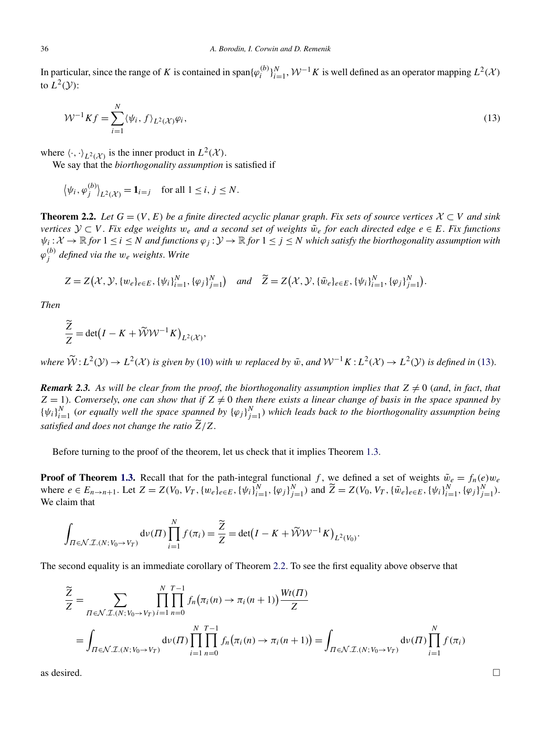In particular, since the range of $K$ is contained in $\operatorname{span}\{\varphi_i^{(b)}\}_{i=1}^N$, $\mathcal{W}^{-1}K$ is well defined as an operator mapping $L^2(\mathcal{X})$ to $L^2(\mathcal{Y})$:

$$\mathcal{W}^{-1}Kf = \sum_{i=1}^{N} \langle \psi_i, f\rangle_{L^2(\mathcal{X})}\varphi_i, \tag{13}$$

where $\langle \cdot, \cdot\rangle_{L^2(\mathcal{X})}$ is the inner product in $L^2(\mathcal{X})$.

We say that the *biorthogonality assumption* is satisfied if

$$\langle \psi_i, \varphi_j^{(b)}\rangle_{L^2(\mathcal{X})} = \mathbf{1}_{i=j} \quad \text{for all } 1 \le i, j \le N.$$

**Theorem 2.2.** *Let $G = (V, E)$ be a finite directed acyclic planar graph. Fix sets of source vertices $\mathcal{X} \subset V$ and sink vertices $\mathcal{Y} \subset V$. Fix edge weights $w_e$ and a second set of weights $\tilde{w}_e$ for each directed edge $e \in E$. Fix functions $\psi_i : \mathcal{X} \to \mathbb{R}$ for $1 \le i \le N$ and functions $\varphi_j : \mathcal{Y} \to \mathbb{R}$ for $1 \le j \le N$ which satisfy the biorthogonality assumption with $\varphi_j^{(b)}$ defined via the $w_e$ weights. Write*

$$Z = Z\bigl(\mathcal{X}, \mathcal{Y}, \{w_e\}_{e\in E}, \{\psi_i\}_{i=1}^N, \{\varphi_j\}_{j=1}^N\bigr) \quad \text{and} \quad \widetilde{Z} = Z\bigl(\mathcal{X}, \mathcal{Y}, \{\tilde{w}_e\}_{e\in E}, \{\psi_i\}_{i=1}^N, \{\varphi_j\}_{j=1}^N\bigr).$$

*Then*

$$\frac{\widetilde{Z}}{Z} = \det\bigl(I - K + \widetilde{\mathcal{W}}\mathcal{W}^{-1}K\bigr)_{L^2(\mathcal{X})},$$

*where $\widetilde{\mathcal{W}} : L^2(\mathcal{Y}) \to L^2(\mathcal{X})$ is given by (10) with $w$ replaced by $\tilde{w}$, and $\mathcal{W}^{-1}K : L^2(\mathcal{X}) \to L^2(\mathcal{Y})$ is defined in (13).*

***Remark 2.3.*** *As will be clear from the proof, the biorthogonality assumption implies that $Z \neq 0$ (and, in fact, that $Z = 1$). Conversely, one can show that if $Z \neq 0$ then there exists a linear change of basis in the space spanned by $\{\psi_i\}_{i=1}^N$ (or equally well the space spanned by $\{\varphi_j\}_{j=1}^N$) which leads back to the biorthogonality assumption being satisfied and does not change the ratio $\widetilde{Z}/Z$.*

Before turning to the proof of the theorem, let us check that it implies Theorem 1.3.

**Proof of Theorem 1.3.** Recall that for the path-integral functional $f$, we defined a set of weights $\tilde{w}_e = f_n(e)w_e$ where $e \in E_{n\to n+1}$. Let $Z = Z(V_0, V_T, \{w_e\}_{e\in E}, \{\psi_i\}_{i=1}^N, \{\varphi_j\}_{j=1}^N)$ and $\widetilde{Z} = Z(V_0, V_T, \{\tilde{w}_e\}_{e\in E}, \{\psi_i\}_{i=1}^N, \{\varphi_j\}_{j=1}^N)$. We claim that

$$\int_{\Pi\in\mathcal{N}.\mathcal{I}.(N;V_0\to V_T)} \mathrm{d}\nu(\Pi)\prod_{i=1}^N f(\pi_i) = \frac{\widetilde{Z}}{Z} = \det\bigl(I - K + \widetilde{\mathcal{W}}\mathcal{W}^{-1}K\bigr)_{L^2(V_0)}.$$

The second equality is an immediate corollary of Theorem 2.2. To see the first equality above observe that

$$\begin{aligned}
\frac{\widetilde{Z}}{Z} &= \sum_{\Pi\in\mathcal{N}.\mathcal{I}.(N;V_0\to V_T)} \prod_{i=1}^N \prod_{n=0}^{T-1} f_n\bigl(\pi_i(n) \to \pi_i(n+1)\bigr)\frac{Wt(\Pi)}{Z} \\
&= \int_{\Pi\in\mathcal{N}.\mathcal{I}.(N;V_0\to V_T)} \mathrm{d}\nu(\Pi)\prod_{i=1}^N \prod_{n=0}^{T-1} f_n\bigl(\pi_i(n) \to \pi_i(n+1)\bigr) = \int_{\Pi\in\mathcal{N}.\mathcal{I}.(N;V_0\to V_T)} \mathrm{d}\nu(\Pi)\prod_{i=1}^N f(\pi_i)
\end{aligned}$$

as desired. $\square$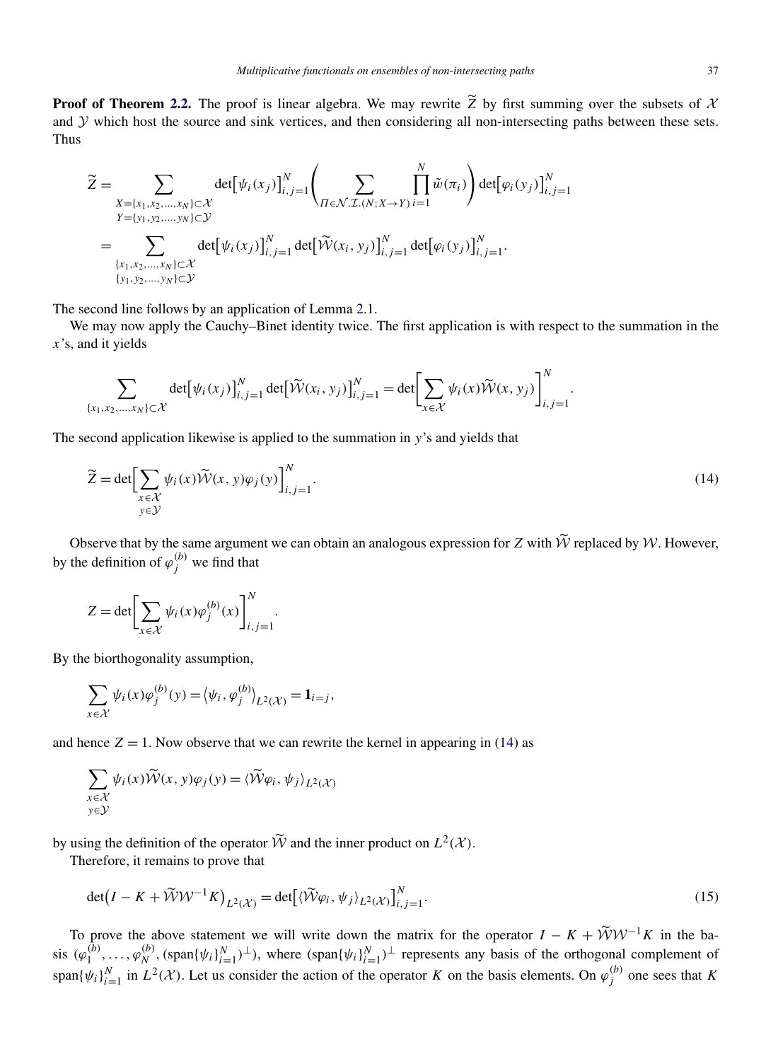**Proof of Theorem 2.2.** The proof is linear algebra. We may rewrite $\widetilde{Z}$ by first summing over the subsets of $\mathcal{X}$ and $\mathcal{Y}$ which host the source and sink vertices, and then considering all non-intersecting paths between these sets. Thus

$$
\begin{aligned}
\widetilde{Z} &= \sum_{\substack{X=\{x_1,x_2,\dots,x_N\}\subset\mathcal{X}\\ Y=\{y_1,y_2,\dots,y_N\}\subset\mathcal{Y}}} \det\bigl[\psi_i(x_j)\bigr]_{i,j=1}^N \left(\sum_{\Pi\in\mathcal{N}.\mathcal{I}.(N;X\to Y)} \prod_{i=1}^N \tilde{w}(\pi_i)\right) \det\bigl[\varphi_i(y_j)\bigr]_{i,j=1}^N \\
&= \sum_{\substack{\{x_1,x_2,\dots,x_N\}\subset\mathcal{X}\\ \{y_1,y_2,\dots,y_N\}\subset\mathcal{Y}}} \det\bigl[\psi_i(x_j)\bigr]_{i,j=1}^N \det\bigl[\widetilde{\mathcal{W}}(x_i,y_j)\bigr]_{i,j=1}^N \det\bigl[\varphi_i(y_j)\bigr]_{i,j=1}^N.
\end{aligned}
$$

The second line follows by an application of Lemma 2.1.

We may now apply the Cauchy–Binet identity twice. The first application is with respect to the summation in the $x$'s, and it yields

$$
\sum_{\{x_1,x_2,\dots,x_N\}\subset\mathcal{X}} \det\bigl[\psi_i(x_j)\bigr]_{i,j=1}^N \det\bigl[\widetilde{\mathcal{W}}(x_i,y_j)\bigr]_{i,j=1}^N = \det\left[\sum_{x\in\mathcal{X}} \psi_i(x)\widetilde{\mathcal{W}}(x,y_j)\right]_{i,j=1}^N.
$$

The second application likewise is applied to the summation in $y$'s and yields that

$$
\widetilde{Z} = \det\left[\sum_{\substack{x\in\mathcal{X}\\ y\in\mathcal{Y}}} \psi_i(x)\widetilde{\mathcal{W}}(x,y)\varphi_j(y)\right]_{i,j=1}^N. \tag{14}
$$

Observe that by the same argument we can obtain an analogous expression for $Z$ with $\widetilde{\mathcal{W}}$ replaced by $\mathcal{W}$. However, by the definition of $\varphi_j^{(b)}$ we find that

$$
Z = \det\left[\sum_{x\in\mathcal{X}} \psi_i(x)\varphi_j^{(b)}(x)\right]_{i,j=1}^N.
$$

By the biorthogonality assumption,

$$
\sum_{x\in\mathcal{X}} \psi_i(x)\varphi_j^{(b)}(y) = \bigl\langle \psi_i, \varphi_j^{(b)} \bigr\rangle_{L^2(\mathcal{X})} = \mathbf{1}_{i=j},
$$

and hence $Z = 1$. Now observe that we can rewrite the kernel in appearing in (14) as

$$
\sum_{\substack{x\in\mathcal{X}\\ y\in\mathcal{Y}}} \psi_i(x)\widetilde{\mathcal{W}}(x,y)\varphi_j(y) = \langle \widetilde{\mathcal{W}}\varphi_i, \psi_j\rangle_{L^2(\mathcal{X})}
$$

by using the definition of the operator $\widetilde{\mathcal{W}}$ and the inner product on $L^2(\mathcal{X})$.

Therefore, it remains to prove that

$$
\det\bigl(I - K + \widetilde{\mathcal{W}}\mathcal{W}^{-1}K\bigr)_{L^2(\mathcal{X})} = \det\bigl[\langle \widetilde{\mathcal{W}}\varphi_i, \psi_j\rangle_{L^2(\mathcal{X})}\bigr]_{i,j=1}^N. \tag{15}
$$

To prove the above statement we will write down the matrix for the operator $I - K + \widetilde{\mathcal{W}}\mathcal{W}^{-1}K$ in the basis $(\varphi_1^{(b)},\dots,\varphi_N^{(b)}, (\operatorname{span}\{\psi_i\}_{i=1}^N)^\perp)$, where $(\operatorname{span}\{\psi_i\}_{i=1}^N)^\perp$ represents any basis of the orthogonal complement of $\operatorname{span}\{\psi_i\}_{i=1}^N$ in $L^2(\mathcal{X})$. Let us consider the action of the operator $K$ on the basis elements. On $\varphi_j^{(b)}$ one sees that $K$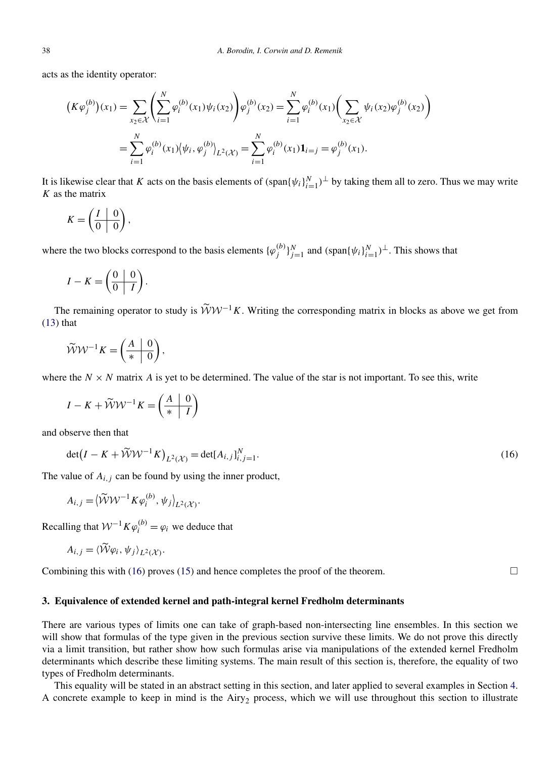acts as the identity operator:

$$\big(K\varphi_j^{(b)}\big)(x_1) = \sum_{x_2\in\mathcal{X}}\left(\sum_{i=1}^N \varphi_i^{(b)}(x_1)\psi_i(x_2)\right)\varphi_j^{(b)}(x_2) = \sum_{i=1}^N \varphi_i^{(b)}(x_1)\left(\sum_{x_2\in\mathcal{X}}\psi_i(x_2)\varphi_j^{(b)}(x_2)\right)$$

$$= \sum_{i=1}^N \varphi_i^{(b)}(x_1)\big\langle\psi_i,\varphi_j^{(b)}\big\rangle_{L^2(\mathcal{X})} = \sum_{i=1}^N \varphi_i^{(b)}(x_1)\mathbf{1}_{i=j} = \varphi_j^{(b)}(x_1).$$

It is likewise clear that $K$ acts on the basis elements of $(\operatorname{span}\{\psi_i\}_{i=1}^N)^\perp$ by taking them all to zero. Thus we may write $K$ as the matrix

$$K = \left(\begin{array}{c|c} I & 0 \\ \hline 0 & 0 \end{array}\right),$$

where the two blocks correspond to the basis elements $\{\varphi_j^{(b)}\}_{j=1}^N$ and $(\operatorname{span}\{\psi_i\}_{i=1}^N)^\perp$. This shows that

$$I - K = \left(\begin{array}{c|c} 0 & 0 \\ \hline 0 & I \end{array}\right).$$

The remaining operator to study is $\widetilde{\mathcal{W}}\mathcal{W}^{-1}K$. Writing the corresponding matrix in blocks as above we get from (13) that

$$\widetilde{\mathcal{W}}\mathcal{W}^{-1}K = \left(\begin{array}{c|c} A & 0 \\ \hline * & 0 \end{array}\right),$$

where the $N\times N$ matrix $A$ is yet to be determined. The value of the star is not important. To see this, write

$$I - K + \widetilde{\mathcal{W}}\mathcal{W}^{-1}K = \left(\begin{array}{c|c} A & 0 \\ \hline * & I \end{array}\right)$$

and observe then that

$$\det\big(I - K + \widetilde{\mathcal{W}}\mathcal{W}^{-1}K\big)_{L^2(\mathcal{X})} = \det[A_{i,j}]_{i,j=1}^N. \tag{16}$$

The value of $A_{i,j}$ can be found by using the inner product,

$$A_{i,j} = \big\langle\widetilde{\mathcal{W}}\mathcal{W}^{-1}K\varphi_i^{(b)},\psi_j\big\rangle_{L^2(\mathcal{X})}.$$

Recalling that $\mathcal{W}^{-1}K\varphi_i^{(b)} = \varphi_i$ we deduce that

$$A_{i,j} = \langle\widetilde{\mathcal{W}}\varphi_i,\psi_j\rangle_{L^2(\mathcal{X})}.$$

Combining this with (16) proves (15) and hence completes the proof of the theorem. $\square$

## 3. Equivalence of extended kernel and path-integral kernel Fredholm determinants

There are various types of limits one can take of graph-based non-intersecting line ensembles. In this section we will show that formulas of the type given in the previous section survive these limits. We do not prove this directly via a limit transition, but rather show how such formulas arise via manipulations of the extended kernel Fredholm determinants which describe these limiting systems. The main result of this section is, therefore, the equality of two types of Fredholm determinants.

This equality will be stated in an abstract setting in this section, and later applied to several examples in Section 4. A concrete example to keep in mind is the Airy$_2$ process, which we will use throughout this section to illustrate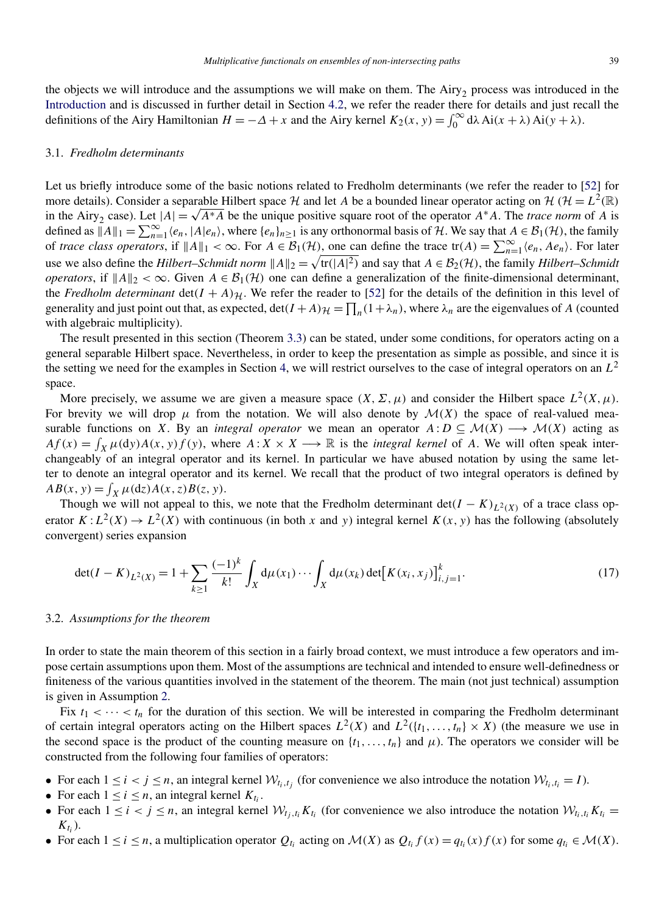the objects we will introduce and the assumptions we will make on them. The Airy$_2$ process was introduced in the Introduction and is discussed in further detail in Section 4.2, we refer the reader there for details and just recall the definitions of the Airy Hamiltonian $H = -\Delta + x$ and the Airy kernel $K_2(x, y) = \int_0^\infty \mathrm{d}\lambda \operatorname{Ai}(x+\lambda)\operatorname{Ai}(y+\lambda)$.

### 3.1. *Fredholm determinants*

Let us briefly introduce some of the basic notions related to Fredholm determinants (we refer the reader to [52] for more details). Consider a separable Hilbert space $\mathcal{H}$ and let $A$ be a bounded linear operator acting on $\mathcal{H}$ ($\mathcal{H} = L^2(\mathbb{R})$ in the Airy$_2$ case). Let $|A| = \sqrt{A^*A}$ be the unique positive square root of the operator $A^*A$. The *trace norm* of $A$ is defined as $\|A\|_1 = \sum_{n=1}^\infty \langle e_n, |A| e_n\rangle$, where $\{e_n\}_{n\ge 1}$ is any orthonormal basis of $\mathcal{H}$. We say that $A \in \mathcal{B}_1(\mathcal{H})$, the family of *trace class operators*, if $\|A\|_1 < \infty$. For $A \in \mathcal{B}_1(\mathcal{H})$, one can define the trace $\operatorname{tr}(A) = \sum_{n=1}^\infty \langle e_n, A e_n\rangle$. For later use we also define the *Hilbert–Schmidt norm* $\|A\|_2 = \sqrt{\operatorname{tr}(|A|^2)}$ and say that $A \in \mathcal{B}_2(\mathcal{H})$, the family *Hilbert–Schmidt operators*, if $\|A\|_2 < \infty$. Given $A \in \mathcal{B}_1(\mathcal{H})$ one can define a generalization of the finite-dimensional determinant, the *Fredholm determinant* $\det(I + A)_{\mathcal{H}}$. We refer the reader to [52] for the details of the definition in this level of generality and just point out that, as expected, $\det(I + A)_{\mathcal{H}} = \prod_n (1 + \lambda_n)$, where $\lambda_n$ are the eigenvalues of $A$ (counted with algebraic multiplicity).

The result presented in this section (Theorem 3.3) can be stated, under some conditions, for operators acting on a general separable Hilbert space. Nevertheless, in order to keep the presentation as simple as possible, and since it is the setting we need for the examples in Section 4, we will restrict ourselves to the case of integral operators on an $L^2$ space.

More precisely, we assume we are given a measure space $(X, \Sigma, \mu)$ and consider the Hilbert space $L^2(X, \mu)$. For brevity we will drop $\mu$ from the notation. We will also denote by $\mathcal{M}(X)$ the space of real-valued measurable functions on $X$. By an *integral operator* we mean an operator $A : D \subseteq \mathcal{M}(X) \longrightarrow \mathcal{M}(X)$ acting as $Af(x) = \int_X \mu(\mathrm{d}y) A(x, y) f(y)$, where $A : X \times X \longrightarrow \mathbb{R}$ is the *integral kernel* of $A$. We will often speak interchangeably of an integral operator and its kernel. In particular we have abused notation by using the same letter to denote an integral operator and its kernel. We recall that the product of two integral operators is defined by $AB(x, y) = \int_X \mu(\mathrm{d}z) A(x, z) B(z, y)$.

Though we will not appeal to this, we note that the Fredholm determinant $\det(I - K)_{L^2(X)}$ of a trace class operator $K : L^2(X) \to L^2(X)$ with continuous (in both $x$ and $y$) integral kernel $K(x, y)$ has the following (absolutely convergent) series expansion

$$\det(I - K)_{L^2(X)} = 1 + \sum_{k\ge 1} \frac{(-1)^k}{k!} \int_X \mathrm{d}\mu(x_1) \cdots \int_X \mathrm{d}\mu(x_k) \det\bigl[K(x_i, x_j)\bigr]_{i,j=1}^k. \tag{17}$$

### 3.2. *Assumptions for the theorem*

In order to state the main theorem of this section in a fairly broad context, we must introduce a few operators and impose certain assumptions upon them. Most of the assumptions are technical and intended to ensure well-definedness or finiteness of the various quantities involved in the statement of the theorem. The main (not just technical) assumption is given in Assumption 2.

Fix $t_1 < \cdots < t_n$ for the duration of this section. We will be interested in comparing the Fredholm determinant of certain integral operators acting on the Hilbert spaces $L^2(X)$ and $L^2(\{t_1, \ldots, t_n\} \times X)$ (the measure we use in the second space is the product of the counting measure on $\{t_1, \ldots, t_n\}$ and $\mu$). The operators we consider will be constructed from the following four families of operators:

- For each $1 \le i < j \le n$, an integral kernel $\mathcal{W}_{t_i,t_j}$ (for convenience we also introduce the notation $\mathcal{W}_{t_i,t_i} = I$).
- For each $1 \le i \le n$, an integral kernel $K_{t_i}$.
- For each $1 \le i < j \le n$, an integral kernel $\mathcal{W}_{t_j,t_i} K_{t_i}$ (for convenience we also introduce the notation $\mathcal{W}_{t_i,t_i} K_{t_i} = K_{t_i}$).
- For each $1 \le i \le n$, a multiplication operator $Q_{t_i}$ acting on $\mathcal{M}(X)$ as $Q_{t_i} f(x) = q_{t_i}(x) f(x)$ for some $q_{t_i} \in \mathcal{M}(X)$.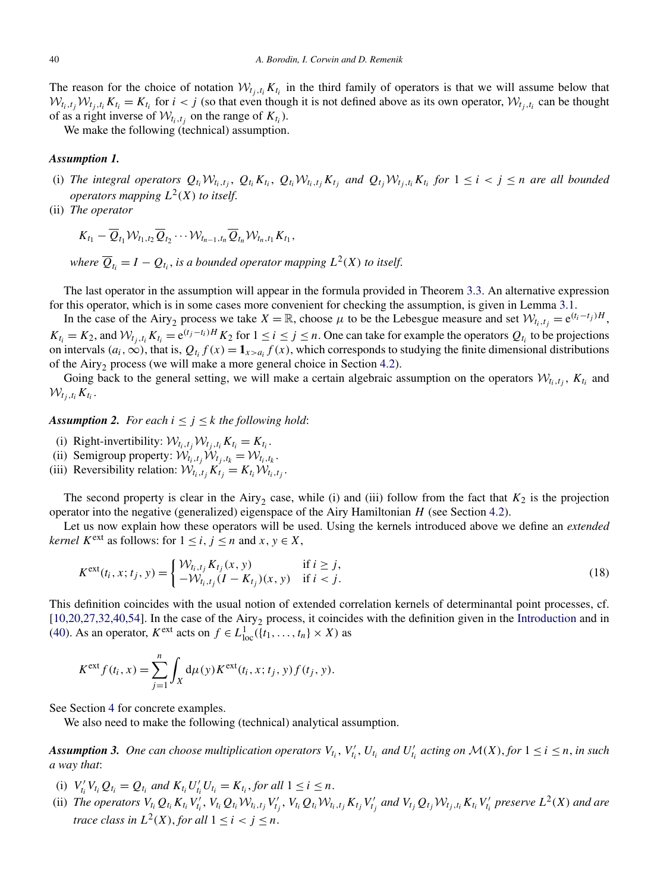The reason for the choice of notation $\mathcal{W}_{t_j,t_i}K_{t_i}$ in the third family of operators is that we will assume below that $\mathcal{W}_{t_i,t_j}\mathcal{W}_{t_j,t_i}K_{t_i} = K_{t_i}$ for $i < j$ (so that even though it is not defined above as its own operator, $\mathcal{W}_{t_j,t_i}$ can be thought of as a right inverse of $\mathcal{W}_{t_i,t_j}$ on the range of $K_{t_i}$).

We make the following (technical) assumption.

***Assumption 1.***

(i) *The integral operators $Q_{t_i}\mathcal{W}_{t_i,t_j}$, $Q_{t_i}K_{t_i}$, $Q_{t_i}\mathcal{W}_{t_i,t_j}K_{t_j}$ and $Q_{t_j}\mathcal{W}_{t_j,t_i}K_{t_i}$ for $1 \le i < j \le n$ are all bounded operators mapping $L^2(X)$ to itself.*

(ii) *The operator*

$$K_{t_1} - \overline{Q}_{t_1}\mathcal{W}_{t_1,t_2}\overline{Q}_{t_2}\cdots\mathcal{W}_{t_{n-1},t_n}\overline{Q}_{t_n}\mathcal{W}_{t_n,t_1}K_{t_1},$$

*where $\overline{Q}_{t_i} = I - Q_{t_i}$, is a bounded operator mapping $L^2(X)$ to itself.*

The last operator in the assumption will appear in the formula provided in Theorem 3.3. An alternative expression for this operator, which is in some cases more convenient for checking the assumption, is given in Lemma 3.1.

In the case of the Airy$_2$ process we take $X = \mathbb{R}$, choose $\mu$ to be the Lebesgue measure and set $\mathcal{W}_{t_i,t_j} = \mathrm{e}^{(t_i-t_j)H}$, $K_{t_i} = K_2$, and $\mathcal{W}_{t_j,t_i}K_{t_i} = \mathrm{e}^{(t_j-t_i)H}K_2$ for $1 \le i \le j \le n$. One can take for example the operators $Q_{t_i}$ to be projections on intervals $(a_i,\infty)$, that is, $Q_{t_i}f(x) = \mathbf{1}_{x>a_i}f(x)$, which corresponds to studying the finite dimensional distributions of the Airy$_2$ process (we will make a more general choice in Section 4.2).

Going back to the general setting, we will make a certain algebraic assumption on the operators $\mathcal{W}_{t_i,t_j}$, $K_{t_i}$ and $\mathcal{W}_{t_j,t_i}K_{t_i}$.

***Assumption 2.*** *For each $i \le j \le k$ the following hold*:

(i) Right-invertibility: $\mathcal{W}_{t_i,t_j}\mathcal{W}_{t_j,t_i}K_{t_i} = K_{t_i}$.
(ii) Semigroup property: $\mathcal{W}_{t_i,t_j}\mathcal{W}_{t_j,t_k} = \mathcal{W}_{t_i,t_k}$.
(iii) Reversibility relation: $\mathcal{W}_{t_i,t_j}K_{t_j} = K_{t_i}\mathcal{W}_{t_i,t_j}$.

The second property is clear in the Airy$_2$ case, while (i) and (iii) follow from the fact that $K_2$ is the projection operator into the negative (generalized) eigenspace of the Airy Hamiltonian $H$ (see Section 4.2).

Let us now explain how these operators will be used. Using the kernels introduced above we define an *extended kernel* $K^{\mathrm{ext}}$ as follows: for $1 \le i, j \le n$ and $x, y \in X$,

$$K^{\mathrm{ext}}(t_i,x;t_j,y) = \begin{cases} \mathcal{W}_{t_i,t_j}K_{t_j}(x,y) & \text{if } i \ge j, \\ -\mathcal{W}_{t_i,t_j}(I - K_{t_j})(x,y) & \text{if } i < j. \end{cases} \tag{18}$$

This definition coincides with the usual notion of extended correlation kernels of determinantal point processes, cf. [10,20,27,32,40,54]. In the case of the Airy$_2$ process, it coincides with the definition given in the Introduction and in (40). As an operator, $K^{\mathrm{ext}}$ acts on $f \in L^1_{\mathrm{loc}}(\{t_1,\dots,t_n\} \times X)$ as

$$K^{\mathrm{ext}}f(t_i,x) = \sum_{j=1}^{n}\int_X \mathrm{d}\mu(y)K^{\mathrm{ext}}(t_i,x;t_j,y)f(t_j,y).$$

See Section 4 for concrete examples.

We also need to make the following (technical) analytical assumption.

***Assumption 3.*** *One can choose multiplication operators $V_{t_i}$, $V'_{t_i}$, $U_{t_i}$ and $U'_{t_i}$ acting on $\mathcal{M}(X)$, for $1 \le i \le n$, in such a way that*:

(i) *$V'_{t_i}V_{t_i}Q_{t_i} = Q_{t_i}$ and $K_{t_i}U'_{t_i}U_{t_i} = K_{t_i}$, for all $1 \le i \le n$.*
(ii) *The operators $V_{t_i}Q_{t_i}K_{t_i}V'_{t_i}$, $V_{t_i}Q_{t_i}\mathcal{W}_{t_i,t_j}V'_{t_j}$, $V_{t_i}Q_{t_i}\mathcal{W}_{t_i,t_j}K_{t_j}V'_{t_j}$ and $V_{t_j}Q_{t_j}\mathcal{W}_{t_j,t_i}K_{t_i}V'_{t_i}$ preserve $L^2(X)$ and are trace class in $L^2(X)$, for all $1 \le i < j \le n$.*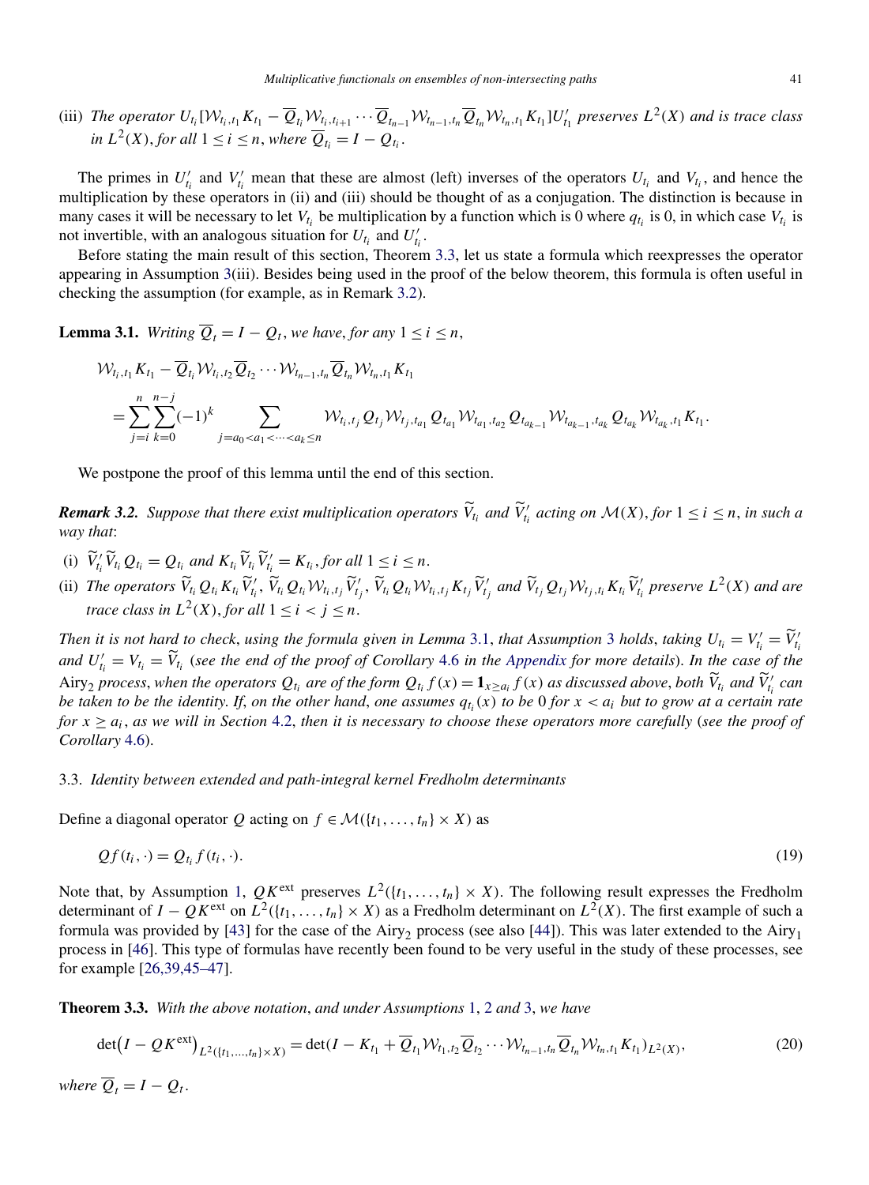(iii) *The operator* $U_{t_i}[\mathcal{W}_{t_i,t_1}K_{t_1} - \overline{Q}_{t_i}\mathcal{W}_{t_i,t_{i+1}}\cdots\overline{Q}_{t_{n-1}}\mathcal{W}_{t_{n-1},t_n}\overline{Q}_{t_n}\mathcal{W}_{t_n,t_1}K_{t_1}]U'_{t_1}$ *preserves* $L^2(X)$ *and is trace class in* $L^2(X)$, *for all* $1 \le i \le n$, *where* $\overline{Q}_{t_i} = I - Q_{t_i}$.

The primes in $U'_{t_i}$ and $V'_{t_i}$ mean that these are almost (left) inverses of the operators $U_{t_i}$ and $V_{t_i}$, and hence the multiplication by these operators in (ii) and (iii) should be thought of as a conjugation. The distinction is because in many cases it will be necessary to let $V_{t_i}$ be multiplication by a function which is 0 where $q_{t_i}$ is 0, in which case $V_{t_i}$ is not invertible, with an analogous situation for $U_{t_i}$ and $U'_{t_i}$.

Before stating the main result of this section, Theorem 3.3, let us state a formula which reexpresses the operator appearing in Assumption 3(iii). Besides being used in the proof of the below theorem, this formula is often useful in checking the assumption (for example, as in Remark 3.2).

**Lemma 3.1.** *Writing* $\overline{Q}_t = I - Q_t$, *we have, for any* $1 \le i \le n$,

$$\mathcal{W}_{t_i,t_1}K_{t_1} - \overline{Q}_{t_i}\mathcal{W}_{t_i,t_2}\overline{Q}_{t_2}\cdots\mathcal{W}_{t_{n-1},t_n}\overline{Q}_{t_n}\mathcal{W}_{t_n,t_1}K_{t_1}$$
$$= \sum_{j=i}^{n}\sum_{k=0}^{n-j}(-1)^k \sum_{j=a_0<a_1<\cdots<a_k\le n} \mathcal{W}_{t_i,t_j}Q_{t_j}\mathcal{W}_{t_j,t_{a_1}}Q_{t_{a_1}}\mathcal{W}_{t_{a_1},t_{a_2}}Q_{t_{a_{k-1}}}\mathcal{W}_{t_{a_{k-1}},t_{a_k}}Q_{t_{a_k}}\mathcal{W}_{t_{a_k},t_1}K_{t_1}.$$

We postpone the proof of this lemma until the end of this section.

***Remark 3.2.*** *Suppose that there exist multiplication operators* $\widetilde{V}_{t_i}$ *and* $\widetilde{V}'_{t_i}$ *acting on* $\mathcal{M}(X)$, *for* $1 \le i \le n$, *in such a way that*:

(i) $\widetilde{V}'_{t_i}\widetilde{V}_{t_i}Q_{t_i} = Q_{t_i}$ *and* $K_{t_i}\widetilde{V}_{t_i}\widetilde{V}'_{t_i} = K_{t_i}$, *for all* $1 \le i \le n$.

(ii) *The operators* $\widetilde{V}_{t_i}Q_{t_i}K_{t_i}\widetilde{V}'_{t_i}$, $\widetilde{V}_{t_i}Q_{t_i}\mathcal{W}_{t_i,t_j}\widetilde{V}'_{t_j}$, $\widetilde{V}_{t_i}Q_{t_i}\mathcal{W}_{t_i,t_j}K_{t_j}\widetilde{V}'_{t_j}$ *and* $\widetilde{V}_{t_j}Q_{t_j}\mathcal{W}_{t_j,t_i}K_{t_i}\widetilde{V}'_{t_i}$ *preserve* $L^2(X)$ *and are trace class in* $L^2(X)$, *for all* $1 \le i < j \le n$.

*Then it is not hard to check, using the formula given in Lemma* 3.1, *that Assumption* 3 *holds, taking* $U_{t_i} = V'_{t_i} = \widetilde{V}'_{t_i}$ *and* $U'_{t_i} = V_{t_i} = \widetilde{V}_{t_i}$ (*see the end of the proof of Corollary* 4.6 *in the Appendix for more details*). *In the case of the* Airy$_2$ *process, when the operators* $Q_{t_i}$ *are of the form* $Q_{t_i}f(x) = \mathbf{1}_{x\ge a_i}f(x)$ *as discussed above, both* $\widetilde{V}_{t_i}$ *and* $\widetilde{V}'_{t_i}$ *can be taken to be the identity. If, on the other hand, one assumes* $q_{t_i}(x)$ *to be* 0 *for* $x < a_i$ *but to grow at a certain rate for* $x \ge a_i$, *as we will in Section* 4.2, *then it is necessary to choose these operators more carefully* (*see the proof of Corollary* 4.6).

### 3.3. *Identity between extended and path-integral kernel Fredholm determinants*

Define a diagonal operator $Q$ acting on $f \in \mathcal{M}(\{t_1,\ldots,t_n\}\times X)$ as

$$Qf(t_i,\cdot) = Q_{t_i}f(t_i,\cdot). \tag{19}$$

Note that, by Assumption 1, $QK^{\text{ext}}$ preserves $L^2(\{t_1,\ldots,t_n\}\times X)$. The following result expresses the Fredholm determinant of $I - QK^{\text{ext}}$ on $L^2(\{t_1,\ldots,t_n\}\times X)$ as a Fredholm determinant on $L^2(X)$. The first example of such a formula was provided by [43] for the case of the Airy$_2$ process (see also [44]). This was later extended to the Airy$_1$ process in [46]. This type of formulas have recently been found to be very useful in the study of these processes, see for example [26,39,45–47].

**Theorem 3.3.** *With the above notation, and under Assumptions* 1, 2 *and* 3, *we have*

$$\det\big(I - QK^{\text{ext}}\big)_{L^2(\{t_1,\ldots,t_n\}\times X)} = \det(I - K_{t_1} + \overline{Q}_{t_1}\mathcal{W}_{t_1,t_2}\overline{Q}_{t_2}\cdots\mathcal{W}_{t_{n-1},t_n}\overline{Q}_{t_n}\mathcal{W}_{t_n,t_1}K_{t_1})_{L^2(X)}, \tag{20}$$

*where* $\overline{Q}_t = I - Q_t$.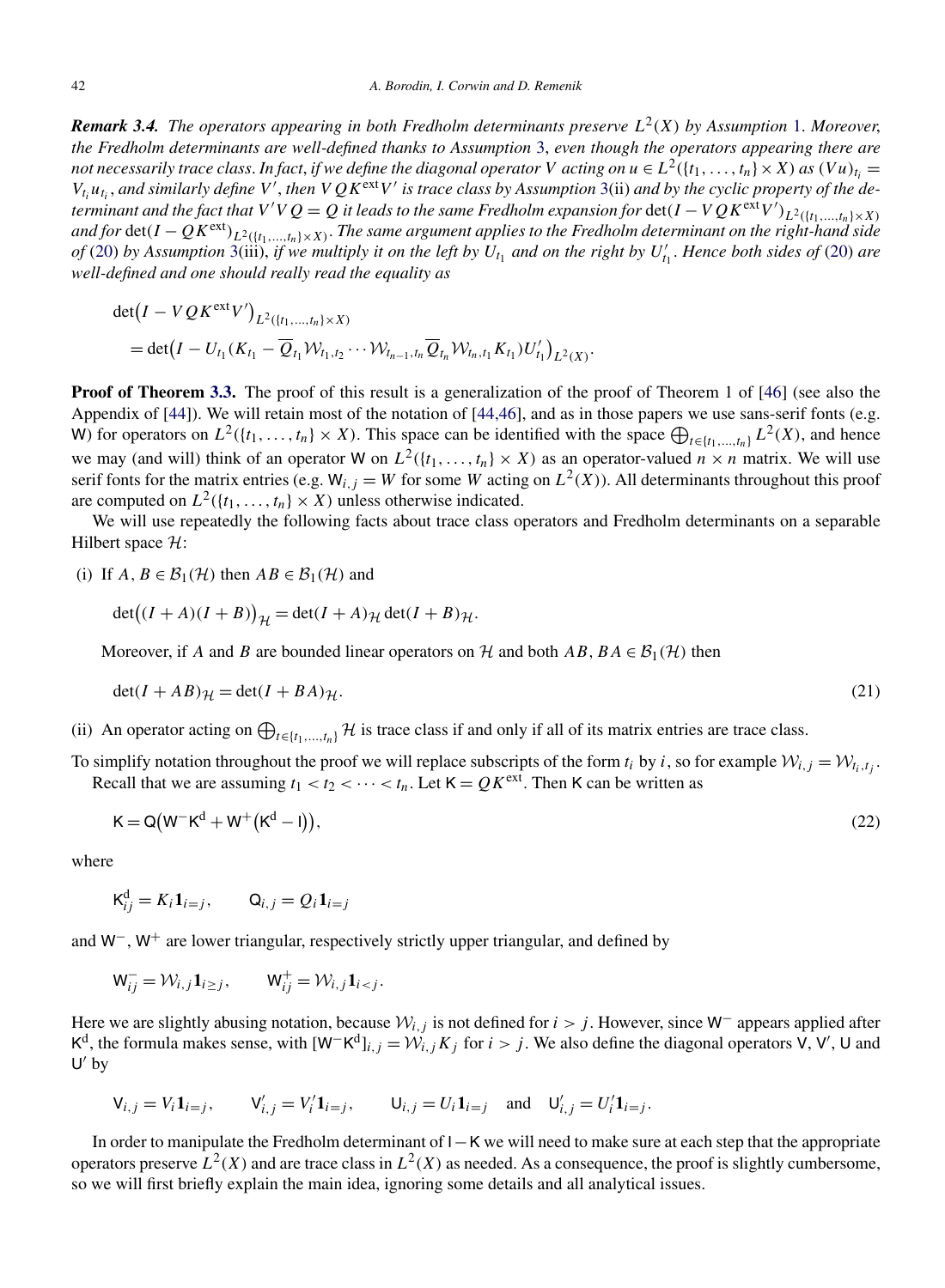***Remark 3.4.*** *The operators appearing in both Fredholm determinants preserve $L^2(X)$ by Assumption 1. Moreover, the Fredholm determinants are well-defined thanks to Assumption 3, even though the operators appearing there are not necessarily trace class. In fact, if we define the diagonal operator $V$ acting on $u \in L^2(\{t_1,\dots,t_n\}\times X)$ as $(Vu)_{t_i} = V_{t_i}u_{t_i}$, and similarly define $V'$, then $VQK^{\mathrm{ext}}V'$ is trace class by Assumption 3(ii) and by the cyclic property of the determinant and the fact that $V'VQ = Q$ it leads to the same Fredholm expansion for $\det(I - VQK^{\mathrm{ext}}V')_{L^2(\{t_1,\dots,t_n\}\times X)}$ and for $\det(I - QK^{\mathrm{ext}})_{L^2(\{t_1,\dots,t_n\}\times X)}$. The same argument applies to the Fredholm determinant on the right-hand side of (20) by Assumption 3(iii), if we multiply it on the left by $U_{t_1}$ and on the right by $U'_{t_1}$. Hence both sides of (20) are well-defined and one should really read the equality as*

$$
\begin{aligned}
&\det\bigl(I - VQK^{\mathrm{ext}}V'\bigr)_{L^2(\{t_1,\dots,t_n\}\times X)} \\
&\quad= \det\bigl(I - U_{t_1}(K_{t_1} - \overline{Q}_{t_1}\mathcal{W}_{t_1,t_2}\cdots\mathcal{W}_{t_{n-1},t_n}\overline{Q}_{t_n}\mathcal{W}_{t_n,t_1}K_{t_1})U'_{t_1}\bigr)_{L^2(X)}.
\end{aligned}
$$

**Proof of Theorem 3.3.** The proof of this result is a generalization of the proof of Theorem 1 of [46] (see also the Appendix of [44]). We will retain most of the notation of [44,46], and as in those papers we use sans-serif fonts (e.g. $\mathsf{W}$) for operators on $L^2(\{t_1,\dots,t_n\}\times X)$. This space can be identified with the space $\bigoplus_{t\in\{t_1,\dots,t_n\}} L^2(X)$, and hence we may (and will) think of an operator $\mathsf{W}$ on $L^2(\{t_1,\dots,t_n\}\times X)$ as an operator-valued $n\times n$ matrix. We will use serif fonts for the matrix entries (e.g. $\mathsf{W}_{i,j} = W$ for some $W$ acting on $L^2(X)$). All determinants throughout this proof are computed on $L^2(\{t_1,\dots,t_n\}\times X)$ unless otherwise indicated.

We will use repeatedly the following facts about trace class operators and Fredholm determinants on a separable Hilbert space $\mathcal{H}$:

(i) If $A, B \in \mathcal{B}_1(\mathcal{H})$ then $AB \in \mathcal{B}_1(\mathcal{H})$ and

$$
\det\bigl((I+A)(I+B)\bigr)_{\mathcal{H}} = \det(I+A)_{\mathcal{H}}\det(I+B)_{\mathcal{H}}.
$$

Moreover, if $A$ and $B$ are bounded linear operators on $\mathcal{H}$ and both $AB, BA \in \mathcal{B}_1(\mathcal{H})$ then

$$
\det(I+AB)_{\mathcal{H}} = \det(I+BA)_{\mathcal{H}}. \tag{21}
$$

(ii) An operator acting on $\bigoplus_{t\in\{t_1,\dots,t_n\}}\mathcal{H}$ is trace class if and only if all of its matrix entries are trace class.

To simplify notation throughout the proof we will replace subscripts of the form $t_i$ by $i$, so for example $\mathcal{W}_{i,j} = \mathcal{W}_{t_i,t_j}$.

Recall that we are assuming $t_1 < t_2 < \cdots < t_n$. Let $\mathsf{K} = QK^{\mathrm{ext}}$. Then $\mathsf{K}$ can be written as

$$
\mathsf{K} = \mathsf{Q}\bigl(\mathsf{W}^-\mathsf{K}^{\mathrm{d}} + \mathsf{W}^+\bigl(\mathsf{K}^{\mathrm{d}} - \mathsf{I}\bigr)\bigr), \tag{22}
$$

where

$$
\mathsf{K}^{\mathrm{d}}_{ij} = K_i\mathbf{1}_{i=j}, \qquad \mathsf{Q}_{i,j} = Q_i\mathbf{1}_{i=j}
$$

and $\mathsf{W}^-$, $\mathsf{W}^+$ are lower triangular, respectively strictly upper triangular, and defined by

$$
\mathsf{W}^-_{ij} = \mathcal{W}_{i,j}\mathbf{1}_{i\ge j}, \qquad \mathsf{W}^+_{ij} = \mathcal{W}_{i,j}\mathbf{1}_{i<j}.
$$

Here we are slightly abusing notation, because $\mathcal{W}_{i,j}$ is not defined for $i > j$. However, since $\mathsf{W}^-$ appears applied after $\mathsf{K}^{\mathrm{d}}$, the formula makes sense, with $[\mathsf{W}^-\mathsf{K}^{\mathrm{d}}]_{i,j} = \mathcal{W}_{i,j}K_j$ for $i > j$. We also define the diagonal operators $\mathsf{V}$, $\mathsf{V}'$, $\mathsf{U}$ and $\mathsf{U}'$ by

$$
\mathsf{V}_{i,j} = V_i\mathbf{1}_{i=j}, \qquad \mathsf{V}'_{i,j} = V'_i\mathbf{1}_{i=j}, \qquad \mathsf{U}_{i,j} = U_i\mathbf{1}_{i=j} \quad\text{and}\quad \mathsf{U}'_{i,j} = U'_i\mathbf{1}_{i=j}.
$$

In order to manipulate the Fredholm determinant of $\mathsf{I}-\mathsf{K}$ we will need to make sure at each step that the appropriate operators preserve $L^2(X)$ and are trace class in $L^2(X)$ as needed. As a consequence, the proof is slightly cumbersome, so we will first briefly explain the main idea, ignoring some details and all analytical issues.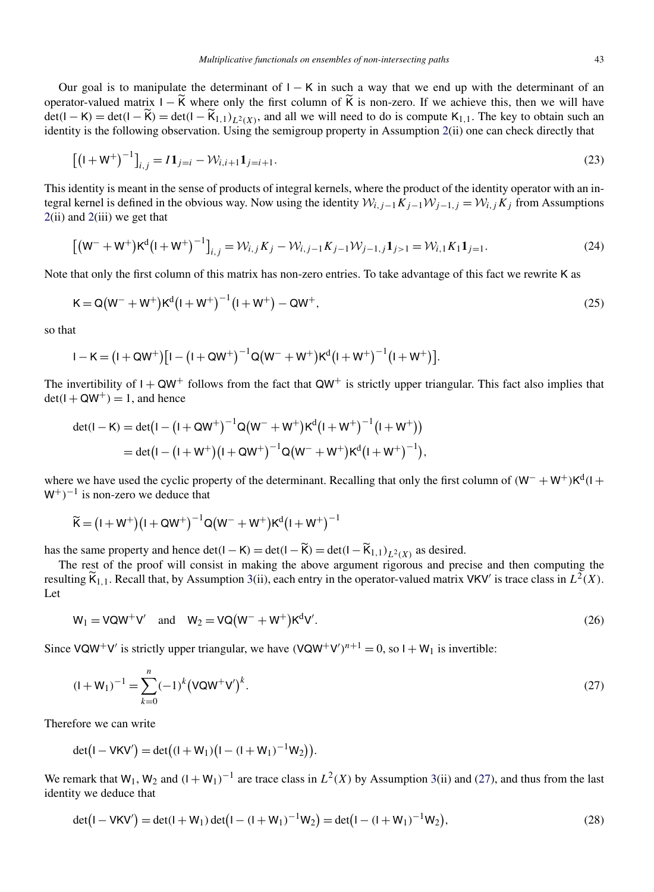Our goal is to manipulate the determinant of $\mathsf{I} - \mathsf{K}$ in such a way that we end up with the determinant of an operator-valued matrix $\mathsf{I} - \widetilde{\mathsf{K}}$ where only the first column of $\widetilde{\mathsf{K}}$ is non-zero. If we achieve this, then we will have $\det(\mathsf{I} - \mathsf{K}) = \det(\mathsf{I} - \widetilde{\mathsf{K}}) = \det(\mathsf{I} - \widetilde{\mathsf{K}}_{1,1})_{L^2(X)}$, and all we will need to do is compute $\mathsf{K}_{1,1}$. The key to obtain such an identity is the following observation. Using the semigroup property in Assumption 2(ii) one can check directly that

$$\big[\big(\mathsf{I} + \mathsf{W}^{+}\big)^{-1}\big]_{i,j} = I\mathbf{1}_{j=i} - \mathcal{W}_{i,i+1}\mathbf{1}_{j=i+1}. \tag{23}$$

This identity is meant in the sense of products of integral kernels, where the product of the identity operator with an integral kernel is defined in the obvious way. Now using the identity $\mathcal{W}_{i,j-1}K_{j-1}\mathcal{W}_{j-1,j} = \mathcal{W}_{i,j}K_j$ from Assumptions 2(ii) and 2(iii) we get that

$$\big[\big(\mathsf{W}^{-} + \mathsf{W}^{+}\big)\mathsf{K}^{\mathrm{d}}\big(\mathsf{I} + \mathsf{W}^{+}\big)^{-1}\big]_{i,j} = \mathcal{W}_{i,j}K_j - \mathcal{W}_{i,j-1}K_{j-1}\mathcal{W}_{j-1,j}\mathbf{1}_{j>1} = \mathcal{W}_{i,1}K_1\mathbf{1}_{j=1}. \tag{24}$$

Note that only the first column of this matrix has non-zero entries. To take advantage of this fact we rewrite $\mathsf{K}$ as

$$\mathsf{K} = \mathsf{Q}\big(\mathsf{W}^{-} + \mathsf{W}^{+}\big)\mathsf{K}^{\mathrm{d}}\big(\mathsf{I} + \mathsf{W}^{+}\big)^{-1}\big(\mathsf{I} + \mathsf{W}^{+}\big) - \mathsf{Q}\mathsf{W}^{+}, \tag{25}$$

so that

$$\mathsf{I} - \mathsf{K} = \big(\mathsf{I} + \mathsf{Q}\mathsf{W}^{+}\big)\big[\mathsf{I} - \big(\mathsf{I} + \mathsf{Q}\mathsf{W}^{+}\big)^{-1}\mathsf{Q}\big(\mathsf{W}^{-} + \mathsf{W}^{+}\big)\mathsf{K}^{\mathrm{d}}\big(\mathsf{I} + \mathsf{W}^{+}\big)^{-1}\big(\mathsf{I} + \mathsf{W}^{+}\big)\big].$$

The invertibility of $\mathsf{I} + \mathsf{Q}\mathsf{W}^{+}$ follows from the fact that $\mathsf{Q}\mathsf{W}^{+}$ is strictly upper triangular. This fact also implies that $\det(\mathsf{I} + \mathsf{Q}\mathsf{W}^{+}) = 1$, and hence

$$\begin{aligned}
\det(\mathsf{I} - \mathsf{K}) &= \det\big(\mathsf{I} - \big(\mathsf{I} + \mathsf{Q}\mathsf{W}^{+}\big)^{-1}\mathsf{Q}\big(\mathsf{W}^{-} + \mathsf{W}^{+}\big)\mathsf{K}^{\mathrm{d}}\big(\mathsf{I} + \mathsf{W}^{+}\big)^{-1}\big(\mathsf{I} + \mathsf{W}^{+}\big)\big) \\
&= \det\big(\mathsf{I} - \big(\mathsf{I} + \mathsf{W}^{+}\big)\big(\mathsf{I} + \mathsf{Q}\mathsf{W}^{+}\big)^{-1}\mathsf{Q}\big(\mathsf{W}^{-} + \mathsf{W}^{+}\big)\mathsf{K}^{\mathrm{d}}\big(\mathsf{I} + \mathsf{W}^{+}\big)^{-1}\big),
\end{aligned}$$

where we have used the cyclic property of the determinant. Recalling that only the first column of $(\mathsf{W}^{-} + \mathsf{W}^{+})\mathsf{K}^{\mathrm{d}}(\mathsf{I} + \mathsf{W}^{+})^{-1}$ is non-zero we deduce that

$$\widetilde{\mathsf{K}} = \big(\mathsf{I} + \mathsf{W}^{+}\big)\big(\mathsf{I} + \mathsf{Q}\mathsf{W}^{+}\big)^{-1}\mathsf{Q}\big(\mathsf{W}^{-} + \mathsf{W}^{+}\big)\mathsf{K}^{\mathrm{d}}\big(\mathsf{I} + \mathsf{W}^{+}\big)^{-1}$$

has the same property and hence $\det(\mathsf{I} - \mathsf{K}) = \det(\mathsf{I} - \widetilde{\mathsf{K}}) = \det(\mathsf{I} - \widetilde{\mathsf{K}}_{1,1})_{L^2(X)}$ as desired.

The rest of the proof will consist in making the above argument rigorous and precise and then computing the resulting $\widetilde{\mathsf{K}}_{1,1}$. Recall that, by Assumption 3(ii), each entry in the operator-valued matrix $\mathsf{V}\mathsf{K}\mathsf{V}'$ is trace class in $L^2(X)$. Let

$$\mathsf{W}_1 = \mathsf{V}\mathsf{Q}\mathsf{W}^{+}\mathsf{V}' \quad \text{and} \quad \mathsf{W}_2 = \mathsf{V}\mathsf{Q}\big(\mathsf{W}^{-} + \mathsf{W}^{+}\big)\mathsf{K}^{\mathrm{d}}\mathsf{V}'. \tag{26}$$

Since $\mathsf{V}\mathsf{Q}\mathsf{W}^{+}\mathsf{V}'$ is strictly upper triangular, we have $(\mathsf{V}\mathsf{Q}\mathsf{W}^{+}\mathsf{V}')^{n+1} = 0$, so $\mathsf{I} + \mathsf{W}_1$ is invertible:

$$(\mathsf{I} + \mathsf{W}_1)^{-1} = \sum_{k=0}^{n}(-1)^k\big(\mathsf{V}\mathsf{Q}\mathsf{W}^{+}\mathsf{V}'\big)^k. \tag{27}$$

Therefore we can write

$$\det\big(\mathsf{I} - \mathsf{V}\mathsf{K}\mathsf{V}'\big) = \det\big((\mathsf{I} + \mathsf{W}_1)\big(\mathsf{I} - (\mathsf{I} + \mathsf{W}_1)^{-1}\mathsf{W}_2\big)\big).$$

We remark that $\mathsf{W}_1$, $\mathsf{W}_2$ and $(\mathsf{I} + \mathsf{W}_1)^{-1}$ are trace class in $L^2(X)$ by Assumption 3(ii) and (27), and thus from the last identity we deduce that

$$\det\big(\mathsf{I} - \mathsf{V}\mathsf{K}\mathsf{V}'\big) = \det(\mathsf{I} + \mathsf{W}_1)\det\big(\mathsf{I} - (\mathsf{I} + \mathsf{W}_1)^{-1}\mathsf{W}_2\big) = \det\big(\mathsf{I} - (\mathsf{I} + \mathsf{W}_1)^{-1}\mathsf{W}_2\big), \tag{28}$$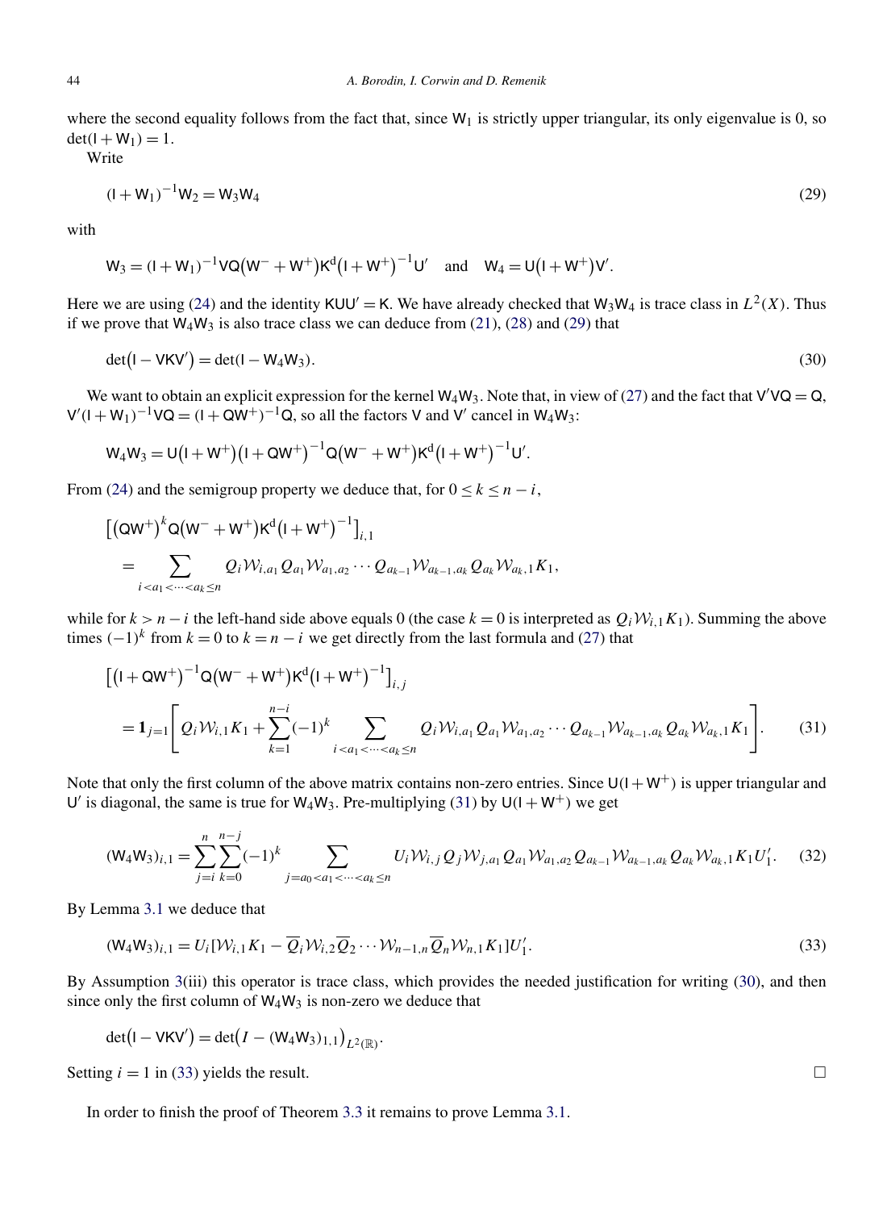where the second equality follows from the fact that, since $\mathsf{W}_1$ is strictly upper triangular, its only eigenvalue is 0, so $\det(\mathsf{I}+\mathsf{W}_1)=1$.

Write

$$(\mathsf{I}+\mathsf{W}_1)^{-1}\mathsf{W}_2=\mathsf{W}_3\mathsf{W}_4 \tag{29}$$

with

$$\mathsf{W}_3=(\mathsf{I}+\mathsf{W}_1)^{-1}\mathsf{V}\mathsf{Q}\big(\mathsf{W}^-+\mathsf{W}^+\big)\mathsf{K}^{\mathrm{d}}\big(\mathsf{I}+\mathsf{W}^+\big)^{-1}\mathsf{U}' \quad \text{and} \quad \mathsf{W}_4=\mathsf{U}\big(\mathsf{I}+\mathsf{W}^+\big)\mathsf{V}'.$$

Here we are using (24) and the identity $\mathsf{K}\mathsf{U}\mathsf{U}'=\mathsf{K}$. We have already checked that $\mathsf{W}_3\mathsf{W}_4$ is trace class in $L^2(X)$. Thus if we prove that $\mathsf{W}_4\mathsf{W}_3$ is also trace class we can deduce from (21), (28) and (29) that

$$\det\big(\mathsf{I}-\mathsf{V}\mathsf{K}\mathsf{V}'\big)=\det(\mathsf{I}-\mathsf{W}_4\mathsf{W}_3). \tag{30}$$

We want to obtain an explicit expression for the kernel $\mathsf{W}_4\mathsf{W}_3$. Note that, in view of (27) and the fact that $\mathsf{V}'\mathsf{V}\mathsf{Q}=\mathsf{Q}$, $\mathsf{V}'(\mathsf{I}+\mathsf{W}_1)^{-1}\mathsf{V}\mathsf{Q}=(\mathsf{I}+\mathsf{Q}\mathsf{W}^+)^{-1}\mathsf{Q}$, so all the factors $\mathsf{V}$ and $\mathsf{V}'$ cancel in $\mathsf{W}_4\mathsf{W}_3$:

$$\mathsf{W}_4\mathsf{W}_3=\mathsf{U}\big(\mathsf{I}+\mathsf{W}^+\big)\big(\mathsf{I}+\mathsf{Q}\mathsf{W}^+\big)^{-1}\mathsf{Q}\big(\mathsf{W}^-+\mathsf{W}^+\big)\mathsf{K}^{\mathrm{d}}\big(\mathsf{I}+\mathsf{W}^+\big)^{-1}\mathsf{U}'.$$

From (24) and the semigroup property we deduce that, for $0\le k\le n-i$,

$$\begin{aligned}
&\big[\big(\mathsf{Q}\mathsf{W}^+\big)^k\mathsf{Q}\big(\mathsf{W}^-+\mathsf{W}^+\big)\mathsf{K}^{\mathrm{d}}\big(\mathsf{I}+\mathsf{W}^+\big)^{-1}\big]_{i,1}\\
&\quad=\sum_{i<a_1<\cdots<a_k\le n} Q_i\mathcal{W}_{i,a_1}Q_{a_1}\mathcal{W}_{a_1,a_2}\cdots Q_{a_{k-1}}\mathcal{W}_{a_{k-1},a_k}Q_{a_k}\mathcal{W}_{a_k,1}K_1,
\end{aligned}$$

while for $k>n-i$ the left-hand side above equals 0 (the case $k=0$ is interpreted as $Q_i\mathcal{W}_{i,1}K_1$). Summing the above times $(-1)^k$ from $k=0$ to $k=n-i$ we get directly from the last formula and (27) that

$$\begin{aligned}
&\big[\big(\mathsf{I}+\mathsf{Q}\mathsf{W}^+\big)^{-1}\mathsf{Q}\big(\mathsf{W}^-+\mathsf{W}^+\big)\mathsf{K}^{\mathrm{d}}\big(\mathsf{I}+\mathsf{W}^+\big)^{-1}\big]_{i,j}\\
&\quad=\mathbf{1}_{j=1}\Bigg[Q_i\mathcal{W}_{i,1}K_1+\sum_{k=1}^{n-i}(-1)^k\sum_{i<a_1<\cdots<a_k\le n}Q_i\mathcal{W}_{i,a_1}Q_{a_1}\mathcal{W}_{a_1,a_2}\cdots Q_{a_{k-1}}\mathcal{W}_{a_{k-1},a_k}Q_{a_k}\mathcal{W}_{a_k,1}K_1\Bigg].
\end{aligned} \tag{31}$$

Note that only the first column of the above matrix contains non-zero entries. Since $\mathsf{U}(\mathsf{I}+\mathsf{W}^+)$ is upper triangular and $\mathsf{U}'$ is diagonal, the same is true for $\mathsf{W}_4\mathsf{W}_3$. Pre-multiplying (31) by $\mathsf{U}(\mathsf{I}+\mathsf{W}^+)$ we get

$$(\mathsf{W}_4\mathsf{W}_3)_{i,1}=\sum_{j=i}^{n}\sum_{k=0}^{n-j}(-1)^k\sum_{j=a_0<a_1<\cdots<a_k\le n}U_i\mathcal{W}_{i,j}Q_j\mathcal{W}_{j,a_1}Q_{a_1}\mathcal{W}_{a_1,a_2}Q_{a_{k-1}}\mathcal{W}_{a_{k-1},a_k}Q_{a_k}\mathcal{W}_{a_k,1}K_1U_1'. \tag{32}$$

By Lemma 3.1 we deduce that

$$(\mathsf{W}_4\mathsf{W}_3)_{i,1}=U_i\big[\mathcal{W}_{i,1}K_1-\overline{Q}_i\mathcal{W}_{i,2}\overline{Q}_2\cdots\mathcal{W}_{n-1,n}\overline{Q}_n\mathcal{W}_{n,1}K_1\big]U_1'. \tag{33}$$

By Assumption 3(iii) this operator is trace class, which provides the needed justification for writing (30), and then since only the first column of $\mathsf{W}_4\mathsf{W}_3$ is non-zero we deduce that

$$\det\big(\mathsf{I}-\mathsf{V}\mathsf{K}\mathsf{V}'\big)=\det\big(I-(\mathsf{W}_4\mathsf{W}_3)_{1,1}\big)_{L^2(\mathbb{R})}.$$

Setting $i=1$ in (33) yields the result. $\square$

In order to finish the proof of Theorem 3.3 it remains to prove Lemma 3.1.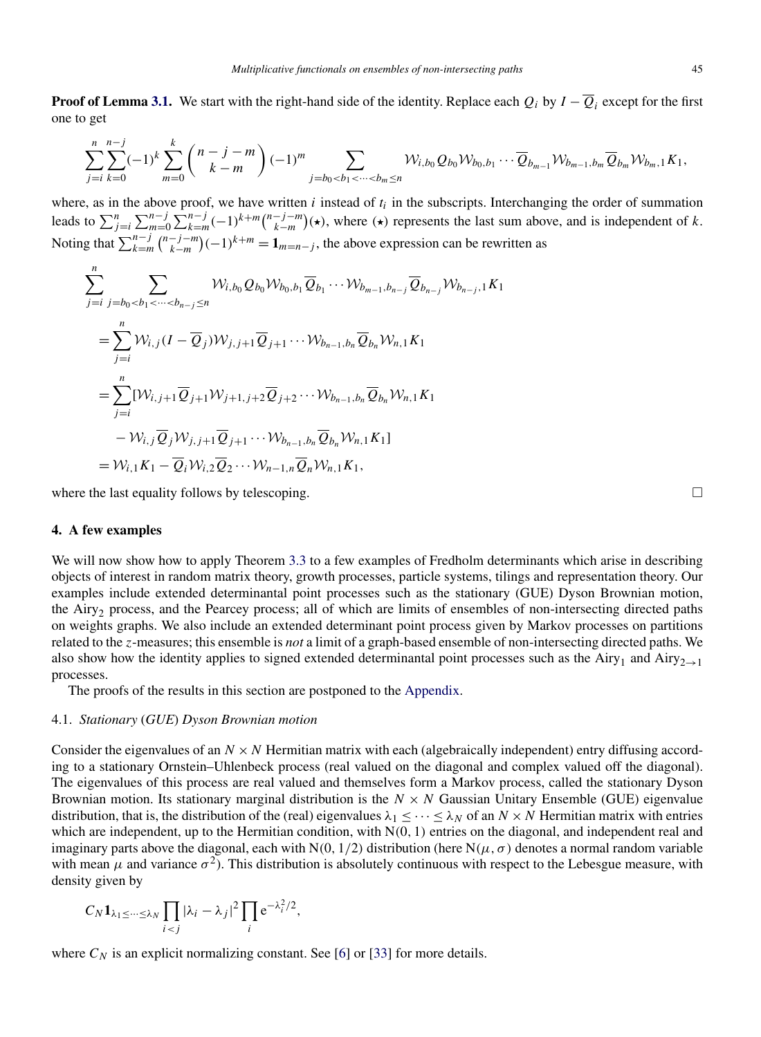**Proof of Lemma 3.1.** We start with the right-hand side of the identity. Replace each $Q_i$ by $I - \overline{Q}_i$ except for the first one to get

$$\sum_{j=i}^{n}\sum_{k=0}^{n-j}(-1)^k \sum_{m=0}^{k}\binom{n-j-m}{k-m}(-1)^m \sum_{j=b_0<b_1<\cdots<b_m\le n} \mathcal{W}_{i,b_0} Q_{b_0} \mathcal{W}_{b_0,b_1}\cdots \overline{Q}_{b_{m-1}} \mathcal{W}_{b_{m-1},b_m} \overline{Q}_{b_m} \mathcal{W}_{b_m,1} K_1,$$

where, as in the above proof, we have written $i$ instead of $t_i$ in the subscripts. Interchanging the order of summation leads to $\sum_{j=i}^{n}\sum_{m=0}^{n-j}\sum_{k=m}^{n-j}(-1)^{k+m}\binom{n-j-m}{k-m}(\star)$, where $(\star)$ represents the last sum above, and is independent of $k$. Noting that $\sum_{k=m}^{n-j}\binom{n-j-m}{k-m}(-1)^{k+m} = \mathbf{1}_{m=n-j}$, the above expression can be rewritten as

$$\begin{aligned}
&\sum_{j=i}^{n}\sum_{j=b_0<b_1<\cdots<b_{n-j}\le n} \mathcal{W}_{i,b_0} Q_{b_0} \mathcal{W}_{b_0,b_1} \overline{Q}_{b_1}\cdots \mathcal{W}_{b_{m-1},b_{n-j}} \overline{Q}_{b_{n-j}} \mathcal{W}_{b_{n-j},1} K_1 \\
&\quad = \sum_{j=i}^{n} \mathcal{W}_{i,j}(I-\overline{Q}_j)\mathcal{W}_{j,j+1}\overline{Q}_{j+1}\cdots \mathcal{W}_{b_{n-1},b_n}\overline{Q}_{b_n}\mathcal{W}_{n,1}K_1 \\
&\quad = \sum_{j=i}^{n} [\mathcal{W}_{i,j+1}\overline{Q}_{j+1}\mathcal{W}_{j+1,j+2}\overline{Q}_{j+2}\cdots \mathcal{W}_{b_{n-1},b_n}\overline{Q}_{b_n}\mathcal{W}_{n,1}K_1 \\
&\qquad - \mathcal{W}_{i,j}\overline{Q}_j\mathcal{W}_{j,j+1}\overline{Q}_{j+1}\cdots \mathcal{W}_{b_{n-1},b_n}\overline{Q}_{b_n}\mathcal{W}_{n,1}K_1] \\
&\quad = \mathcal{W}_{i,1}K_1 - \overline{Q}_i\mathcal{W}_{i,2}\overline{Q}_2\cdots \mathcal{W}_{n-1,n}\overline{Q}_n\mathcal{W}_{n,1}K_1,
\end{aligned}$$

where the last equality follows by telescoping. □

## 4. A few examples

We will now show how to apply Theorem 3.3 to a few examples of Fredholm determinants which arise in describing objects of interest in random matrix theory, growth processes, particle systems, tilings and representation theory. Our examples include extended determinantal point processes such as the stationary (GUE) Dyson Brownian motion, the $\mathrm{Airy}_2$ process, and the Pearcey process; all of which are limits of ensembles of non-intersecting directed paths on weights graphs. We also include an extended determinant point process given by Markov processes on partitions related to the $z$-measures; this ensemble is *not* a limit of a graph-based ensemble of non-intersecting directed paths. We also show how the identity applies to signed extended determinantal point processes such as the $\mathrm{Airy}_1$ and $\mathrm{Airy}_{2\to 1}$ processes.

The proofs of the results in this section are postponed to the Appendix.

### 4.1. *Stationary* (*GUE*) *Dyson Brownian motion*

Consider the eigenvalues of an $N \times N$ Hermitian matrix with each (algebraically independent) entry diffusing according to a stationary Ornstein–Uhlenbeck process (real valued on the diagonal and complex valued off the diagonal). The eigenvalues of this process are real valued and themselves form a Markov process, called the stationary Dyson Brownian motion. Its stationary marginal distribution is the $N \times N$ Gaussian Unitary Ensemble (GUE) eigenvalue distribution, that is, the distribution of the (real) eigenvalues $\lambda_1 \le \cdots \le \lambda_N$ of an $N \times N$ Hermitian matrix with entries which are independent, up to the Hermitian condition, with $\mathrm{N}(0,1)$ entries on the diagonal, and independent real and imaginary parts above the diagonal, each with $\mathrm{N}(0,1/2)$ distribution (here $\mathrm{N}(\mu,\sigma)$ denotes a normal random variable with mean $\mu$ and variance $\sigma^2$). This distribution is absolutely continuous with respect to the Lebesgue measure, with density given by

$$C_N \mathbf{1}_{\lambda_1\le\cdots\le\lambda_N}\prod_{i<j}|\lambda_i-\lambda_j|^2\prod_i \mathrm{e}^{-\lambda_i^2/2},$$

where $C_N$ is an explicit normalizing constant. See [6] or [33] for more details.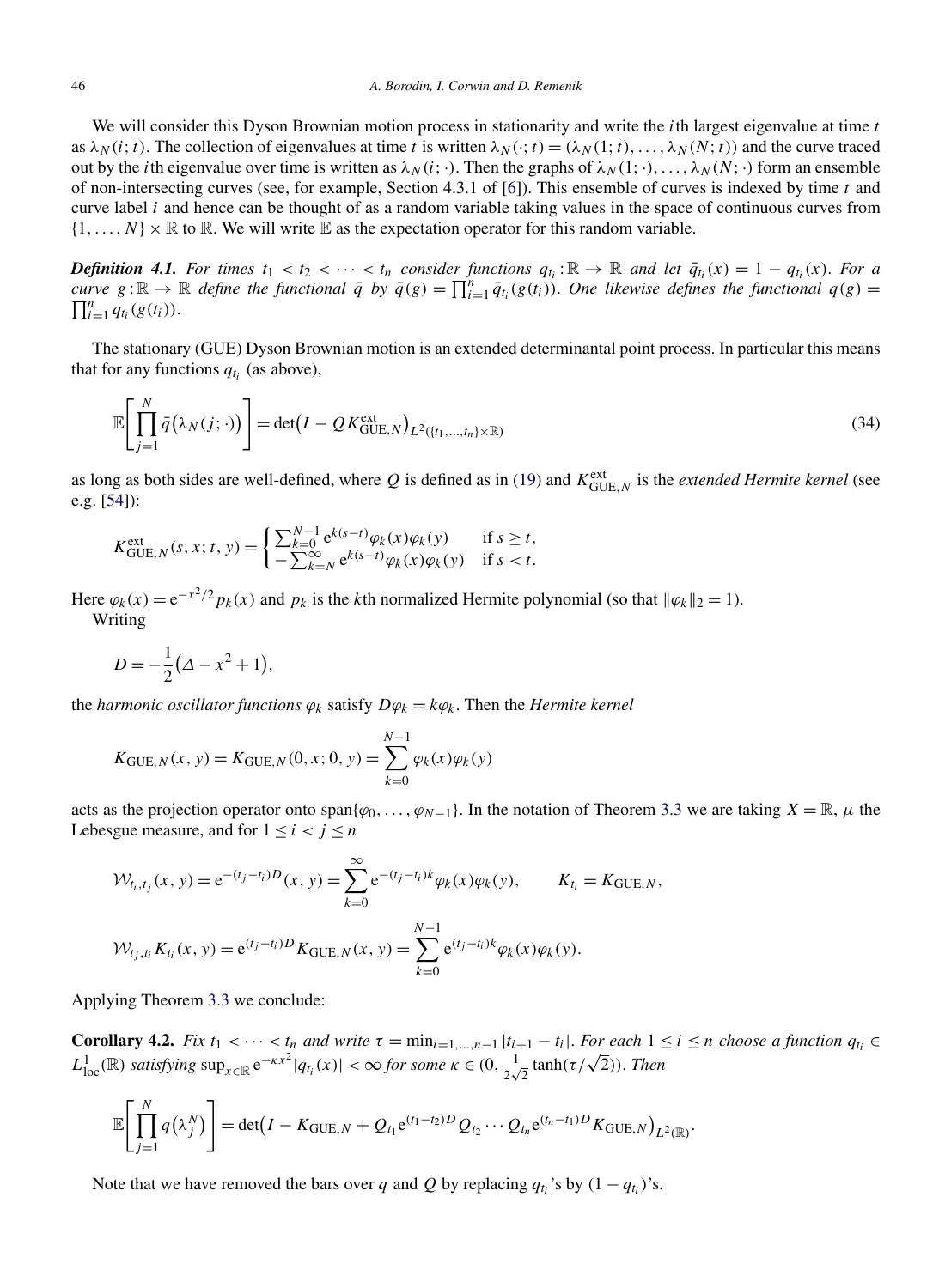We will consider this Dyson Brownian motion process in stationarity and write the $i$th largest eigenvalue at time $t$ as $\lambda_N(i;t)$. The collection of eigenvalues at time $t$ is written $\lambda_N(\cdot;t) = (\lambda_N(1;t), \dots, \lambda_N(N;t))$ and the curve traced out by the $i$th eigenvalue over time is written as $\lambda_N(i;\cdot)$. Then the graphs of $\lambda_N(1;\cdot), \dots, \lambda_N(N;\cdot)$ form an ensemble of non-intersecting curves (see, for example, Section 4.3.1 of [6]). This ensemble of curves is indexed by time $t$ and curve label $i$ and hence can be thought of as a random variable taking values in the space of continuous curves from $\{1, \dots, N\} \times \mathbb{R}$ to $\mathbb{R}$. We will write $\mathbb{E}$ as the expectation operator for this random variable.

***Definition 4.1.*** *For times $t_1 < t_2 < \cdots < t_n$ consider functions $q_{t_i} : \mathbb{R} \to \mathbb{R}$ and let $\bar{q}_{t_i}(x) = 1 - q_{t_i}(x)$. For a curve $g : \mathbb{R} \to \mathbb{R}$ define the functional $\bar{q}$ by $\bar{q}(g) = \prod_{i=1}^{n} \bar{q}_{t_i}(g(t_i))$. One likewise defines the functional $q(g) = \prod_{i=1}^{n} q_{t_i}(g(t_i))$.*

The stationary (GUE) Dyson Brownian motion is an extended determinantal point process. In particular this means that for any functions $q_{t_i}$ (as above),

$$\mathbb{E}\left[\prod_{j=1}^{N} \bar{q}\big(\lambda_N(j;\cdot)\big)\right] = \det\big(I - QK^{\mathrm{ext}}_{\mathrm{GUE},N}\big)_{L^2(\{t_1,\dots,t_n\}\times\mathbb{R})} \tag{34}$$

as long as both sides are well-defined, where $Q$ is defined as in (19) and $K^{\mathrm{ext}}_{\mathrm{GUE},N}$ is the *extended Hermite kernel* (see e.g. [54]):

$$K^{\mathrm{ext}}_{\mathrm{GUE},N}(s,x;t,y) = \begin{cases} \sum_{k=0}^{N-1} \mathrm{e}^{k(s-t)} \varphi_k(x)\varphi_k(y) & \text{if } s \geq t, \\ -\sum_{k=N}^{\infty} \mathrm{e}^{k(s-t)} \varphi_k(x)\varphi_k(y) & \text{if } s < t. \end{cases}$$

Here $\varphi_k(x) = \mathrm{e}^{-x^2/2} p_k(x)$ and $p_k$ is the $k$th normalized Hermite polynomial (so that $\|\varphi_k\|_2 = 1$).

Writing

$$D = -\frac{1}{2}\big(\Delta - x^2 + 1\big),$$

the *harmonic oscillator functions* $\varphi_k$ satisfy $D\varphi_k = k\varphi_k$. Then the *Hermite kernel*

$$K_{\mathrm{GUE},N}(x,y) = K_{\mathrm{GUE},N}(0,x;0,y) = \sum_{k=0}^{N-1} \varphi_k(x)\varphi_k(y)$$

acts as the projection operator onto $\mathrm{span}\{\varphi_0, \dots, \varphi_{N-1}\}$. In the notation of Theorem 3.3 we are taking $X = \mathbb{R}$, $\mu$ the Lebesgue measure, and for $1 \leq i < j \leq n$

$$\mathcal{W}_{t_i,t_j}(x,y) = \mathrm{e}^{-(t_j-t_i)D}(x,y) = \sum_{k=0}^{\infty} \mathrm{e}^{-(t_j-t_i)k} \varphi_k(x)\varphi_k(y), \qquad K_{t_i} = K_{\mathrm{GUE},N},$$

$$\mathcal{W}_{t_j,t_i} K_{t_i}(x,y) = \mathrm{e}^{(t_j-t_i)D} K_{\mathrm{GUE},N}(x,y) = \sum_{k=0}^{N-1} \mathrm{e}^{(t_j-t_i)k} \varphi_k(x)\varphi_k(y).$$

Applying Theorem 3.3 we conclude:

**Corollary 4.2.** *Fix $t_1 < \cdots < t_n$ and write $\tau = \min_{i=1,\dots,n-1} |t_{i+1} - t_i|$. For each $1 \leq i \leq n$ choose a function $q_{t_i} \in L^1_{\mathrm{loc}}(\mathbb{R})$ satisfying $\sup_{x\in\mathbb{R}} \mathrm{e}^{-\kappa x^2} |q_{t_i}(x)| < \infty$ for some $\kappa \in (0, \frac{1}{2\sqrt{2}} \tanh(\tau/\sqrt{2}))$. Then*

$$\mathbb{E}\left[\prod_{j=1}^{N} q\big(\lambda^N_j\big)\right] = \det\big(I - K_{\mathrm{GUE},N} + Q_{t_1} \mathrm{e}^{(t_1-t_2)D} Q_{t_2} \cdots Q_{t_n} \mathrm{e}^{(t_n-t_1)D} K_{\mathrm{GUE},N}\big)_{L^2(\mathbb{R})}.$$

Note that we have removed the bars over $q$ and $Q$ by replacing $q_{t_i}$'s by $(1 - q_{t_i})$'s.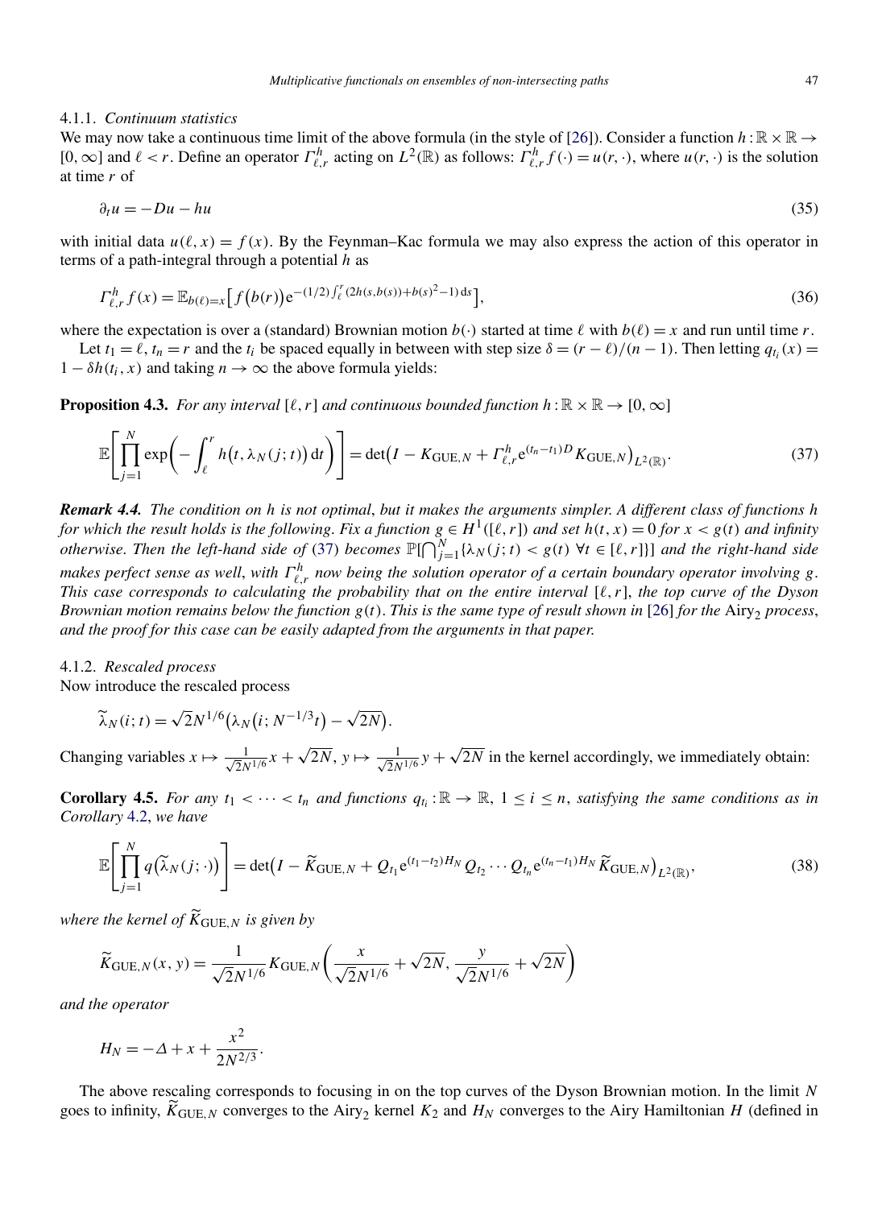#### 4.1.1. *Continuum statistics*

We may now take a continuous time limit of the above formula (in the style of [26]). Consider a function $h : \mathbb{R} \times \mathbb{R} \to [0, \infty]$ and $\ell < r$. Define an operator $\Gamma^h_{\ell,r}$ acting on $L^2(\mathbb{R})$ as follows: $\Gamma^h_{\ell,r} f(\cdot) = u(r, \cdot)$, where $u(r, \cdot)$ is the solution at time $r$ of

$$\partial_t u = -Du - hu \tag{35}$$

with initial data $u(\ell, x) = f(x)$. By the Feynman–Kac formula we may also express the action of this operator in terms of a path-integral through a potential $h$ as

$$\Gamma^h_{\ell,r} f(x) = \mathbb{E}_{b(\ell)=x}\big[f\big(b(r)\big)e^{-(1/2)\int_\ell^r (2h(s,b(s))+b(s)^2-1)\,ds}\big], \tag{36}$$

where the expectation is over a (standard) Brownian motion $b(\cdot)$ started at time $\ell$ with $b(\ell) = x$ and run until time $r$.

Let $t_1 = \ell$, $t_n = r$ and the $t_i$ be spaced equally in between with step size $\delta = (r - \ell)/(n - 1)$. Then letting $q_{t_i}(x) = 1 - \delta h(t_i, x)$ and taking $n \to \infty$ the above formula yields:

**Proposition 4.3.** *For any interval $[\ell, r]$ and continuous bounded function $h : \mathbb{R} \times \mathbb{R} \to [0, \infty]$*

$$\mathbb{E}\left[\prod_{j=1}^N \exp\left(-\int_\ell^r h\big(t, \lambda_N(j;t)\big)\,dt\right)\right] = \det\big(I - K_{\mathrm{GUE},N} + \Gamma^h_{\ell,r} e^{(t_n-t_1)D} K_{\mathrm{GUE},N}\big)_{L^2(\mathbb{R})}. \tag{37}$$

***Remark 4.4.*** *The condition on $h$ is not optimal, but it makes the arguments simpler. A different class of functions $h$ for which the result holds is the following. Fix a function $g \in H^1([\ell, r])$ and set $h(t, x) = 0$ for $x < g(t)$ and infinity otherwise. Then the left-hand side of* (37) *becomes $\mathbb{P}[\bigcap_{j=1}^N \{\lambda_N(j;t) < g(t)\ \forall t \in [\ell, r]\}]$ and the right-hand side makes perfect sense as well, with $\Gamma^h_{\ell,r}$ now being the solution operator of a certain boundary operator involving $g$. This case corresponds to calculating the probability that on the entire interval $[\ell, r]$, the top curve of the Dyson Brownian motion remains below the function $g(t)$. This is the same type of result shown in* [26] *for the* $\mathrm{Airy}_2$ *process, and the proof for this case can be easily adapted from the arguments in that paper.*

#### 4.1.2. *Rescaled process*

Now introduce the rescaled process

$$\widetilde{\lambda}_N(i;t) = \sqrt{2}N^{1/6}\big(\lambda_N\big(i; N^{-1/3}t\big) - \sqrt{2N}\big).$$

Changing variables $x \mapsto \frac{1}{\sqrt{2}N^{1/6}}x + \sqrt{2N}$, $y \mapsto \frac{1}{\sqrt{2}N^{1/6}}y + \sqrt{2N}$ in the kernel accordingly, we immediately obtain:

**Corollary 4.5.** *For any $t_1 < \cdots < t_n$ and functions $q_{t_i} : \mathbb{R} \to \mathbb{R}$, $1 \le i \le n$, satisfying the same conditions as in Corollary* 4.2, *we have*

$$\mathbb{E}\left[\prod_{j=1}^N q\big(\widetilde{\lambda}_N(j;\cdot)\big)\right] = \det\big(I - \widetilde{K}_{\mathrm{GUE},N} + Q_{t_1} e^{(t_1-t_2)H_N} Q_{t_2} \cdots Q_{t_n} e^{(t_n-t_1)H_N} \widetilde{K}_{\mathrm{GUE},N}\big)_{L^2(\mathbb{R})}, \tag{38}$$

*where the kernel of $\widetilde{K}_{\mathrm{GUE},N}$ is given by*

$$\widetilde{K}_{\mathrm{GUE},N}(x,y) = \frac{1}{\sqrt{2}N^{1/6}} K_{\mathrm{GUE},N}\left(\frac{x}{\sqrt{2}N^{1/6}} + \sqrt{2N}, \frac{y}{\sqrt{2}N^{1/6}} + \sqrt{2N}\right)$$

*and the operator*

$$H_N = -\Delta + x + \frac{x^2}{2N^{2/3}}.$$

The above rescaling corresponds to focusing in on the top curves of the Dyson Brownian motion. In the limit $N$ goes to infinity, $\widetilde{K}_{\mathrm{GUE},N}$ converges to the $\mathrm{Airy}_2$ kernel $K_2$ and $H_N$ converges to the Airy Hamiltonian $H$ (defined in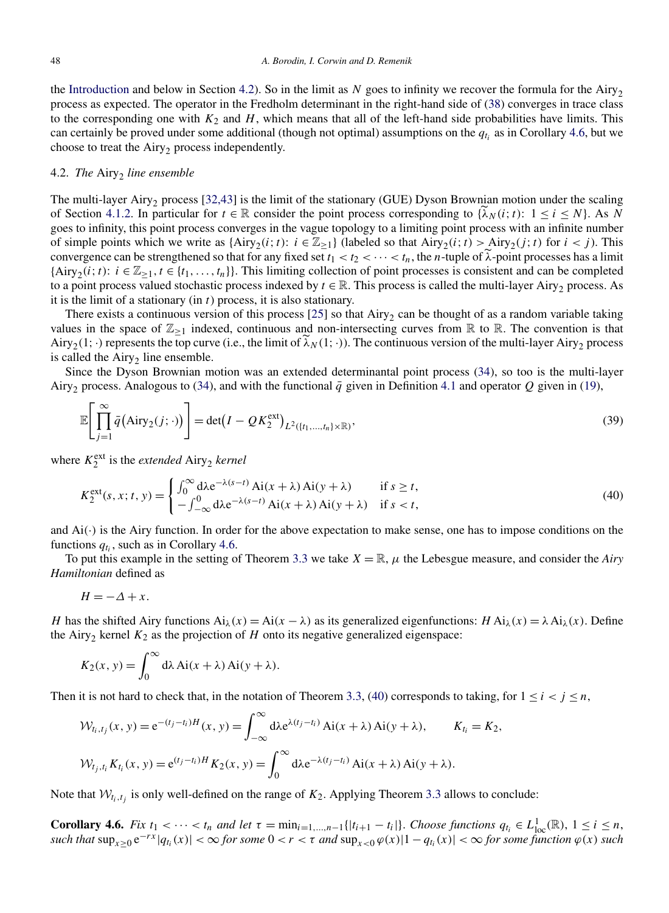the Introduction and below in Section 4.2). So in the limit as $N$ goes to infinity we recover the formula for the $\mathrm{Airy}_2$ process as expected. The operator in the Fredholm determinant in the right-hand side of (38) converges in trace class to the corresponding one with $K_2$ and $H$, which means that all of the left-hand side probabilities have limits. This can certainly be proved under some additional (though not optimal) assumptions on the $q_{t_i}$ as in Corollary 4.6, but we choose to treat the $\mathrm{Airy}_2$ process independently.

### 4.2. *The* $\mathrm{Airy}_2$ *line ensemble*

The multi-layer $\mathrm{Airy}_2$ process [32,43] is the limit of the stationary (GUE) Dyson Brownian motion under the scaling of Section 4.1.2. In particular for $t \in \mathbb{R}$ consider the point process corresponding to $\{\widetilde{\lambda}_N(i;t)\colon 1 \le i \le N\}$. As $N$ goes to infinity, this point process converges in the vague topology to a limiting point process with an infinite number of simple points which we write as $\{\mathrm{Airy}_2(i;t)\colon i \in \mathbb{Z}_{\ge 1}\}$ (labeled so that $\mathrm{Airy}_2(i;t) > \mathrm{Airy}_2(j;t)$ for $i < j$). This convergence can be strengthened so that for any fixed set $t_1 < t_2 < \cdots < t_n$, the $n$-tuple of $\widetilde{\lambda}$-point processes has a limit $\{\mathrm{Airy}_2(i;t)\colon i \in \mathbb{Z}_{\ge 1}, t \in \{t_1, \ldots, t_n\}\}$. This limiting collection of point processes is consistent and can be completed to a point process valued stochastic process indexed by $t \in \mathbb{R}$. This process is called the multi-layer $\mathrm{Airy}_2$ process. As it is the limit of a stationary (in $t$) process, it is also stationary.

There exists a continuous version of this process [25] so that $\mathrm{Airy}_2$ can be thought of as a random variable taking values in the space of $\mathbb{Z}_{\ge 1}$ indexed, continuous and non-intersecting curves from $\mathbb{R}$ to $\mathbb{R}$. The convention is that $\mathrm{Airy}_2(1;\cdot)$ represents the top curve (i.e., the limit of $\widetilde{\lambda}_N(1;\cdot)$). The continuous version of the multi-layer $\mathrm{Airy}_2$ process is called the $\mathrm{Airy}_2$ line ensemble.

Since the Dyson Brownian motion was an extended determinantal point process (34), so too is the multi-layer $\mathrm{Airy}_2$ process. Analogous to (34), and with the functional $\bar{q}$ given in Definition 4.1 and operator $Q$ given in (19),

$$
\mathbb{E}\left[\prod_{j=1}^{\infty} \bar{q}\big(\mathrm{Airy}_2(j;\cdot)\big)\right] = \det\big(I - QK_2^{\mathrm{ext}}\big)_{L^2(\{t_1,\ldots,t_n\}\times\mathbb{R})}, \tag{39}
$$

where $K_2^{\mathrm{ext}}$ is the *extended* $\mathrm{Airy}_2$ *kernel*

$$
K_2^{\mathrm{ext}}(s,x;t,y) = \begin{cases} \int_0^{\infty} \mathrm{d}\lambda\, \mathrm{e}^{-\lambda(s-t)}\, \mathrm{Ai}(x+\lambda)\,\mathrm{Ai}(y+\lambda) & \text{if } s \ge t, \\ -\int_{-\infty}^{0} \mathrm{d}\lambda\, \mathrm{e}^{-\lambda(s-t)}\, \mathrm{Ai}(x+\lambda)\,\mathrm{Ai}(y+\lambda) & \text{if } s < t, \end{cases} \tag{40}
$$

and $\mathrm{Ai}(\cdot)$ is the Airy function. In order for the above expectation to make sense, one has to impose conditions on the functions $q_{t_i}$, such as in Corollary 4.6.

To put this example in the setting of Theorem 3.3 we take $X = \mathbb{R}$, $\mu$ the Lebesgue measure, and consider the *Airy Hamiltonian* defined as

$$
H = -\Delta + x.
$$

$H$ has the shifted Airy functions $\mathrm{Ai}_\lambda(x) = \mathrm{Ai}(x-\lambda)$ as its generalized eigenfunctions: $H\,\mathrm{Ai}_\lambda(x) = \lambda\,\mathrm{Ai}_\lambda(x)$. Define the $\mathrm{Airy}_2$ kernel $K_2$ as the projection of $H$ onto its negative generalized eigenspace:

$$
K_2(x,y) = \int_0^{\infty} \mathrm{d}\lambda\, \mathrm{Ai}(x+\lambda)\,\mathrm{Ai}(y+\lambda).
$$

Then it is not hard to check that, in the notation of Theorem 3.3, (40) corresponds to taking, for $1 \le i < j \le n$,

$$
\mathcal{W}_{t_i,t_j}(x,y) = \mathrm{e}^{-(t_j-t_i)H}(x,y) = \int_{-\infty}^{\infty} \mathrm{d}\lambda\, \mathrm{e}^{\lambda(t_j-t_i)}\, \mathrm{Ai}(x+\lambda)\,\mathrm{Ai}(y+\lambda), \qquad K_{t_i} = K_2,
$$

$$
\mathcal{W}_{t_j,t_i}K_{t_i}(x,y) = \mathrm{e}^{(t_j-t_i)H}K_2(x,y) = \int_0^{\infty} \mathrm{d}\lambda\, \mathrm{e}^{-\lambda(t_j-t_i)}\, \mathrm{Ai}(x+\lambda)\,\mathrm{Ai}(y+\lambda).
$$

Note that $\mathcal{W}_{t_i,t_j}$ is only well-defined on the range of $K_2$. Applying Theorem 3.3 allows to conclude:

**Corollary 4.6.** *Fix $t_1 < \cdots < t_n$ and let $\tau = \min_{i=1,\ldots,n-1}\{|t_{i+1} - t_i|\}$. Choose functions $q_{t_i} \in L^1_{\mathrm{loc}}(\mathbb{R})$, $1 \le i \le n$, such that $\sup_{x\ge 0} \mathrm{e}^{-rx}|q_{t_i}(x)| < \infty$ for some $0 < r < \tau$ and $\sup_{x<0} \varphi(x)|1 - q_{t_i}(x)| < \infty$ for some function $\varphi(x)$ such*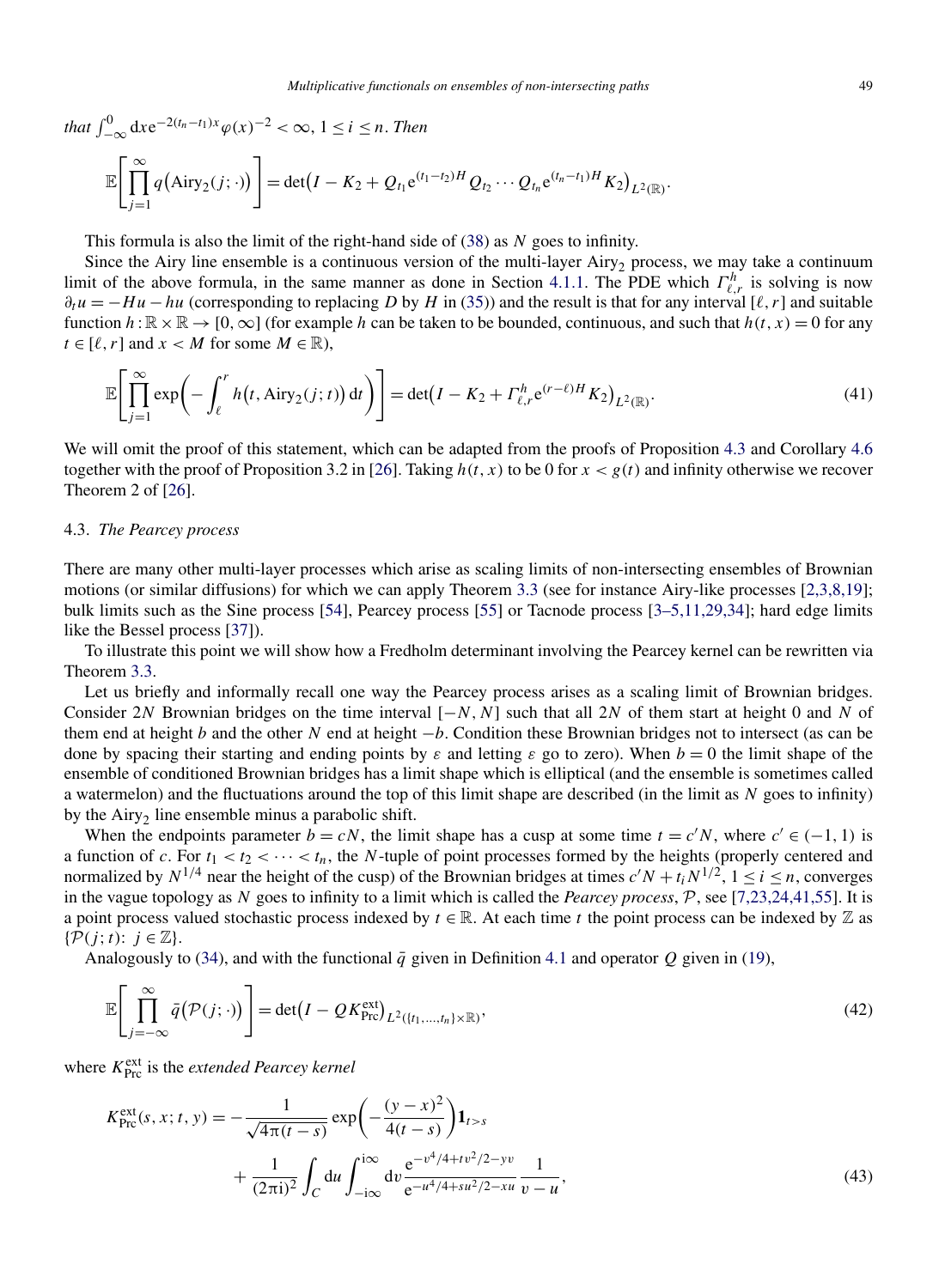*that* $\int_{-\infty}^{0} \mathrm{d}x \mathrm{e}^{-2(t_n - t_1)x} \varphi(x)^{-2} < \infty$, $1 \le i \le n$. *Then*

$$\mathbb{E}\left[\prod_{j=1}^{\infty} q\big(\mathrm{Airy}_2(j;\cdot)\big)\right] = \det\big(I - K_2 + Q_{t_1} \mathrm{e}^{(t_1-t_2)H} Q_{t_2} \cdots Q_{t_n} \mathrm{e}^{(t_n-t_1)H} K_2\big)_{L^2(\mathbb{R})}.$$

This formula is also the limit of the right-hand side of (38) as $N$ goes to infinity.

Since the Airy line ensemble is a continuous version of the multi-layer $\mathrm{Airy}_2$ process, we may take a continuum limit of the above formula, in the same manner as done in Section 4.1.1. The PDE which $\Gamma_{\ell,r}^h$ is solving is now $\partial_t u = -Hu - hu$ (corresponding to replacing $D$ by $H$ in (35)) and the result is that for any interval $[\ell, r]$ and suitable function $h : \mathbb{R} \times \mathbb{R} \to [0, \infty]$ (for example $h$ can be taken to be bounded, continuous, and such that $h(t, x) = 0$ for any $t \in [\ell, r]$ and $x < M$ for some $M \in \mathbb{R}$),

$$\mathbb{E}\left[\prod_{j=1}^{\infty} \exp\left(-\int_{\ell}^{r} h\big(t, \mathrm{Airy}_2(j;t)\big)\,\mathrm{d}t\right)\right] = \det\big(I - K_2 + \Gamma_{\ell,r}^h \mathrm{e}^{(r-\ell)H} K_2\big)_{L^2(\mathbb{R})}. \tag{41}$$

We will omit the proof of this statement, which can be adapted from the proofs of Proposition 4.3 and Corollary 4.6 together with the proof of Proposition 3.2 in [26]. Taking $h(t, x)$ to be 0 for $x < g(t)$ and infinity otherwise we recover Theorem 2 of [26].

### 4.3. *The Pearcey process*

There are many other multi-layer processes which arise as scaling limits of non-intersecting ensembles of Brownian motions (or similar diffusions) for which we can apply Theorem 3.3 (see for instance Airy-like processes [2,3,8,19]; bulk limits such as the Sine process [54], Pearcey process [55] or Tacnode process [3–5,11,29,34]; hard edge limits like the Bessel process [37]).

To illustrate this point we will show how a Fredholm determinant involving the Pearcey kernel can be rewritten via Theorem 3.3.

Let us briefly and informally recall one way the Pearcey process arises as a scaling limit of Brownian bridges. Consider $2N$ Brownian bridges on the time interval $[-N, N]$ such that all $2N$ of them start at height 0 and $N$ of them end at height $b$ and the other $N$ end at height $-b$. Condition these Brownian bridges not to intersect (as can be done by spacing their starting and ending points by $\varepsilon$ and letting $\varepsilon$ go to zero). When $b = 0$ the limit shape of the ensemble of conditioned Brownian bridges has a limit shape which is elliptical (and the ensemble is sometimes called a watermelon) and the fluctuations around the top of this limit shape are described (in the limit as $N$ goes to infinity) by the $\mathrm{Airy}_2$ line ensemble minus a parabolic shift.

When the endpoints parameter $b = cN$, the limit shape has a cusp at some time $t = c'N$, where $c' \in (-1, 1)$ is a function of $c$. For $t_1 < t_2 < \cdots < t_n$, the $N$-tuple of point processes formed by the heights (properly centered and normalized by $N^{1/4}$ near the height of the cusp) of the Brownian bridges at times $c'N + t_i N^{1/2}$, $1 \le i \le n$, converges in the vague topology as $N$ goes to infinity to a limit which is called the *Pearcey process*, $\mathcal{P}$, see [7,23,24,41,55]. It is a point process valued stochastic process indexed by $t \in \mathbb{R}$. At each time $t$ the point process can be indexed by $\mathbb{Z}$ as $\{\mathcal{P}(j;t) : j \in \mathbb{Z}\}$.

Analogously to (34), and with the functional $\bar{q}$ given in Definition 4.1 and operator $Q$ given in (19),

$$\mathbb{E}\left[\prod_{j=-\infty}^{\infty} \bar{q}\big(\mathcal{P}(j;\cdot)\big)\right] = \det\big(I - Q K_{\mathrm{Prc}}^{\mathrm{ext}}\big)_{L^2(\{t_1,\ldots,t_n\} \times \mathbb{R})}, \tag{42}$$

where $K_{\mathrm{Prc}}^{\mathrm{ext}}$ is the *extended Pearcey kernel*

$$\begin{aligned} K_{\mathrm{Prc}}^{\mathrm{ext}}(s, x; t, y) = {} & -\frac{1}{\sqrt{4\pi(t-s)}} \exp\left(-\frac{(y-x)^2}{4(t-s)}\right) \mathbf{1}_{t>s} \\ & + \frac{1}{(2\pi \mathrm{i})^2} \int_C \mathrm{d}u \int_{-\mathrm{i}\infty}^{\mathrm{i}\infty} \mathrm{d}v \frac{\mathrm{e}^{-v^4/4 + tv^2/2 - yv}}{\mathrm{e}^{-u^4/4 + su^2/2 - xu}} \frac{1}{v - u}, \end{aligned} \tag{43}$$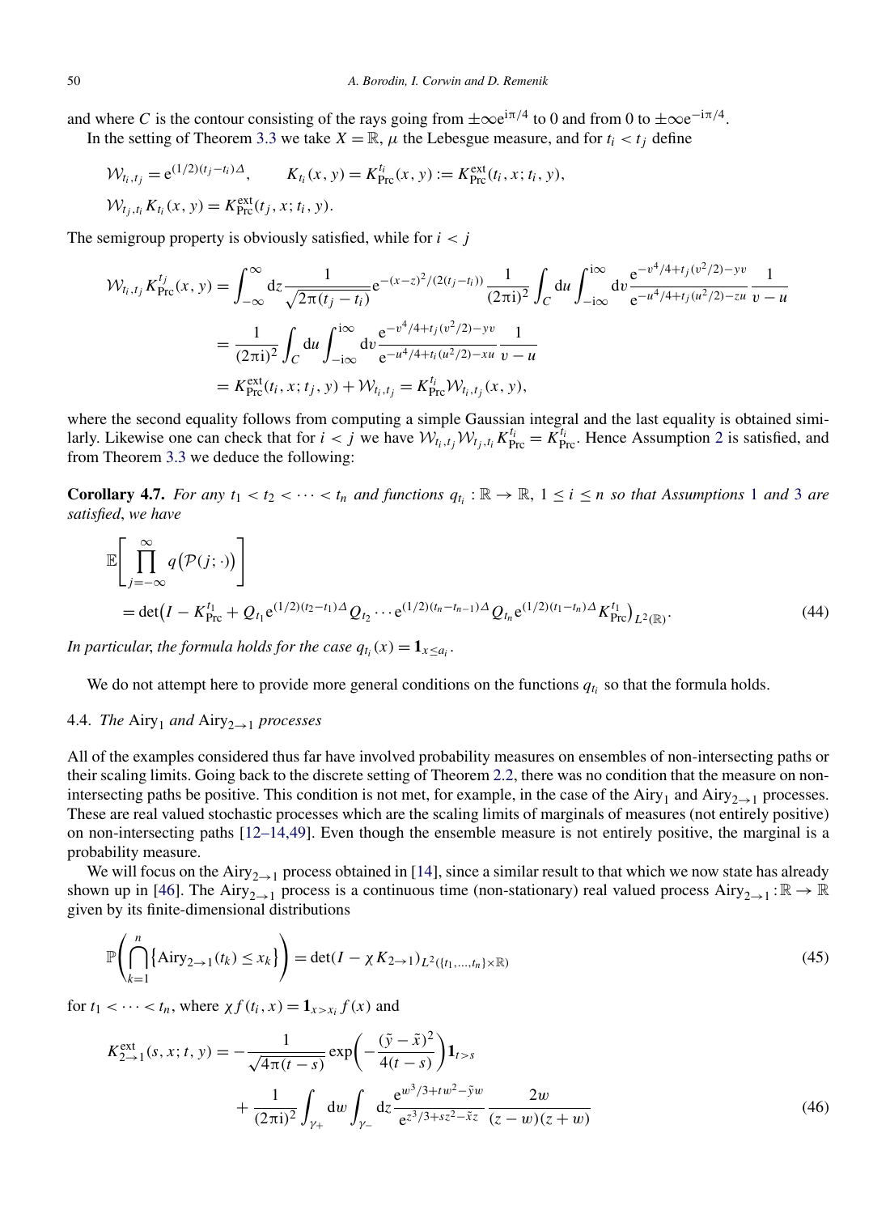and where $C$ is the contour consisting of the rays going from $\pm\infty e^{i\pi/4}$ to 0 and from 0 to $\pm\infty e^{-i\pi/4}$.

In the setting of Theorem 3.3 we take $X = \mathbb{R}$, $\mu$ the Lebesgue measure, and for $t_i < t_j$ define

$$\mathcal{W}_{t_i,t_j} = e^{(1/2)(t_j - t_i)\Delta}, \qquad K_{t_i}(x,y) = K_{\mathrm{Prc}}^{t_i}(x,y) := K_{\mathrm{Prc}}^{\mathrm{ext}}(t_i, x; t_i, y),$$

$$\mathcal{W}_{t_j,t_i} K_{t_i}(x,y) = K_{\mathrm{Prc}}^{\mathrm{ext}}(t_j, x; t_i, y).$$

The semigroup property is obviously satisfied, while for $i < j$

$$\begin{aligned}
\mathcal{W}_{t_i,t_j} K_{\mathrm{Prc}}^{t_j}(x,y) &= \int_{-\infty}^{\infty} dz \frac{1}{\sqrt{2\pi(t_j - t_i)}} e^{-(x-z)^2/(2(t_j - t_i))} \frac{1}{(2\pi i)^2} \int_C du \int_{-i\infty}^{i\infty} dv \frac{e^{-v^4/4 + t_j(v^2/2) - yv}}{e^{-u^4/4 + t_j(u^2/2) - zu}} \frac{1}{v-u} \\
&= \frac{1}{(2\pi i)^2} \int_C du \int_{-i\infty}^{i\infty} dv \frac{e^{-v^4/4 + t_j(v^2/2) - yv}}{e^{-u^4/4 + t_i(u^2/2) - xu}} \frac{1}{v-u} \\
&= K_{\mathrm{Prc}}^{\mathrm{ext}}(t_i, x; t_j, y) + \mathcal{W}_{t_i,t_j} = K_{\mathrm{Prc}}^{t_i} \mathcal{W}_{t_i,t_j}(x,y),
\end{aligned}$$

where the second equality follows from computing a simple Gaussian integral and the last equality is obtained similarly. Likewise one can check that for $i < j$ we have $\mathcal{W}_{t_i,t_j}\mathcal{W}_{t_j,t_i} K_{\mathrm{Prc}}^{t_i} = K_{\mathrm{Prc}}^{t_i}$. Hence Assumption 2 is satisfied, and from Theorem 3.3 we deduce the following:

**Corollary 4.7.** *For any $t_1 < t_2 < \cdots < t_n$ and functions $q_{t_i} : \mathbb{R} \to \mathbb{R}$, $1 \le i \le n$ so that Assumptions 1 and 3 are satisfied, we have*

$$\begin{aligned}
&\mathbb{E}\left[\prod_{j=-\infty}^{\infty} q\big(\mathcal{P}(j;\cdot)\big)\right] \\
&\quad = \det\big(I - K_{\mathrm{Prc}}^{t_1} + Q_{t_1} e^{(1/2)(t_2 - t_1)\Delta} Q_{t_2} \cdots e^{(1/2)(t_n - t_{n-1})\Delta} Q_{t_n} e^{(1/2)(t_1 - t_n)\Delta} K_{\mathrm{Prc}}^{t_1}\big)_{L^2(\mathbb{R})}. \qquad (44)
\end{aligned}$$

*In particular, the formula holds for the case $q_{t_i}(x) = \mathbf{1}_{x \le a_i}$.*

We do not attempt here to provide more general conditions on the functions $q_{t_i}$ so that the formula holds.

### 4.4. *The* $\mathrm{Airy}_1$ *and* $\mathrm{Airy}_{2\to 1}$ *processes*

All of the examples considered thus far have involved probability measures on ensembles of non-intersecting paths or their scaling limits. Going back to the discrete setting of Theorem 2.2, there was no condition that the measure on non-intersecting paths be positive. This condition is not met, for example, in the case of the $\mathrm{Airy}_1$ and $\mathrm{Airy}_{2\to 1}$ processes. These are real valued stochastic processes which are the scaling limits of marginals of measures (not entirely positive) on non-intersecting paths [12–14,49]. Even though the ensemble measure is not entirely positive, the marginal is a probability measure.

We will focus on the $\mathrm{Airy}_{2\to 1}$ process obtained in [14], since a similar result to that which we now state has already shown up in [46]. The $\mathrm{Airy}_{2\to 1}$ process is a continuous time (non-stationary) real valued process $\mathrm{Airy}_{2\to 1} : \mathbb{R} \to \mathbb{R}$ given by its finite-dimensional distributions

$$\mathbb{P}\left(\bigcap_{k=1}^{n} \{\mathrm{Airy}_{2\to 1}(t_k) \le x_k\}\right) = \det(I - \chi K_{2\to 1})_{L^2(\{t_1,\ldots,t_n\}\times\mathbb{R})} \qquad (45)$$

for $t_1 < \cdots < t_n$, where $\chi f(t_i, x) = \mathbf{1}_{x > x_i} f(x)$ and

$$\begin{aligned}
K_{2\to 1}^{\mathrm{ext}}(s, x; t, y) = &-\frac{1}{\sqrt{4\pi(t-s)}} \exp\left(-\frac{(\tilde{y} - \tilde{x})^2}{4(t-s)}\right) \mathbf{1}_{t > s} \\
&+ \frac{1}{(2\pi i)^2} \int_{\gamma_+} dw \int_{\gamma_-} dz \frac{e^{w^3/3 + tw^2 - \tilde{y}w}}{e^{z^3/3 + sz^2 - \tilde{x}z}} \frac{2w}{(z-w)(z+w)} \qquad (46)
\end{aligned}$$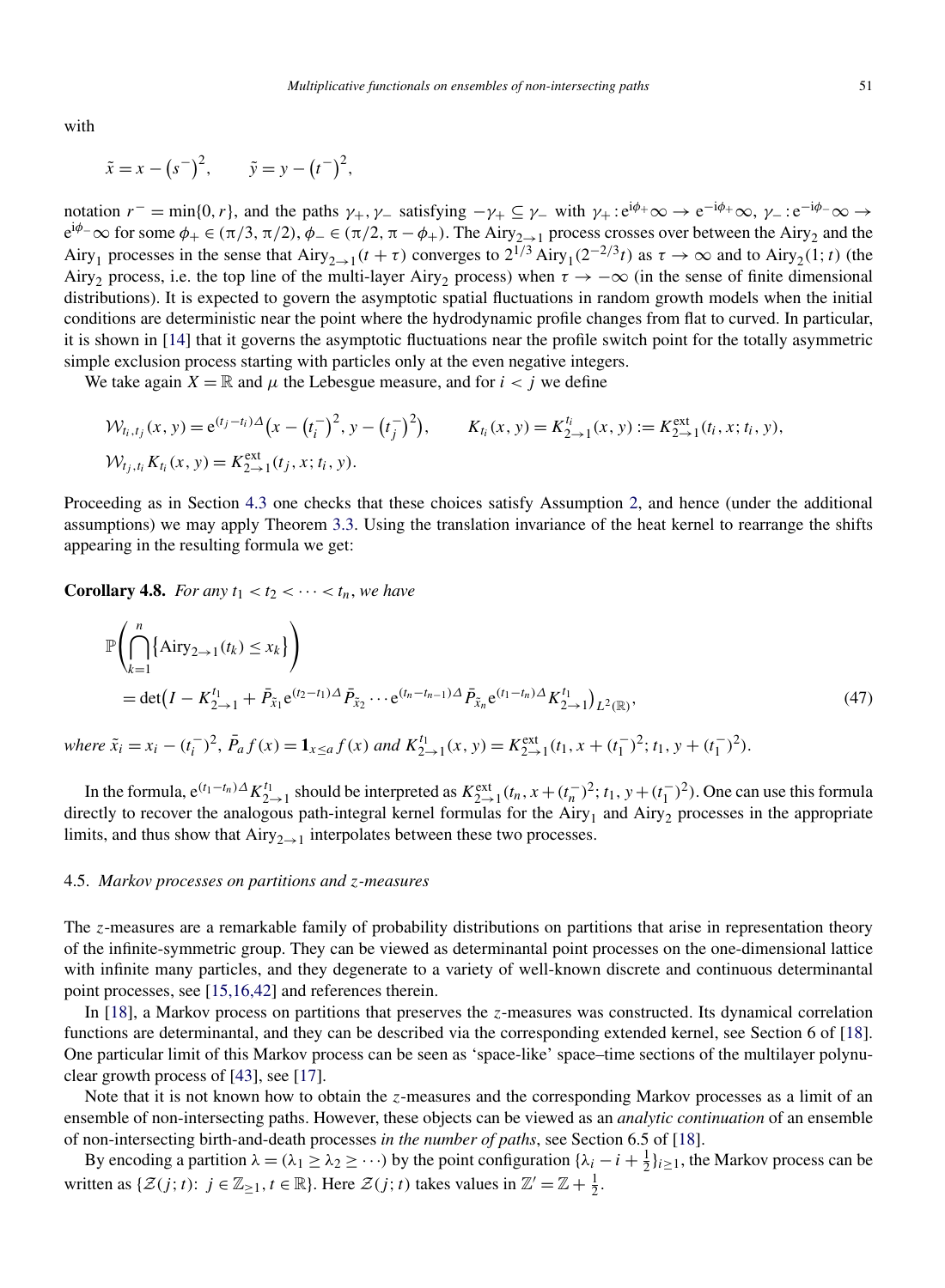with

$$\tilde{x} = x - \left(s^{-}\right)^2, \qquad \tilde{y} = y - \left(t^{-}\right)^2,$$

notation $r^- = \min\{0, r\}$, and the paths $\gamma_+, \gamma_-$ satisfying $-\gamma_+ \subseteq \gamma_-$ with $\gamma_+ : \mathrm{e}^{\mathrm{i}\phi_+}\infty \to \mathrm{e}^{-\mathrm{i}\phi_+}\infty$, $\gamma_- : \mathrm{e}^{-\mathrm{i}\phi_-}\infty \to \mathrm{e}^{\mathrm{i}\phi_-}\infty$ for some $\phi_+ \in (\pi/3, \pi/2)$, $\phi_- \in (\pi/2, \pi - \phi_+)$. The $\mathrm{Airy}_{2\to 1}$ process crosses over between the $\mathrm{Airy}_2$ and the $\mathrm{Airy}_1$ processes in the sense that $\mathrm{Airy}_{2\to 1}(t + \tau)$ converges to $2^{1/3}\,\mathrm{Airy}_1(2^{-2/3}t)$ as $\tau \to \infty$ and to $\mathrm{Airy}_2(1; t)$ (the $\mathrm{Airy}_2$ process, i.e. the top line of the multi-layer $\mathrm{Airy}_2$ process) when $\tau \to -\infty$ (in the sense of finite dimensional distributions). It is expected to govern the asymptotic spatial fluctuations in random growth models when the initial conditions are deterministic near the point where the hydrodynamic profile changes from flat to curved. In particular, it is shown in [14] that it governs the asymptotic fluctuations near the profile switch point for the totally asymmetric simple exclusion process starting with particles only at the even negative integers.

We take again $X = \mathbb{R}$ and $\mu$ the Lebesgue measure, and for $i < j$ we define

$$\mathcal{W}_{t_i,t_j}(x, y) = \mathrm{e}^{(t_j - t_i)\Delta}\left(x - \left(t_i^{-}\right)^2, y - \left(t_j^{-}\right)^2\right), \qquad K_{t_i}(x, y) = K_{2\to 1}^{t_i}(x, y) := K_{2\to 1}^{\mathrm{ext}}(t_i, x; t_i, y),$$
$$\mathcal{W}_{t_j,t_i} K_{t_i}(x, y) = K_{2\to 1}^{\mathrm{ext}}(t_j, x; t_i, y).$$

Proceeding as in Section 4.3 one checks that these choices satisfy Assumption 2, and hence (under the additional assumptions) we may apply Theorem 3.3. Using the translation invariance of the heat kernel to rearrange the shifts appearing in the resulting formula we get:

**Corollary 4.8.** *For any $t_1 < t_2 < \cdots < t_n$, we have*

$$\mathbb{P}\left(\bigcap_{k=1}^{n}\left\{\mathrm{Airy}_{2\to 1}(t_k) \le x_k\right\}\right)$$
$$= \det\left(I - K_{2\to 1}^{t_1} + \bar{P}_{\tilde{x}_1}\mathrm{e}^{(t_2 - t_1)\Delta}\bar{P}_{\tilde{x}_2}\cdots\mathrm{e}^{(t_n - t_{n-1})\Delta}\bar{P}_{\tilde{x}_n}\mathrm{e}^{(t_1 - t_n)\Delta}K_{2\to 1}^{t_1}\right)_{L^2(\mathbb{R})}, \tag{47}$$

*where $\tilde{x}_i = x_i - (t_i^{-})^2$, $\bar{P}_a f(x) = \mathbf{1}_{x \le a} f(x)$ and $K_{2\to 1}^{t_1}(x, y) = K_{2\to 1}^{\mathrm{ext}}(t_1, x + (t_1^{-})^2; t_1, y + (t_1^{-})^2)$.*

In the formula, $\mathrm{e}^{(t_1 - t_n)\Delta}K_{2\to 1}^{t_1}$ should be interpreted as $K_{2\to 1}^{\mathrm{ext}}(t_n, x + (t_n^{-})^2; t_1, y + (t_1^{-})^2)$. One can use this formula directly to recover the analogous path-integral kernel formulas for the $\mathrm{Airy}_1$ and $\mathrm{Airy}_2$ processes in the appropriate limits, and thus show that $\mathrm{Airy}_{2\to 1}$ interpolates between these two processes.

### 4.5. *Markov processes on partitions and z-measures*

The $z$-measures are a remarkable family of probability distributions on partitions that arise in representation theory of the infinite-symmetric group. They can be viewed as determinantal point processes on the one-dimensional lattice with infinite many particles, and they degenerate to a variety of well-known discrete and continuous determinantal point processes, see [15,16,42] and references therein.

In [18], a Markov process on partitions that preserves the $z$-measures was constructed. Its dynamical correlation functions are determinantal, and they can be described via the corresponding extended kernel, see Section 6 of [18]. One particular limit of this Markov process can be seen as 'space-like' space–time sections of the multilayer polynuclear growth process of [43], see [17].

Note that it is not known how to obtain the $z$-measures and the corresponding Markov processes as a limit of an ensemble of non-intersecting paths. However, these objects can be viewed as an *analytic continuation* of an ensemble of non-intersecting birth-and-death processes *in the number of paths*, see Section 6.5 of [18].

By encoding a partition $\lambda = (\lambda_1 \ge \lambda_2 \ge \cdots)$ by the point configuration $\{\lambda_i - i + \frac{1}{2}\}_{i\ge 1}$, the Markov process can be written as $\{\mathcal{Z}(j; t) \colon j \in \mathbb{Z}_{\ge 1}, t \in \mathbb{R}\}$. Here $\mathcal{Z}(j; t)$ takes values in $\mathbb{Z}' = \mathbb{Z} + \frac{1}{2}$.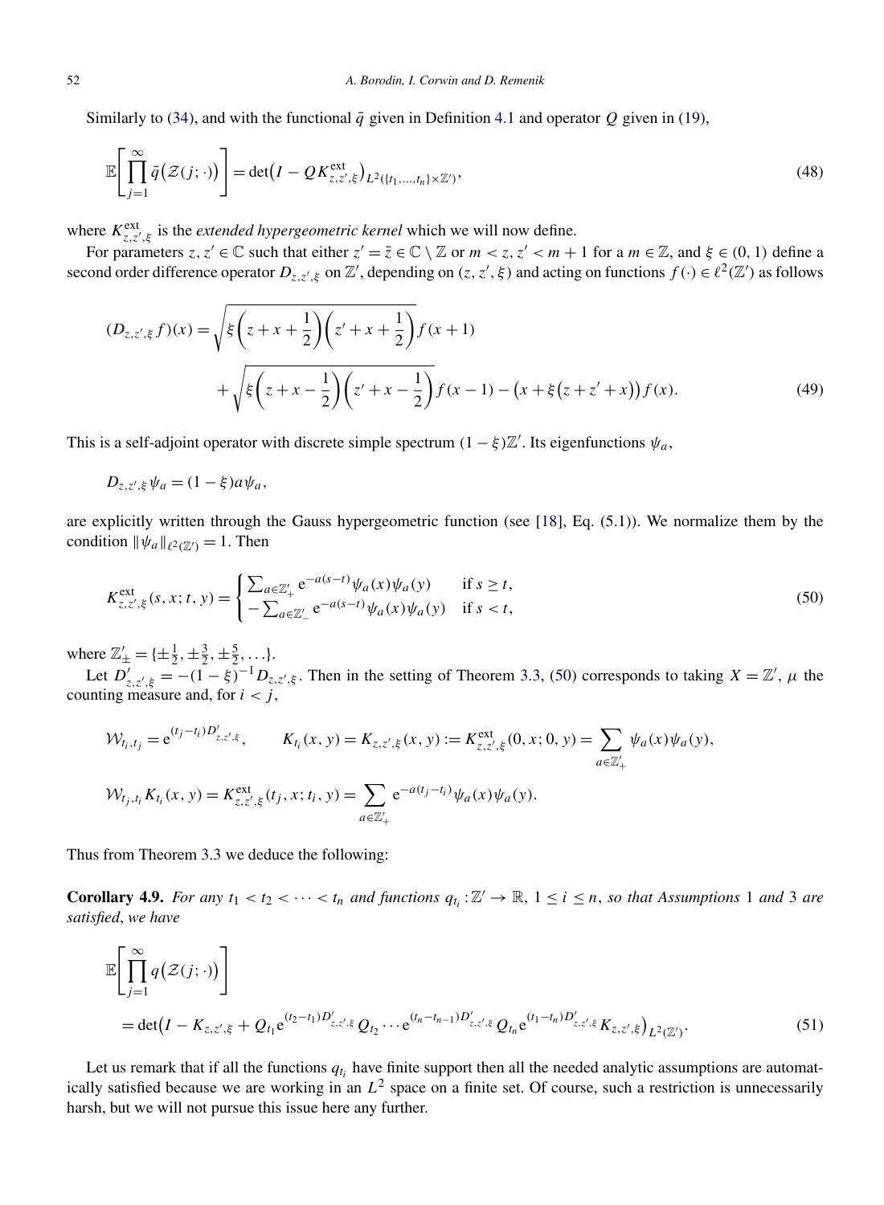Similarly to (34), and with the functional $\bar{q}$ given in Definition 4.1 and operator $Q$ given in (19),

$$\mathbb{E}\left[\prod_{j=1}^{\infty} \bar{q}\big(\mathcal{Z}(j;\cdot)\big)\right] = \det\big(I - QK^{\mathrm{ext}}_{z,z',\xi}\big)_{L^2(\{t_1,\dots,t_n\}\times\mathbb{Z}')}, \tag{48}$$

where $K^{\mathrm{ext}}_{z,z',\xi}$ is the *extended hypergeometric kernel* which we will now define.

For parameters $z, z' \in \mathbb{C}$ such that either $z' = \bar{z} \in \mathbb{C} \setminus \mathbb{Z}$ or $m < z, z' < m+1$ for a $m \in \mathbb{Z}$, and $\xi \in (0,1)$ define a second order difference operator $D_{z,z',\xi}$ on $\mathbb{Z}'$, depending on $(z, z', \xi)$ and acting on functions $f(\cdot) \in \ell^2(\mathbb{Z}')$ as follows

$$\begin{aligned}(D_{z,z',\xi} f)(x) = &\sqrt{\xi\left(z + x + \frac{1}{2}\right)\left(z' + x + \frac{1}{2}\right)} f(x+1) \\ &+ \sqrt{\xi\left(z + x - \frac{1}{2}\right)\left(z' + x - \frac{1}{2}\right)} f(x-1) - \big(x + \xi\big(z + z' + x\big)\big) f(x).\end{aligned} \tag{49}$$

This is a self-adjoint operator with discrete simple spectrum $(1-\xi)\mathbb{Z}'$. Its eigenfunctions $\psi_a$,

$$D_{z,z',\xi}\psi_a = (1-\xi)a\psi_a,$$

are explicitly written through the Gauss hypergeometric function (see [18], Eq. (5.1)). We normalize them by the condition $\|\psi_a\|_{\ell^2(\mathbb{Z}')} = 1$. Then

$$K^{\mathrm{ext}}_{z,z',\xi}(s,x;t,y) = \begin{cases} \sum_{a\in\mathbb{Z}'_+} \mathrm{e}^{-a(s-t)}\psi_a(x)\psi_a(y) & \text{if } s \ge t, \\ -\sum_{a\in\mathbb{Z}'_-} \mathrm{e}^{-a(s-t)}\psi_a(x)\psi_a(y) & \text{if } s < t, \end{cases} \tag{50}$$

where $\mathbb{Z}'_\pm = \{\pm\frac{1}{2}, \pm\frac{3}{2}, \pm\frac{5}{2}, \dots\}$.

Let $D'_{z,z',\xi} = -(1-\xi)^{-1} D_{z,z',\xi}$. Then in the setting of Theorem 3.3, (50) corresponds to taking $X = \mathbb{Z}'$, $\mu$ the counting measure and, for $i < j$,

$$\mathcal{W}_{t_i,t_j} = \mathrm{e}^{(t_j - t_i)D'_{z,z',\xi}}, \qquad K_{t_i}(x,y) = K_{z,z',\xi}(x,y) := K^{\mathrm{ext}}_{z,z',\xi}(0,x;0,y) = \sum_{a\in\mathbb{Z}'_+} \psi_a(x)\psi_a(y),$$

$$\mathcal{W}_{t_j,t_i} K_{t_i}(x,y) = K^{\mathrm{ext}}_{z,z',\xi}(t_j,x;t_i,y) = \sum_{a\in\mathbb{Z}'_+} \mathrm{e}^{-a(t_j - t_i)}\psi_a(x)\psi_a(y).$$

Thus from Theorem 3.3 we deduce the following:

**Corollary 4.9.** *For any $t_1 < t_2 < \cdots < t_n$ and functions $q_{t_i} : \mathbb{Z}' \to \mathbb{R}$, $1 \le i \le n$, so that Assumptions 1 and 3 are satisfied, we have*

$$\begin{aligned}&\mathbb{E}\left[\prod_{j=1}^{\infty} q\big(\mathcal{Z}(j;\cdot)\big)\right] \\ &\quad = \det\big(I - K_{z,z',\xi} + Q_{t_1}\mathrm{e}^{(t_2-t_1)D'_{z,z',\xi}} Q_{t_2} \cdots \mathrm{e}^{(t_n - t_{n-1})D'_{z,z',\xi}} Q_{t_n} \mathrm{e}^{(t_1 - t_n)D'_{z,z',\xi}} K_{z,z',\xi}\big)_{L^2(\mathbb{Z}')}.\end{aligned} \tag{51}$$

Let us remark that if all the functions $q_{t_i}$ have finite support then all the needed analytic assumptions are automatically satisfied because we are working in an $L^2$ space on a finite set. Of course, such a restriction is unnecessarily harsh, but we will not pursue this issue here any further.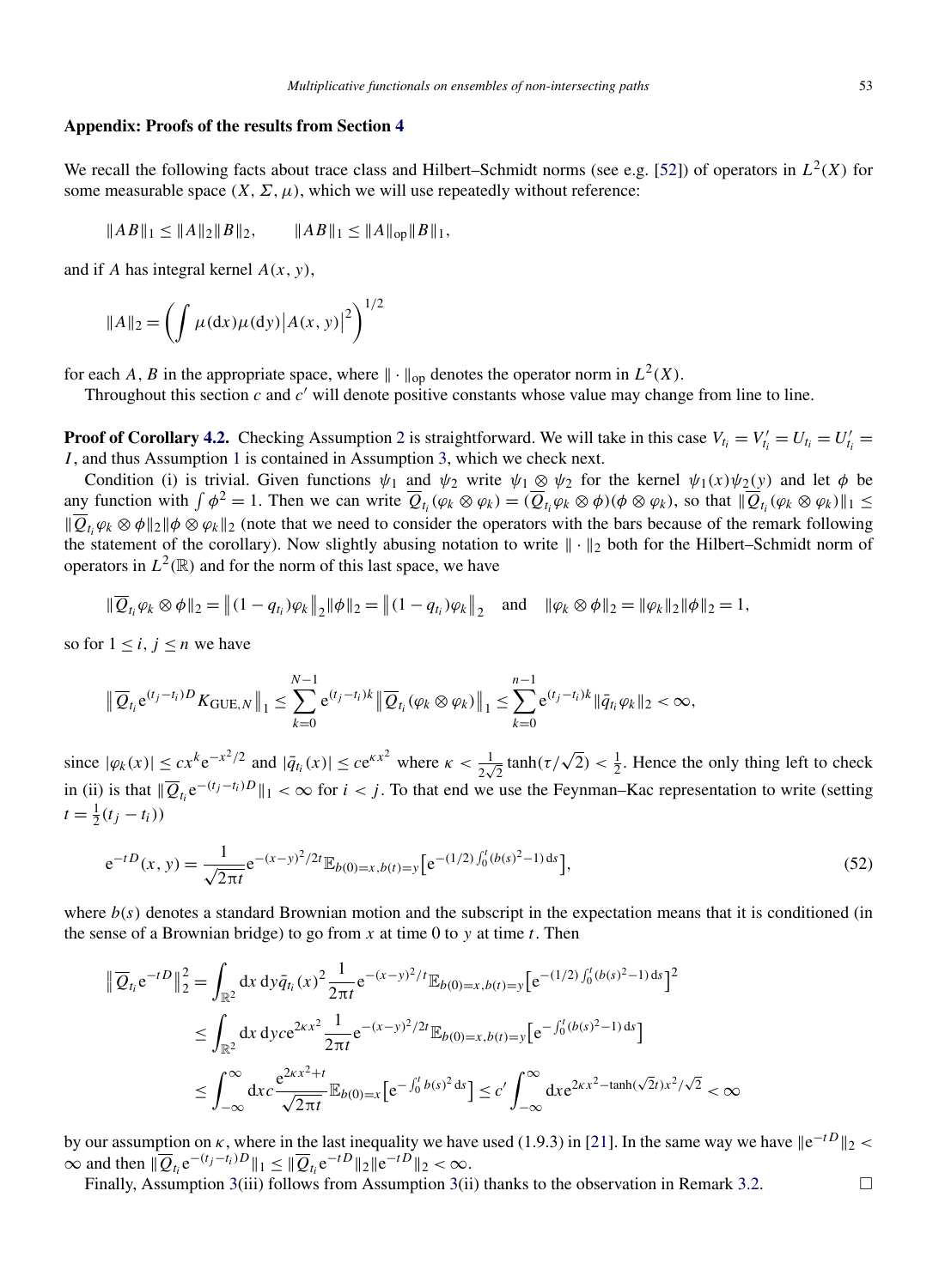## Appendix: Proofs of the results from Section 4

We recall the following facts about trace class and Hilbert–Schmidt norms (see e.g. [52]) of operators in $L^2(X)$ for some measurable space $(X, \Sigma, \mu)$, which we will use repeatedly without reference:

$$\|AB\|_1 \leq \|A\|_2\|B\|_2, \qquad \|AB\|_1 \leq \|A\|_{\text{op}}\|B\|_1,$$

and if $A$ has integral kernel $A(x, y)$,

$$\|A\|_2 = \left(\int \mu(\mathrm{d}x)\mu(\mathrm{d}y)\big|A(x,y)\big|^2\right)^{1/2}$$

for each $A, B$ in the appropriate space, where $\|\cdot\|_{\text{op}}$ denotes the operator norm in $L^2(X)$.

Throughout this section $c$ and $c'$ will denote positive constants whose value may change from line to line.

**Proof of Corollary 4.2.** Checking Assumption 2 is straightforward. We will take in this case $V_{t_i} = V'_{t_i} = U_{t_i} = U'_{t_i} = I$, and thus Assumption 1 is contained in Assumption 3, which we check next.

Condition (i) is trivial. Given functions $\psi_1$ and $\psi_2$ write $\psi_1 \otimes \psi_2$ for the kernel $\psi_1(x)\psi_2(y)$ and let $\phi$ be any function with $\int \phi^2 = 1$. Then we can write $\overline{Q}_{t_i}(\varphi_k \otimes \varphi_k) = (\overline{Q}_{t_i}\varphi_k \otimes \phi)(\phi \otimes \varphi_k)$, so that $\|\overline{Q}_{t_i}(\varphi_k \otimes \varphi_k)\|_1 \leq \|\overline{Q}_{t_i}\varphi_k \otimes \phi\|_2\|\phi \otimes \varphi_k\|_2$ (note that we need to consider the operators with the bars because of the remark following the statement of the corollary). Now slightly abusing notation to write $\|\cdot\|_2$ both for the Hilbert–Schmidt norm of operators in $L^2(\mathbb{R})$ and for the norm of this last space, we have

$$\|\overline{Q}_{t_i}\varphi_k \otimes \phi\|_2 = \big\|(1-q_{t_i})\varphi_k\big\|_2\|\phi\|_2 = \big\|(1-q_{t_i})\varphi_k\big\|_2 \quad \text{and} \quad \|\varphi_k \otimes \phi\|_2 = \|\varphi_k\|_2\|\phi\|_2 = 1,$$

so for $1 \leq i, j \leq n$ we have

$$\big\|\overline{Q}_{t_i}\mathrm{e}^{(t_j-t_i)D}K_{\mathrm{GUE},N}\big\|_1 \leq \sum_{k=0}^{N-1}\mathrm{e}^{(t_j-t_i)k}\big\|\overline{Q}_{t_i}(\varphi_k \otimes \varphi_k)\big\|_1 \leq \sum_{k=0}^{n-1}\mathrm{e}^{(t_j-t_i)k}\|\bar{q}_{t_i}\varphi_k\|_2 < \infty,$$

since $|\varphi_k(x)| \leq cx^k\mathrm{e}^{-x^2/2}$ and $|\bar{q}_{t_i}(x)| \leq c\mathrm{e}^{\kappa x^2}$ where $\kappa < \frac{1}{2\sqrt{2}}\tanh(\tau/\sqrt{2}) < \frac{1}{2}$. Hence the only thing left to check in (ii) is that $\|\overline{Q}_{t_i}\mathrm{e}^{-(t_j-t_i)D}\|_1 < \infty$ for $i < j$. To that end we use the Feynman–Kac representation to write (setting $t = \frac{1}{2}(t_j - t_i)$)

$$\mathrm{e}^{-tD}(x,y) = \frac{1}{\sqrt{2\pi t}}\mathrm{e}^{-(x-y)^2/2t}\mathbb{E}_{b(0)=x,b(t)=y}\big[\mathrm{e}^{-(1/2)\int_0^t(b(s)^2-1)\,\mathrm{d}s}\big], \tag{52}$$

where $b(s)$ denotes a standard Brownian motion and the subscript in the expectation means that it is conditioned (in the sense of a Brownian bridge) to go from $x$ at time 0 to $y$ at time $t$. Then

$$\begin{aligned}
\big\|\overline{Q}_{t_i}\mathrm{e}^{-tD}\big\|_2^2 &= \int_{\mathbb{R}^2}\mathrm{d}x\,\mathrm{d}y\,\bar{q}_{t_i}(x)^2\frac{1}{2\pi t}\mathrm{e}^{-(x-y)^2/t}\mathbb{E}_{b(0)=x,b(t)=y}\big[\mathrm{e}^{-(1/2)\int_0^t(b(s)^2-1)\,\mathrm{d}s}\big]^2 \\
&\leq \int_{\mathbb{R}^2}\mathrm{d}x\,\mathrm{d}y\,c\mathrm{e}^{2\kappa x^2}\frac{1}{2\pi t}\mathrm{e}^{-(x-y)^2/2t}\mathbb{E}_{b(0)=x,b(t)=y}\big[\mathrm{e}^{-\int_0^t(b(s)^2-1)\,\mathrm{d}s}\big] \\
&\leq \int_{-\infty}^{\infty}\mathrm{d}x\,c\frac{\mathrm{e}^{2\kappa x^2+t}}{\sqrt{2\pi t}}\mathbb{E}_{b(0)=x}\big[\mathrm{e}^{-\int_0^t b(s)^2\,\mathrm{d}s}\big] \leq c'\int_{-\infty}^{\infty}\mathrm{d}x\,\mathrm{e}^{2\kappa x^2-\tanh(\sqrt{2}t)x^2/\sqrt{2}} < \infty
\end{aligned}$$

by our assumption on $\kappa$, where in the last inequality we have used (1.9.3) in [21]. In the same way we have $\|\mathrm{e}^{-tD}\|_2 < \infty$ and then $\|\overline{Q}_{t_i}\mathrm{e}^{-(t_j-t_i)D}\|_1 \leq \|\overline{Q}_{t_i}\mathrm{e}^{-tD}\|_2\|\mathrm{e}^{-tD}\|_2 < \infty$.

Finally, Assumption 3(iii) follows from Assumption 3(ii) thanks to the observation in Remark 3.2. $\square$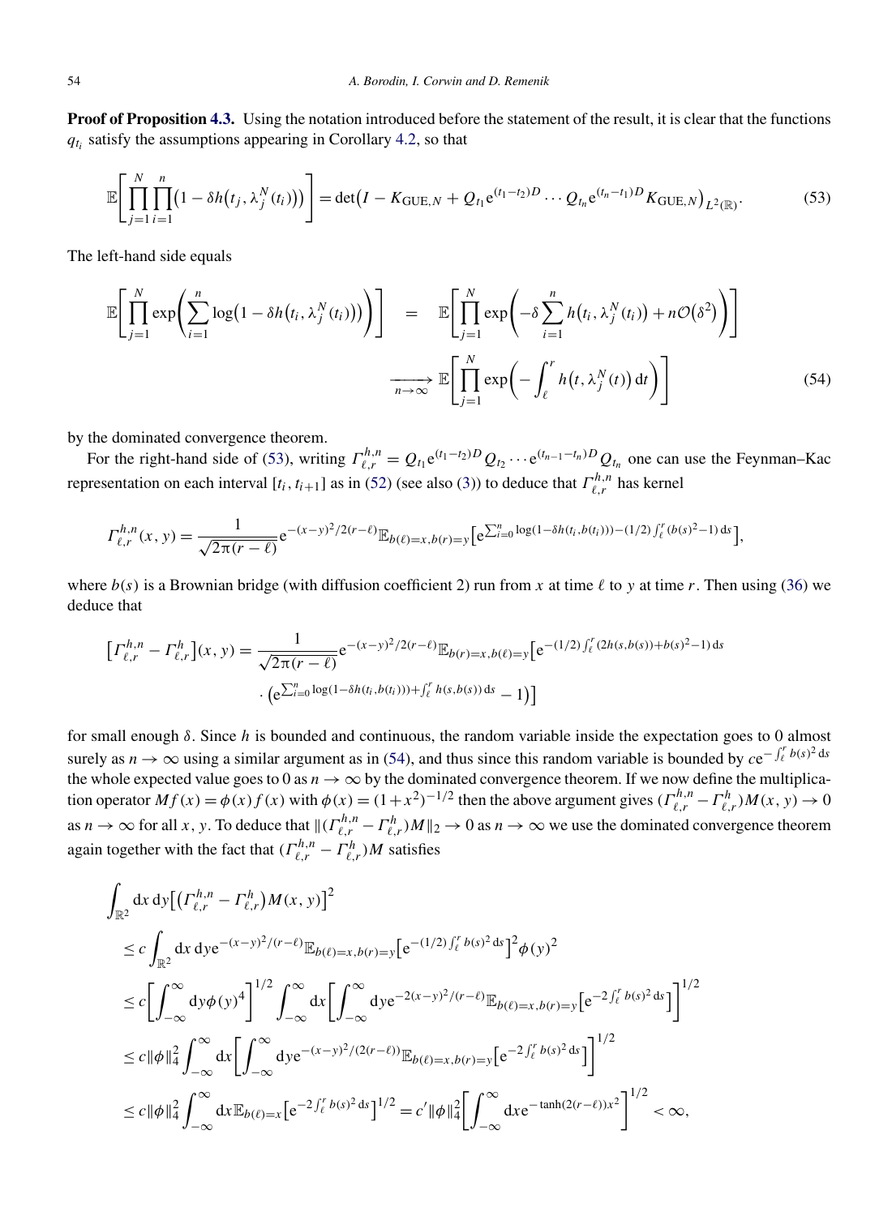**Proof of Proposition 4.3.** Using the notation introduced before the statement of the result, it is clear that the functions $q_{t_i}$ satisfy the assumptions appearing in Corollary 4.2, so that

$$\mathbb{E}\left[\prod_{j=1}^{N}\prod_{i=1}^{n}\bigl(1-\delta h\bigl(t_j,\lambda_j^N(t_i)\bigr)\bigr)\right]=\det\bigl(I-K_{\mathrm{GUE},N}+Q_{t_1}\mathrm{e}^{(t_1-t_2)D}\cdots Q_{t_n}\mathrm{e}^{(t_n-t_1)D}K_{\mathrm{GUE},N}\bigr)_{L^2(\mathbb{R})}. \tag{53}$$

The left-hand side equals

$$\begin{aligned}\mathbb{E}\left[\prod_{j=1}^{N}\exp\left(\sum_{i=1}^{n}\log\bigl(1-\delta h\bigl(t_i,\lambda_j^N(t_i)\bigr)\bigr)\right)\right]&=\mathbb{E}\left[\prod_{j=1}^{N}\exp\left(-\delta\sum_{i=1}^{n}h\bigl(t_i,\lambda_j^N(t_i)\bigr)+n\mathcal{O}\bigl(\delta^2\bigr)\right)\right]\\&\xrightarrow[n\to\infty]{}\mathbb{E}\left[\prod_{j=1}^{N}\exp\left(-\int_\ell^r h\bigl(t,\lambda_j^N(t)\bigr)\,\mathrm{d}t\right)\right]\end{aligned} \tag{54}$$

by the dominated convergence theorem.

For the right-hand side of (53), writing $\Gamma_{\ell,r}^{h,n}=Q_{t_1}\mathrm{e}^{(t_1-t_2)D}Q_{t_2}\cdots\mathrm{e}^{(t_{n-1}-t_n)D}Q_{t_n}$ one can use the Feynman–Kac representation on each interval $[t_i,t_{i+1}]$ as in (52) (see also (3)) to deduce that $\Gamma_{\ell,r}^{h,n}$ has kernel

$$\Gamma_{\ell,r}^{h,n}(x,y)=\frac{1}{\sqrt{2\pi(r-\ell)}}\mathrm{e}^{-(x-y)^2/2(r-\ell)}\mathbb{E}_{b(\ell)=x,b(r)=y}\bigl[\mathrm{e}^{\sum_{i=0}^{n}\log(1-\delta h(t_i,b(t_i)))-(1/2)\int_\ell^r(b(s)^2-1)\,\mathrm{d}s}\bigr],$$

where $b(s)$ is a Brownian bridge (with diffusion coefficient 2) run from $x$ at time $\ell$ to $y$ at time $r$. Then using (36) we deduce that

$$\begin{aligned}\bigl[\Gamma_{\ell,r}^{h,n}-\Gamma_{\ell,r}^{h}\bigr](x,y)=\frac{1}{\sqrt{2\pi(r-\ell)}}&\mathrm{e}^{-(x-y)^2/2(r-\ell)}\mathbb{E}_{b(r)=x,b(\ell)=y}\bigl[\mathrm{e}^{-(1/2)\int_\ell^r(2h(s,b(s))+b(s)^2-1)\,\mathrm{d}s}\\&\cdot\bigl(\mathrm{e}^{\sum_{i=0}^{n}\log(1-\delta h(t_i,b(t_i)))+\int_\ell^r h(s,b(s))\,\mathrm{d}s}-1\bigr)\bigr]\end{aligned}$$

for small enough $\delta$. Since $h$ is bounded and continuous, the random variable inside the expectation goes to 0 almost surely as $n\to\infty$ using a similar argument as in (54), and thus since this random variable is bounded by $c\mathrm{e}^{-\int_\ell^r b(s)^2\,\mathrm{d}s}$ the whole expected value goes to 0 as $n\to\infty$ by the dominated convergence theorem. If we now define the multiplication operator $Mf(x)=\phi(x)f(x)$ with $\phi(x)=(1+x^2)^{-1/2}$ then the above argument gives $(\Gamma_{\ell,r}^{h,n}-\Gamma_{\ell,r}^{h})M(x,y)\to 0$ as $n\to\infty$ for all $x$, $y$. To deduce that $\|(\Gamma_{\ell,r}^{h,n}-\Gamma_{\ell,r}^{h})M\|_2\to 0$ as $n\to\infty$ we use the dominated convergence theorem again together with the fact that $(\Gamma_{\ell,r}^{h,n}-\Gamma_{\ell,r}^{h})M$ satisfies

$$\begin{aligned}&\int_{\mathbb{R}^2}\mathrm{d}x\,\mathrm{d}y\bigl[\bigl(\Gamma_{\ell,r}^{h,n}-\Gamma_{\ell,r}^{h}\bigr)M(x,y)\bigr]^2\\&\quad\le c\int_{\mathbb{R}^2}\mathrm{d}x\,\mathrm{d}y\mathrm{e}^{-(x-y)^2/(r-\ell)}\mathbb{E}_{b(\ell)=x,b(r)=y}\bigl[\mathrm{e}^{-(1/2)\int_\ell^r b(s)^2\,\mathrm{d}s}\bigr]^2\phi(y)^2\\&\quad\le c\left[\int_{-\infty}^{\infty}\mathrm{d}y\phi(y)^4\right]^{1/2}\int_{-\infty}^{\infty}\mathrm{d}x\left[\int_{-\infty}^{\infty}\mathrm{d}y\mathrm{e}^{-2(x-y)^2/(r-\ell)}\mathbb{E}_{b(\ell)=x,b(r)=y}\bigl[\mathrm{e}^{-2\int_\ell^r b(s)^2\,\mathrm{d}s}\bigr]\right]^{1/2}\\&\quad\le c\|\phi\|_4^2\int_{-\infty}^{\infty}\mathrm{d}x\left[\int_{-\infty}^{\infty}\mathrm{d}y\mathrm{e}^{-(x-y)^2/(2(r-\ell))}\mathbb{E}_{b(\ell)=x,b(r)=y}\bigl[\mathrm{e}^{-2\int_\ell^r b(s)^2\,\mathrm{d}s}\bigr]\right]^{1/2}\\&\quad\le c\|\phi\|_4^2\int_{-\infty}^{\infty}\mathrm{d}x\mathbb{E}_{b(\ell)=x}\bigl[\mathrm{e}^{-2\int_\ell^r b(s)^2\,\mathrm{d}s}\bigr]^{1/2}=c'\|\phi\|_4^2\left[\int_{-\infty}^{\infty}\mathrm{d}x\mathrm{e}^{-\tanh(2(r-\ell))x^2}\right]^{1/2}<\infty,\end{aligned}$$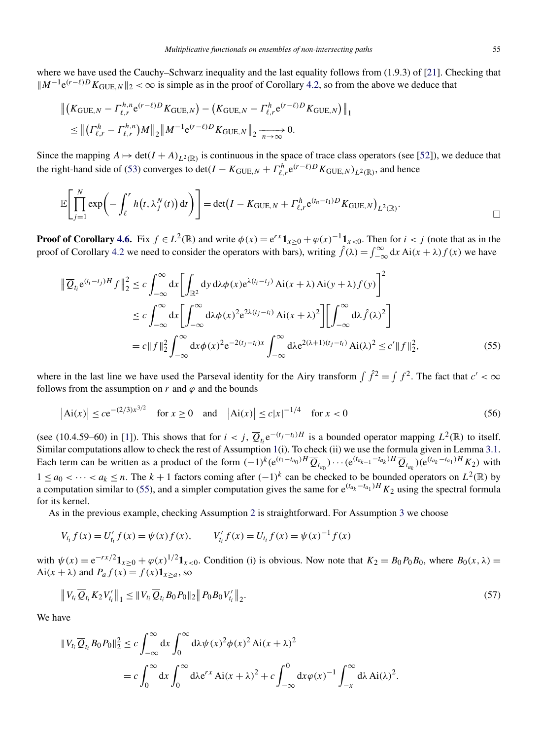where we have used the Cauchy–Schwarz inequality and the last equality follows from (1.9.3) of [21]. Checking that $\|M^{-1}\mathrm{e}^{(r-\ell)D}K_{\mathrm{GUE},N}\|_2 < \infty$ is simple as in the proof of Corollary 4.2, so from the above we deduce that

$$
\begin{aligned}
&\big\| \big(K_{\mathrm{GUE},N} - \Gamma^{h,n}_{\ell,r}\mathrm{e}^{(r-\ell)D}K_{\mathrm{GUE},N}\big) - \big(K_{\mathrm{GUE},N} - \Gamma^{h}_{\ell,r}\mathrm{e}^{(r-\ell)D}K_{\mathrm{GUE},N}\big)\big\|_1 \\
&\quad \le \big\| \big(\Gamma^{h}_{\ell,r} - \Gamma^{h,n}_{\ell,r}\big)M\big\|_2 \big\| M^{-1}\mathrm{e}^{(r-\ell)D}K_{\mathrm{GUE},N}\big\|_2 \xrightarrow[n\to\infty]{} 0.
\end{aligned}
$$

Since the mapping $A \mapsto \det(I+A)_{L^2(\mathbb{R})}$ is continuous in the space of trace class operators (see [52]), we deduce that the right-hand side of (53) converges to $\det(I - K_{\mathrm{GUE},N} + \Gamma^h_{\ell,r}\mathrm{e}^{(r-\ell)D}K_{\mathrm{GUE},N})_{L^2(\mathbb{R})}$, and hence

$$
\mathbb{E}\Bigg[\prod_{j=1}^{N}\exp\bigg(-\int_\ell^r h\big(t,\lambda_j^N(t)\big)\,\mathrm{d}t\bigg)\Bigg] = \det\big(I - K_{\mathrm{GUE},N} + \Gamma^h_{\ell,r}\mathrm{e}^{(t_n-t_1)D}K_{\mathrm{GUE},N}\big)_{L^2(\mathbb{R})}. \qquad \square
$$

**Proof of Corollary 4.6.** Fix $f \in L^2(\mathbb{R})$ and write $\phi(x) = \mathrm{e}^{rx}\mathbf{1}_{x\ge 0} + \varphi(x)^{-1}\mathbf{1}_{x<0}$. Then for $i<j$ (note that as in the proof of Corollary 4.2 we need to consider the operators with bars), writing $\hat{f}(\lambda) = \int_{-\infty}^{\infty}\mathrm{d}x\,\mathrm{Ai}(x+\lambda)f(x)$ we have

$$
\begin{aligned}
\big\|\overline{Q}_{t_i}\mathrm{e}^{(t_i-t_j)H}f\big\|_2^2 &\le c\int_{-\infty}^{\infty}\mathrm{d}x\bigg[\int_{\mathbb{R}^2}\mathrm{d}y\,\mathrm{d}\lambda\,\phi(x)\mathrm{e}^{\lambda(t_i-t_j)}\,\mathrm{Ai}(x+\lambda)\,\mathrm{Ai}(y+\lambda)\,f(y)\bigg]^2 \\
&\le c\int_{-\infty}^{\infty}\mathrm{d}x\bigg[\int_{-\infty}^{\infty}\mathrm{d}\lambda\,\phi(x)^2\mathrm{e}^{2\lambda(t_j-t_i)}\,\mathrm{Ai}(x+\lambda)^2\bigg]\bigg[\int_{-\infty}^{\infty}\mathrm{d}\lambda\,\hat{f}(\lambda)^2\bigg] \\
&= c\|f\|_2^2\int_{-\infty}^{\infty}\mathrm{d}x\,\phi(x)^2\mathrm{e}^{-2(t_j-t_i)x}\int_{-\infty}^{\infty}\mathrm{d}\lambda\,\mathrm{e}^{2(\lambda+1)(t_j-t_i)}\,\mathrm{Ai}(\lambda)^2 \le c'\|f\|_2^2,
\end{aligned}
\tag{55}
$$

where in the last line we have used the Parseval identity for the Airy transform $\int \hat{f}^2 = \int f^2$. The fact that $c' < \infty$ follows from the assumption on $r$ and $\varphi$ and the bounds

$$
\big|\mathrm{Ai}(x)\big| \le c\mathrm{e}^{-(2/3)x^{3/2}} \quad \text{for } x \ge 0 \quad \text{and} \quad \big|\mathrm{Ai}(x)\big| \le c|x|^{-1/4} \quad \text{for } x < 0 \tag{56}
$$

(see (10.4.59–60) in [1]). This shows that for $i<j$, $\overline{Q}_{t_i}\mathrm{e}^{-(t_j-t_i)H}$ is a bounded operator mapping $L^2(\mathbb{R})$ to itself. Similar computations allow to check the rest of Assumption 1(i). To check (ii) we use the formula given in Lemma 3.1. Each term can be written as a product of the form $(-1)^k(\mathrm{e}^{(t_1-t_{a_0})H}\overline{Q}_{t_{a_0}})\cdots(\mathrm{e}^{(t_{a_{k-1}}-t_{a_k})H}\overline{Q}_{t_{a_k}})(\mathrm{e}^{(t_{a_k}-t_{a_1})H}K_2)$ with $1 \le a_0 < \cdots < a_k \le n$. The $k+1$ factors coming after $(-1)^k$ can be checked to be bounded operators on $L^2(\mathbb{R})$ by a computation similar to (55), and a simpler computation gives the same for $\mathrm{e}^{(t_{a_k}-t_{a_1})H}K_2$ using the spectral formula for its kernel.

As in the previous example, checking Assumption 2 is straightforward. For Assumption 3 we choose

$$
V_{t_i}f(x) = U'_{t_i}f(x) = \psi(x)f(x), \qquad V'_{t_i}f(x) = U_{t_i}f(x) = \psi(x)^{-1}f(x)
$$

with $\psi(x) = \mathrm{e}^{-rx/2}\mathbf{1}_{x\ge 0} + \varphi(x)^{1/2}\mathbf{1}_{x<0}$. Condition (i) is obvious. Now note that $K_2 = B_0P_0B_0$, where $B_0(x,\lambda) = \mathrm{Ai}(x+\lambda)$ and $P_af(x) = f(x)\mathbf{1}_{x\ge a}$, so

$$
\big\|V_{t_i}\overline{Q}_{t_i}K_2V'_{t_i}\big\|_1 \le \|V_{t_i}\overline{Q}_{t_i}B_0P_0\|_2\big\|P_0B_0V'_{t_i}\big\|_2. \tag{57}
$$

We have

$$
\begin{aligned}
\|V_{t_i}\overline{Q}_{t_i}B_0P_0\|_2^2 &\le c\int_{-\infty}^{\infty}\mathrm{d}x\int_0^{\infty}\mathrm{d}\lambda\,\psi(x)^2\phi(x)^2\,\mathrm{Ai}(x+\lambda)^2 \\
&= c\int_0^{\infty}\mathrm{d}x\int_0^{\infty}\mathrm{d}\lambda\,\mathrm{e}^{rx}\,\mathrm{Ai}(x+\lambda)^2 + c\int_{-\infty}^{0}\mathrm{d}x\,\varphi(x)^{-1}\int_{-x}^{\infty}\mathrm{d}\lambda\,\mathrm{Ai}(\lambda)^2.
\end{aligned}
$$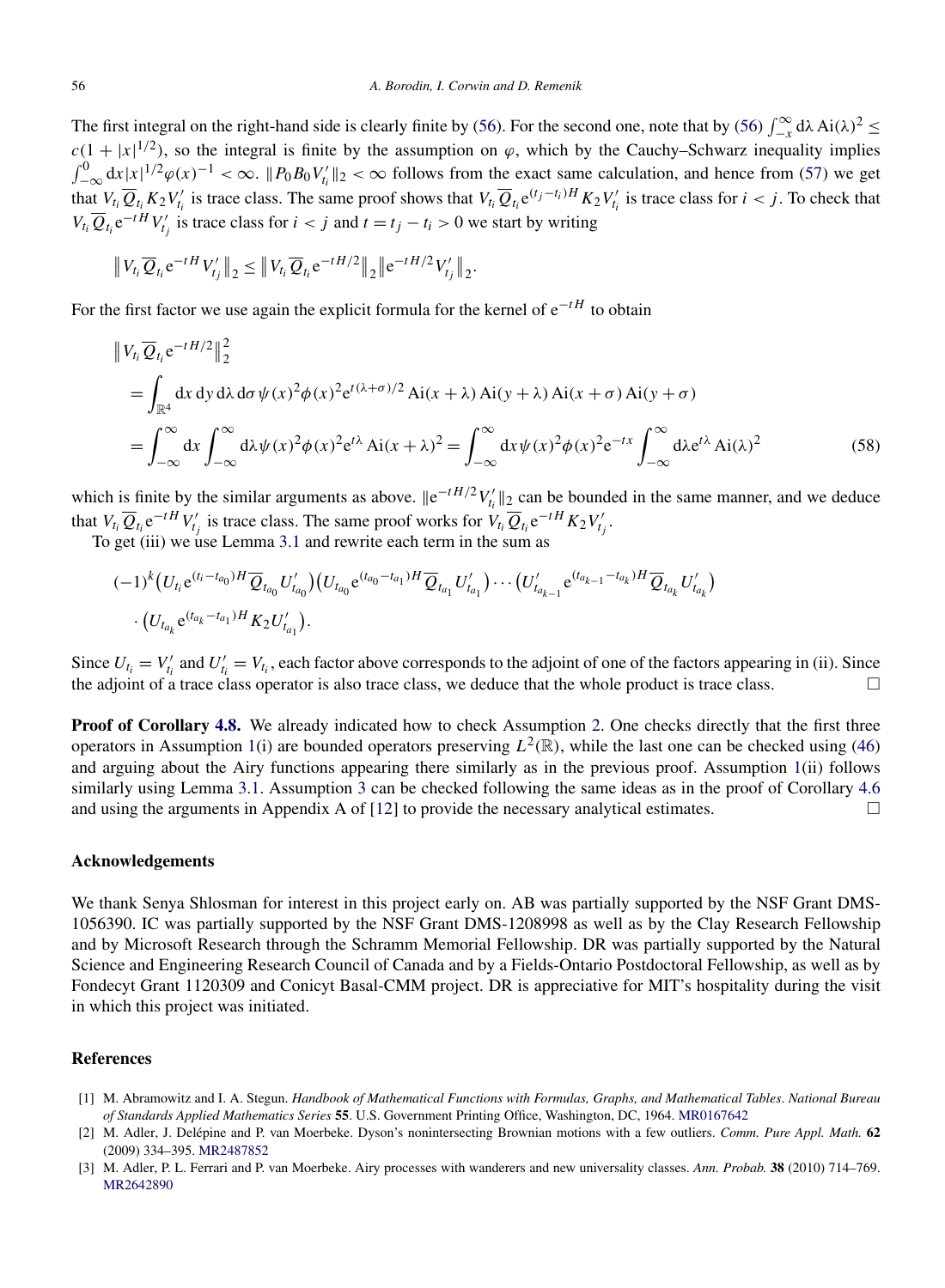The first integral on the right-hand side is clearly finite by (56). For the second one, note that by (56) $\int_{-x}^{\infty} \mathrm{d}\lambda\, \mathrm{Ai}(\lambda)^2 \le c(1+|x|^{1/2})$, so the integral is finite by the assumption on $\varphi$, which by the Cauchy–Schwarz inequality implies $\int_{-\infty}^{0} \mathrm{d}x |x|^{1/2} \varphi(x)^{-1} < \infty$. $\|P_0 B_0 V'_{t_i}\|_2 < \infty$ follows from the exact same calculation, and hence from (57) we get that $V_{t_i} \overline{Q}_{t_i} K_2 V'_{t_i}$ is trace class. The same proof shows that $V_{t_i} \overline{Q}_{t_i} \mathrm{e}^{(t_j - t_i)H} K_2 V'_{t_i}$ is trace class for $i < j$. To check that $V_{t_i} \overline{Q}_{t_i} \mathrm{e}^{-tH} V'_{t_j}$ is trace class for $i < j$ and $t = t_j - t_i > 0$ we start by writing

$$\big\| V_{t_i} \overline{Q}_{t_i} \mathrm{e}^{-tH} V'_{t_j} \big\|_2 \le \big\| V_{t_i} \overline{Q}_{t_i} \mathrm{e}^{-tH/2} \big\|_2 \big\| \mathrm{e}^{-tH/2} V'_{t_j} \big\|_2.$$

For the first factor we use again the explicit formula for the kernel of $\mathrm{e}^{-tH}$ to obtain

$$\begin{aligned}
&\big\| V_{t_i} \overline{Q}_{t_i} \mathrm{e}^{-tH/2} \big\|_2^2 \\
&\quad = \int_{\mathbb{R}^4} \mathrm{d}x\, \mathrm{d}y\, \mathrm{d}\lambda\, \mathrm{d}\sigma\, \psi(x)^2 \phi(x)^2 \mathrm{e}^{t(\lambda+\sigma)/2} \mathrm{Ai}(x+\lambda)\, \mathrm{Ai}(y+\lambda)\, \mathrm{Ai}(x+\sigma)\, \mathrm{Ai}(y+\sigma) \\
&\quad = \int_{-\infty}^{\infty} \mathrm{d}x \int_{-\infty}^{\infty} \mathrm{d}\lambda\, \psi(x)^2 \phi(x)^2 \mathrm{e}^{t\lambda} \mathrm{Ai}(x+\lambda)^2 = \int_{-\infty}^{\infty} \mathrm{d}x\, \psi(x)^2 \phi(x)^2 \mathrm{e}^{-tx} \int_{-\infty}^{\infty} \mathrm{d}\lambda\, \mathrm{e}^{t\lambda} \mathrm{Ai}(\lambda)^2
\end{aligned} \tag{58}$$

which is finite by the similar arguments as above. $\|\mathrm{e}^{-tH/2} V'_{t_i}\|_2$ can be bounded in the same manner, and we deduce that $V_{t_i} \overline{Q}_{t_i} \mathrm{e}^{-tH} V'_{t_j}$ is trace class. The same proof works for $V_{t_i} \overline{Q}_{t_i} \mathrm{e}^{-tH} K_2 V'_{t_j}$.

To get (iii) we use Lemma 3.1 and rewrite each term in the sum as

$$\begin{aligned}
&(-1)^k \big( U_{t_i} \mathrm{e}^{(t_i - t_{a_0})H} \overline{Q}_{t_{a_0}} U'_{t_{a_0}} \big) \big( U_{t_{a_0}} \mathrm{e}^{(t_{a_0} - t_{a_1})H} \overline{Q}_{t_{a_1}} U'_{t_{a_1}} \big) \cdots \big( U'_{t_{a_{k-1}}} \mathrm{e}^{(t_{a_{k-1}} - t_{a_k})H} \overline{Q}_{t_{a_k}} U'_{t_{a_k}} \big) \\
&\quad \cdot \big( U_{t_{a_k}} \mathrm{e}^{(t_{a_k} - t_{a_1})H} K_2 U'_{t_{a_1}} \big).
\end{aligned}$$

Since $U_{t_i} = V'_{t_i}$ and $U'_{t_i} = V_{t_i}$, each factor above corresponds to the adjoint of one of the factors appearing in (ii). Since the adjoint of a trace class operator is also trace class, we deduce that the whole product is trace class. $\square$

**Proof of Corollary 4.8.** We already indicated how to check Assumption 2. One checks directly that the first three operators in Assumption 1(i) are bounded operators preserving $L^2(\mathbb{R})$, while the last one can be checked using (46) and arguing about the Airy functions appearing there similarly as in the previous proof. Assumption 1(ii) follows similarly using Lemma 3.1. Assumption 3 can be checked following the same ideas as in the proof of Corollary 4.6 and using the arguments in Appendix A of [12] to provide the necessary analytical estimates. $\square$

## Acknowledgements

We thank Senya Shlosman for interest in this project early on. AB was partially supported by the NSF Grant DMS-1056390. IC was partially supported by the NSF Grant DMS-1208998 as well as by the Clay Research Fellowship and by Microsoft Research through the Schramm Memorial Fellowship. DR was partially supported by the Natural Science and Engineering Research Council of Canada and by a Fields-Ontario Postdoctoral Fellowship, as well as by Fondecyt Grant 1120309 and Conicyt Basal-CMM project. DR is appreciative for MIT's hospitality during the visit in which this project was initiated.

## References

[1] M. Abramowitz and I. A. Stegun. *Handbook of Mathematical Functions with Formulas, Graphs, and Mathematical Tables*. *National Bureau of Standards Applied Mathematics Series* **55**. U.S. Government Printing Office, Washington, DC, 1964. MR0167642

[2] M. Adler, J. Delépine and P. van Moerbeke. Dyson's nonintersecting Brownian motions with a few outliers. *Comm. Pure Appl. Math.* **62** (2009) 334–395. MR2487852

[3] M. Adler, P. L. Ferrari and P. van Moerbeke. Airy processes with wanderers and new universality classes. *Ann. Probab.* **38** (2010) 714–769. MR2642890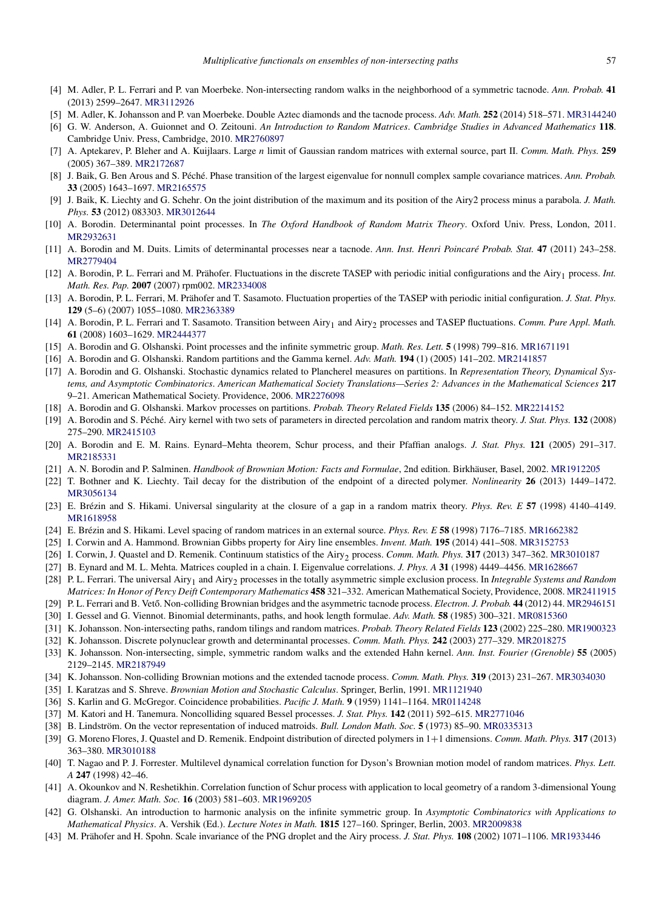[4] M. Adler, P. L. Ferrari and P. van Moerbeke. Non-intersecting random walks in the neighborhood of a symmetric tacnode. *Ann. Probab.* **41** (2013) 2599–2647. MR3112926

[5] M. Adler, K. Johansson and P. van Moerbeke. Double Aztec diamonds and the tacnode process. *Adv. Math.* **252** (2014) 518–571. MR3144240

[6] G. W. Anderson, A. Guionnet and O. Zeitouni. *An Introduction to Random Matrices*. *Cambridge Studies in Advanced Mathematics* **118**. Cambridge Univ. Press, Cambridge, 2010. MR2760897

[7] A. Aptekarev, P. Bleher and A. Kuijlaars. Large $n$ limit of Gaussian random matrices with external source, part II. *Comm. Math. Phys.* **259** (2005) 367–389. MR2172687

[8] J. Baik, G. Ben Arous and S. Péché. Phase transition of the largest eigenvalue for nonnull complex sample covariance matrices. *Ann. Probab.* **33** (2005) 1643–1697. MR2165575

[9] J. Baik, K. Liechty and G. Schehr. On the joint distribution of the maximum and its position of the Airy2 process minus a parabola. *J. Math. Phys.* **53** (2012) 083303. MR3012644

[10] A. Borodin. Determinantal point processes. In *The Oxford Handbook of Random Matrix Theory*. Oxford Univ. Press, London, 2011. MR2932631

[11] A. Borodin and M. Duits. Limits of determinantal processes near a tacnode. *Ann. Inst. Henri Poincaré Probab. Stat.* **47** (2011) 243–258. MR2779404

[12] A. Borodin, P. L. Ferrari and M. Prähofer. Fluctuations in the discrete TASEP with periodic initial configurations and the Airy$_1$ process. *Int. Math. Res. Pap.* **2007** (2007) rpm002. MR2334008

[13] A. Borodin, P. L. Ferrari, M. Prähofer and T. Sasamoto. Fluctuation properties of the TASEP with periodic initial configuration. *J. Stat. Phys.* **129** (5–6) (2007) 1055–1080. MR2363389

[14] A. Borodin, P. L. Ferrari and T. Sasamoto. Transition between Airy$_1$ and Airy$_2$ processes and TASEP fluctuations. *Comm. Pure Appl. Math.* **61** (2008) 1603–1629. MR2444377

[15] A. Borodin and G. Olshanski. Point processes and the infinite symmetric group. *Math. Res. Lett.* **5** (1998) 799–816. MR1671191

[16] A. Borodin and G. Olshanski. Random partitions and the Gamma kernel. *Adv. Math.* **194** (1) (2005) 141–202. MR2141857

[17] A. Borodin and G. Olshanski. Stochastic dynamics related to Plancherel measures on partitions. In *Representation Theory, Dynamical Systems, and Asymptotic Combinatorics*. *American Mathematical Society Translations—Series 2: Advances in the Mathematical Sciences* **217** 9–21. American Mathematical Society. Providence, 2006. MR2276098

[18] A. Borodin and G. Olshanski. Markov processes on partitions. *Probab. Theory Related Fields* **135** (2006) 84–152. MR2214152

[19] A. Borodin and S. Péché. Airy kernel with two sets of parameters in directed percolation and random matrix theory. *J. Stat. Phys.* **132** (2008) 275–290. MR2415103

[20] A. Borodin and E. M. Rains. Eynard–Mehta theorem, Schur process, and their Pfaffian analogs. *J. Stat. Phys.* **121** (2005) 291–317. MR2185331

[21] A. N. Borodin and P. Salminen. *Handbook of Brownian Motion: Facts and Formulae*, 2nd edition. Birkhäuser, Basel, 2002. MR1912205

[22] T. Bothner and K. Liechty. Tail decay for the distribution of the endpoint of a directed polymer. *Nonlinearity* **26** (2013) 1449–1472. MR3056134

[23] E. Brézin and S. Hikami. Universal singularity at the closure of a gap in a random matrix theory. *Phys. Rev. E* **57** (1998) 4140–4149. MR1618958

[24] E. Brézin and S. Hikami. Level spacing of random matrices in an external source. *Phys. Rev. E* **58** (1998) 7176–7185. MR1662382

[25] I. Corwin and A. Hammond. Brownian Gibbs property for Airy line ensembles. *Invent. Math.* **195** (2014) 441–508. MR3152753

[26] I. Corwin, J. Quastel and D. Remenik. Continuum statistics of the Airy$_2$ process. *Comm. Math. Phys.* **317** (2013) 347–362. MR3010187

[27] B. Eynard and M. L. Mehta. Matrices coupled in a chain. I. Eigenvalue correlations. *J. Phys. A* **31** (1998) 4449–4456. MR1628667

[28] P. L. Ferrari. The universal Airy$_1$ and Airy$_2$ processes in the totally asymmetric simple exclusion process. In *Integrable Systems and Random Matrices: In Honor of Percy Deift Contemporary Mathematics* **458** 321–332. American Mathematical Society, Providence, 2008. MR2411915

[29] P. L. Ferrari and B. Vető. Non-colliding Brownian bridges and the asymmetric tacnode process. *Electron. J. Probab.* **44** (2012) 44. MR2946151

[30] I. Gessel and G. Viennot. Binomial determinants, paths, and hook length formulae. *Adv. Math.* **58** (1985) 300–321. MR0815360

[31] K. Johansson. Non-intersecting paths, random tilings and random matrices. *Probab. Theory Related Fields* **123** (2002) 225–280. MR1900323

[32] K. Johansson. Discrete polynuclear growth and determinantal processes. *Comm. Math. Phys.* **242** (2003) 277–329. MR2018275

[33] K. Johansson. Non-intersecting, simple, symmetric random walks and the extended Hahn kernel. *Ann. Inst. Fourier (Grenoble)* **55** (2005) 2129–2145. MR2187949

[34] K. Johansson. Non-colliding Brownian motions and the extended tacnode process. *Comm. Math. Phys.* **319** (2013) 231–267. MR3034030

[35] I. Karatzas and S. Shreve. *Brownian Motion and Stochastic Calculus*. Springer, Berlin, 1991. MR1121940

[36] S. Karlin and G. McGregor. Coincidence probabilities. *Pacific J. Math.* **9** (1959) 1141–1164. MR0114248

[37] M. Katori and H. Tanemura. Noncolliding squared Bessel processes. *J. Stat. Phys.* **142** (2011) 592–615. MR2771046

[38] B. Lindström. On the vector representation of induced matroids. *Bull. London Math. Soc.* **5** (1973) 85–90. MR0335313

[39] G. Moreno Flores, J. Quastel and D. Remenik. Endpoint distribution of directed polymers in 1+1 dimensions. *Comm. Math. Phys.* **317** (2013) 363–380. MR3010188

[40] T. Nagao and P. J. Forrester. Multilevel dynamical correlation function for Dyson's Brownian motion model of random matrices. *Phys. Lett. A* **247** (1998) 42–46.

[41] A. Okounkov and N. Reshetikhin. Correlation function of Schur process with application to local geometry of a random 3-dimensional Young diagram. *J. Amer. Math. Soc.* **16** (2003) 581–603. MR1969205

[42] G. Olshanski. An introduction to harmonic analysis on the infinite symmetric group. In *Asymptotic Combinatorics with Applications to Mathematical Physics*. A. Vershik (Ed.). *Lecture Notes in Math.* **1815** 127–160. Springer, Berlin, 2003. MR2009838

[43] M. Prähofer and H. Spohn. Scale invariance of the PNG droplet and the Airy process. *J. Stat. Phys.* **108** (2002) 1071–1106. MR1933446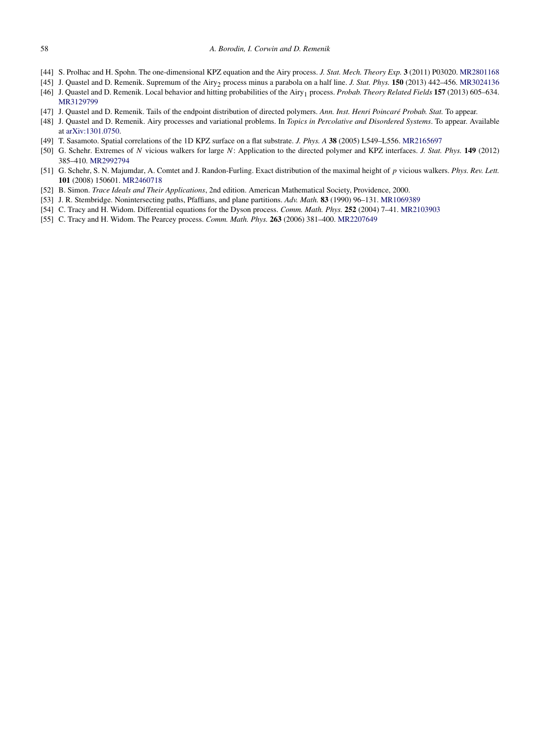[44] S. Prolhac and H. Spohn. The one-dimensional KPZ equation and the Airy process. *J. Stat. Mech. Theory Exp.* **3** (2011) P03020. MR2801168

[45] J. Quastel and D. Remenik. Supremum of the $\mathrm{Airy}_2$ process minus a parabola on a half line. *J. Stat. Phys.* **150** (2013) 442–456. MR3024136

[46] J. Quastel and D. Remenik. Local behavior and hitting probabilities of the $\mathrm{Airy}_1$ process. *Probab. Theory Related Fields* **157** (2013) 605–634. MR3129799

[47] J. Quastel and D. Remenik. Tails of the endpoint distribution of directed polymers. *Ann. Inst. Henri Poincaré Probab. Stat.* To appear.

[48] J. Quastel and D. Remenik. Airy processes and variational problems. In *Topics in Percolative and Disordered Systems*. To appear. Available at arXiv:1301.0750.

[49] T. Sasamoto. Spatial correlations of the 1D KPZ surface on a flat substrate. *J. Phys. A* **38** (2005) L549–L556. MR2165697

[50] G. Schehr. Extremes of $N$ vicious walkers for large $N$: Application to the directed polymer and KPZ interfaces. *J. Stat. Phys.* **149** (2012) 385–410. MR2992794

[51] G. Schehr, S. N. Majumdar, A. Comtet and J. Randon-Furling. Exact distribution of the maximal height of $p$ vicious walkers. *Phys. Rev. Lett.* **101** (2008) 150601. MR2460718

[52] B. Simon. *Trace Ideals and Their Applications*, 2nd edition. American Mathematical Society, Providence, 2000.

[53] J. R. Stembridge. Nonintersecting paths, Pfaffians, and plane partitions. *Adv. Math.* **83** (1990) 96–131. MR1069389

[54] C. Tracy and H. Widom. Differential equations for the Dyson process. *Comm. Math. Phys.* **252** (2004) 7–41. MR2103903

[55] C. Tracy and H. Widom. The Pearcey process. *Comm. Math. Phys.* **263** (2006) 381–400. MR2207649